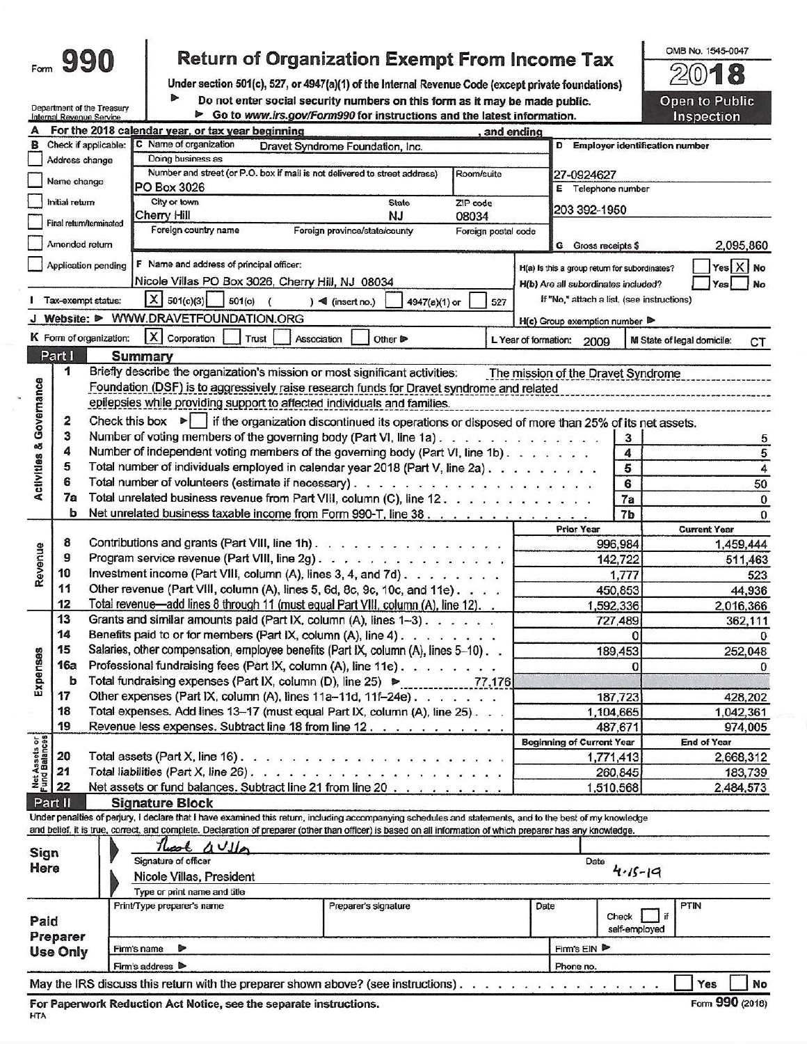Form **990**

# Return of Organization Exempt From Income Tax

Under section 501(c), 527, or 4947(a)(1) of the Internal Revenue Code (except private foundations)

▶ Do not enter social security numbers on this form as it may be made public.

▶ Go to www.irs.gov/Form990 for instructions and the latest information.

OMB No. 1545-0047

**2018**

**Open to Public Inspection**

Department of the Treasury
Internal Revenue Service

**A** For the 2018 calendar year, or tax year beginning , and ending

**B** Check if applicable:
- [ ] Address change
- [ ] Name change
- [ ] Initial return
- [ ] Final return/terminated
- [ ] Amended return
- [ ] Application pending

**C** Name of organization: Dravet Syndrome Foundation, Inc.

Doing business as

Number and street (or P.O. box if mail is not delivered to street address): PO Box 3026 | Room/suite

City or town: Cherry Hill | State: NJ | ZIP code: 08034

Foreign country name | Foreign province/state/county | Foreign postal code

**D** Employer identification number: 27-0924627

**E** Telephone number: 203 392-1950

**G** Gross receipts $ 2,095,860

**F** Name and address of principal officer: Nicole Villas PO Box 3026, Cherry Hill, NJ 08034

H(a) Is this a group return for subordinates? [ ] Yes [X] No

H(b) Are all subordinates included? [ ] Yes [ ] No
If "No," attach a list. (see instructions)

H(c) Group exemption number ▶

**I** Tax-exempt status: [X] 501(c)(3) [ ] 501(c) ( ) ◀ (insert no.) [ ] 4947(a)(1) or [ ] 527

**J** Website: ▶ WWW.DRAVETFOUNDATION.ORG

**K** Form of organization: [X] Corporation [ ] Trust [ ] Association [ ] Other ▶

**L** Year of formation: 2009

**M** State of legal domicile: CT

## Part I Summary

**Activities & Governance**

1 Briefly describe the organization's mission or most significant activities: The mission of the Dravet Syndrome Foundation (DSF) is to aggressively raise research funds for Dravet syndrome and related epilepsies while providing support to affected individuals and families.

2 Check this box ▶ [ ] if the organization discontinued its operations or disposed of more than 25% of its net assets.

| | | | |
|---|---|---|---|
| 3 | Number of voting members of the governing body (Part VI, line 1a) | 3 | 5 |
| 4 | Number of independent voting members of the governing body (Part VI, line 1b) | 4 | 5 |
| 5 | Total number of individuals employed in calendar year 2018 (Part V, line 2a) | 5 | 4 |
| 6 | Total number of volunteers (estimate if necessary) | 6 | 50 |
| 7a | Total unrelated business revenue from Part VIII, column (C), line 12 | 7a | 0 |
| b | Net unrelated business taxable income from Form 990-T, line 38 | 7b | 0 |

| | | | Prior Year | Current Year |
|---|---|---|---|---|
| **Revenue** | 8 | Contributions and grants (Part VIII, line 1h) | 996,984 | 1,459,444 |
| | 9 | Program service revenue (Part VIII, line 2g) | 142,722 | 511,463 |
| | 10 | Investment income (Part VIII, column (A), lines 3, 4, and 7d) | 1,777 | 523 |
| | 11 | Other revenue (Part VIII, column (A), lines 5, 6d, 8c, 9c, 10c, and 11e) | 450,853 | 44,936 |
| | 12 | Total revenue—add lines 8 through 11 (must equal Part VIII, column (A), line 12) | 1,592,336 | 2,016,366 |
| **Expenses** | 13 | Grants and similar amounts paid (Part IX, column (A), lines 1–3) | 727,489 | 362,111 |
| | 14 | Benefits paid to or for members (Part IX, column (A), line 4) | 0 | 0 |
| | 15 | Salaries, other compensation, employee benefits (Part IX, column (A), lines 5–10) | 189,453 | 252,048 |
| | 16a | Professional fundraising fees (Part IX, column (A), line 11e) | 0 | 0 |
| | b | Total fundraising expenses (Part IX, column (D), line 25) ▶ 77,176 | | |
| | 17 | Other expenses (Part IX, column (A), lines 11a–11d, 11f–24e) | 187,723 | 428,202 |
| | 18 | Total expenses. Add lines 13–17 (must equal Part IX, column (A), line 25) | 1,104,665 | 1,042,361 |
| | 19 | Revenue less expenses. Subtract line 18 from line 12 | 487,671 | 974,005 |

| | | | Beginning of Current Year | End of Year |
|---|---|---|---|---|
| **Net Assets or Fund Balances** | 20 | Total assets (Part X, line 16) | 1,771,413 | 2,668,312 |
| | 21 | Total liabilities (Part X, line 26) | 260,845 | 183,739 |
| | 22 | Net assets or fund balances. Subtract line 21 from line 20 | 1,510,568 | 2,484,573 |

## Part II Signature Block

Under penalties of perjury, I declare that I have examined this return, including accompanying schedules and statements, and to the best of my knowledge and belief, it is true, correct, and complete. Declaration of preparer (other than officer) is based on all information of which preparer has any knowledge.

**Sign Here**

Signature of officer: [signature] Date: 4-15-19

Nicole Villas, President
Type or print name and title

**Paid Preparer Use Only**

Print/Type preparer's name | Preparer's signature | Date | Check [ ] if self-employed | PTIN

Firm's name ▶ | Firm's EIN ▶

Firm's address ▶ | Phone no.

May the IRS discuss this return with the preparer shown above? (see instructions) [ ] Yes [ ] No

For Paperwork Reduction Act Notice, see the separate instructions.

HTA

Form **990** (2018)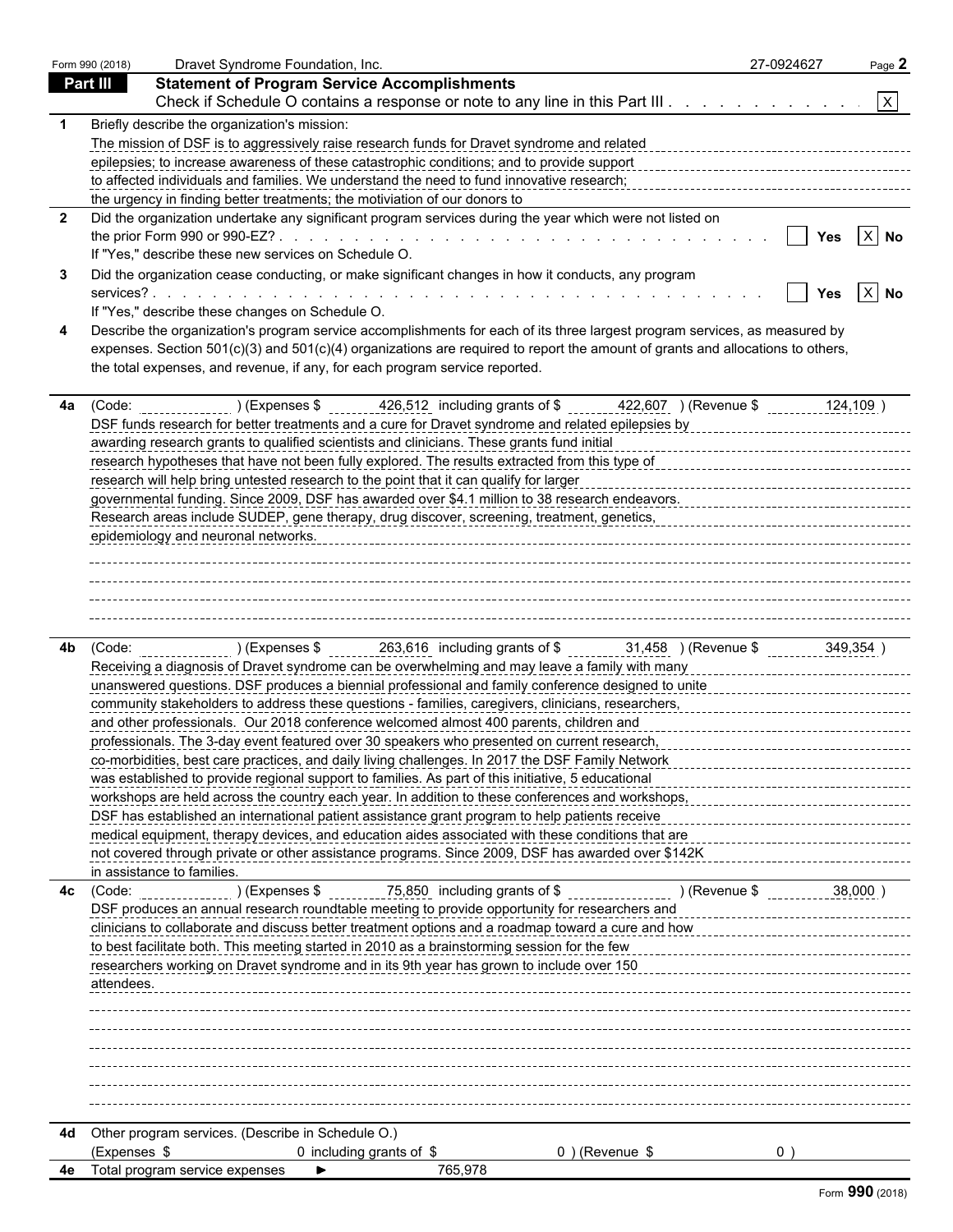Form 990 (2018) Dravet Syndrome Foundation, Inc. 27-0924627

## Part III Statement of Program Service Accomplishments

Check if Schedule O contains a response or note to any line in this Part III . . . . . . . . . . . . [X]

**1** Briefly describe the organization's mission:

The mission of DSF is to aggressively raise research funds for Dravet syndrome and related epilepsies; to increase awareness of these catastrophic conditions; and to provide support to affected individuals and families. We understand the need to fund innovative research; the urgency in finding better treatments; the motiviation of our donors to

**2** Did the organization undertake any significant program services during the year which were not listed on the prior Form 990 or 990-EZ? . . . . . . . . . . . . . . . . . . . . . . . . . . . . . . . [ ] Yes [X] No

If "Yes," describe these new services on Schedule O.

**3** Did the organization cease conducting, or make significant changes in how it conducts, any program services? . . . . . . . . . . . . . . . . . . . . . . . . . . . . . . . . . . . . . . . [ ] Yes [X] No

If "Yes," describe these changes on Schedule O.

**4** Describe the organization's program service accomplishments for each of its three largest program services, as measured by expenses. Section 501(c)(3) and 501(c)(4) organizations are required to report the amount of grants and allocations to others, the total expenses, and revenue, if any, for each program service reported.

**4a** (Code: ) (Expenses $ 426,512 including grants of $ 422,607 ) (Revenue $ 124,109 )

DSF funds research for better treatments and a cure for Dravet syndrome and related epilepsies by awarding research grants to qualified scientists and clinicians. These grants fund initial research hypotheses that have not been fully explored. The results extracted from this type of research will help bring untested research to the point that it can qualify for larger governmental funding. Since 2009, DSF has awarded over $4.1 million to 38 research endeavors. Research areas include SUDEP, gene therapy, drug discover, screening, treatment, genetics, epidemiology and neuronal networks.

**4b** (Code: ) (Expenses $ 263,616 including grants of $ 31,458 ) (Revenue $ 349,354 )

Receiving a diagnosis of Dravet syndrome can be overwhelming and may leave a family with many unanswered questions. DSF produces a biennial professional and family conference designed to unite community stakeholders to address these questions - families, caregivers, clinicians, researchers, and other professionals. Our 2018 conference welcomed almost 400 parents, children and professionals. The 3-day event featured over 30 speakers who presented on current research, co-morbidities, best care practices, and daily living challenges. In 2017 the DSF Family Network was established to provide regional support to families. As part of this initiative, 5 educational workshops are held across the country each year. In addition to these conferences and workshops, DSF has established an international patient assistance grant program to help patients receive medical equipment, therapy devices, and education aides associated with these conditions that are not covered through private or other assistance programs. Since 2009, DSF has awarded over $142K in assistance to families.

**4c** (Code: ) (Expenses $ 75,850 including grants of $ ) (Revenue $ 38,000 )

DSF produces an annual research roundtable meeting to provide opportunity for researchers and clinicians to collaborate and discuss better treatment options and a roadmap toward a cure and how to best facilitate both. This meeting started in 2010 as a brainstorming session for the few researchers working on Dravet syndrome and in its 9th year has grown to include over 150 attendees.

**4d** Other program services. (Describe in Schedule O.)

(Expenses $ 0 including grants of $ 0 ) (Revenue $ 0 )

**4e** Total program service expenses ► 765,978

Form **990** (2018)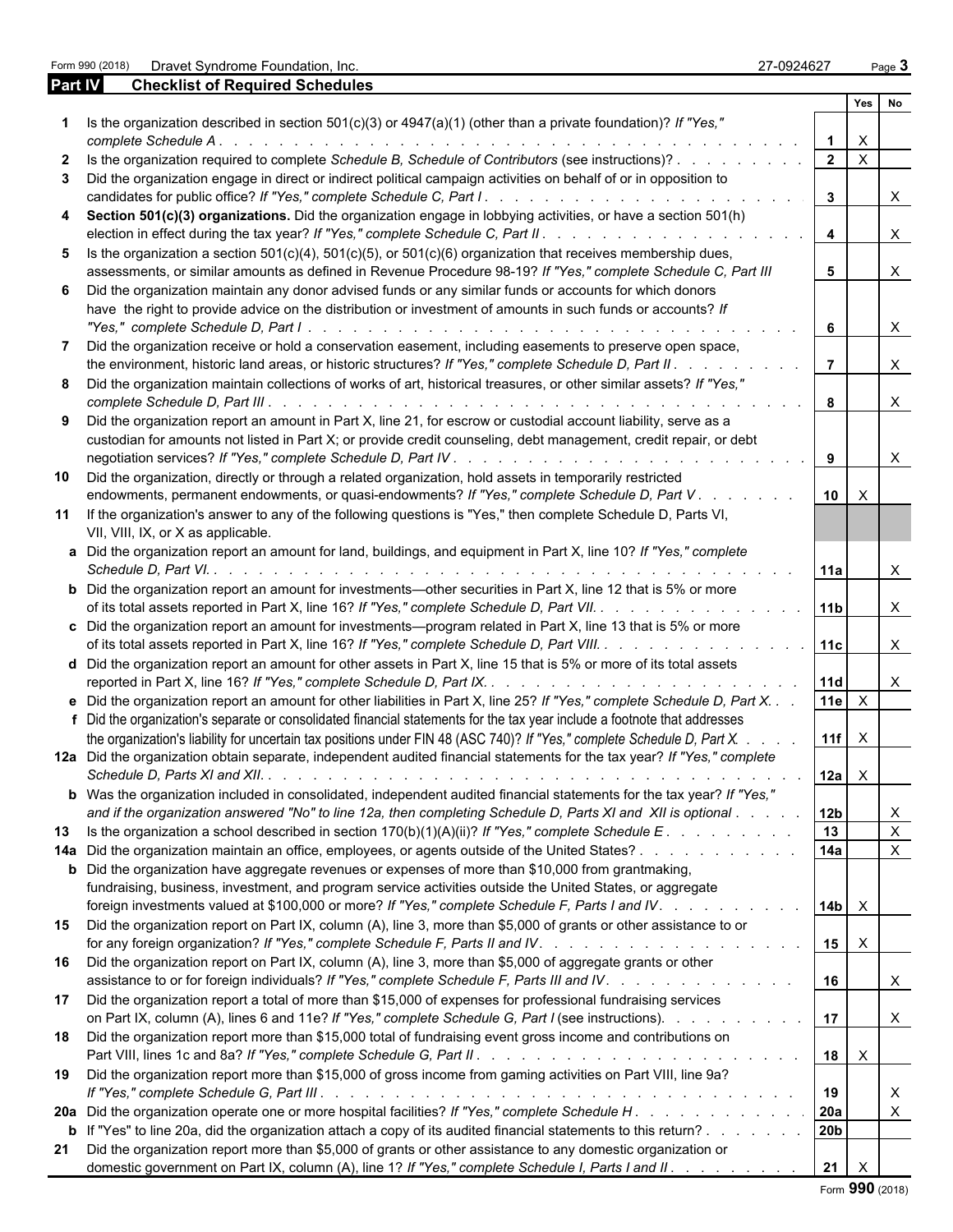Form 990 (2018) Dravet Syndrome Foundation, Inc. 27-0924627 Page 3

## Part IV Checklist of Required Schedules

| | | | Yes | No |
|---|---|---|---|---|
| 1 | Is the organization described in section 501(c)(3) or 4947(a)(1) (other than a private foundation)? *If "Yes," complete Schedule A* | 1 | X | |
| 2 | Is the organization required to complete *Schedule B, Schedule of Contributors* (see instructions)? | 2 | X | |
| 3 | Did the organization engage in direct or indirect political campaign activities on behalf of or in opposition to candidates for public office? *If "Yes," complete Schedule C, Part I* | 3 | | X |
| 4 | **Section 501(c)(3) organizations.** Did the organization engage in lobbying activities, or have a section 501(h) election in effect during the tax year? *If "Yes," complete Schedule C, Part II* | 4 | | X |
| 5 | Is the organization a section 501(c)(4), 501(c)(5), or 501(c)(6) organization that receives membership dues, assessments, or similar amounts as defined in Revenue Procedure 98-19? *If "Yes," complete Schedule C, Part III* | 5 | | X |
| 6 | Did the organization maintain any donor advised funds or any similar funds or accounts for which donors have the right to provide advice on the distribution or investment of amounts in such funds or accounts? *If "Yes," complete Schedule D, Part I* | 6 | | X |
| 7 | Did the organization receive or hold a conservation easement, including easements to preserve open space, the environment, historic land areas, or historic structures? *If "Yes," complete Schedule D, Part II* | 7 | | X |
| 8 | Did the organization maintain collections of works of art, historical treasures, or other similar assets? *If "Yes," complete Schedule D, Part III* | 8 | | X |
| 9 | Did the organization report an amount in Part X, line 21, for escrow or custodial account liability, serve as a custodian for amounts not listed in Part X; or provide credit counseling, debt management, credit repair, or debt negotiation services? *If "Yes," complete Schedule D, Part IV* | 9 | | X |
| 10 | Did the organization, directly or through a related organization, hold assets in temporarily restricted endowments, permanent endowments, or quasi-endowments? *If "Yes," complete Schedule D, Part V* | 10 | X | |
| 11 | If the organization's answer to any of the following questions is "Yes," then complete Schedule D, Parts VI, VII, VIII, IX, or X as applicable. | | | |
| a | Did the organization report an amount for land, buildings, and equipment in Part X, line 10? *If "Yes," complete Schedule D, Part VI.* | 11a | | X |
| b | Did the organization report an amount for investments—other securities in Part X, line 12 that is 5% or more of its total assets reported in Part X, line 16? *If "Yes," complete Schedule D, Part VII.* | 11b | | X |
| c | Did the organization report an amount for investments—program related in Part X, line 13 that is 5% or more of its total assets reported in Part X, line 16? *If "Yes," complete Schedule D, Part VIII.* | 11c | | X |
| d | Did the organization report an amount for other assets in Part X, line 15 that is 5% or more of its total assets reported in Part X, line 16? *If "Yes," complete Schedule D, Part IX.* | 11d | | X |
| e | Did the organization report an amount for other liabilities in Part X, line 25? *If "Yes," complete Schedule D, Part X.* | 11e | X | |
| f | Did the organization's separate or consolidated financial statements for the tax year include a footnote that addresses the organization's liability for uncertain tax positions under FIN 48 (ASC 740)? *If "Yes," complete Schedule D, Part X.* | 11f | X | |
| 12a | Did the organization obtain separate, independent audited financial statements for the tax year? *If "Yes," complete Schedule D, Parts XI and XII.* | 12a | X | |
| b | Was the organization included in consolidated, independent audited financial statements for the tax year? *If "Yes," and if the organization answered "No" to line 12a, then completing Schedule D, Parts XI and XII is optional* | 12b | | X |
| 13 | Is the organization a school described in section 170(b)(1)(A)(ii)? *If "Yes," complete Schedule E* | 13 | | X |
| 14a | Did the organization maintain an office, employees, or agents outside of the United States? | 14a | | X |
| b | Did the organization have aggregate revenues or expenses of more than $10,000 from grantmaking, fundraising, business, investment, and program service activities outside the United States, or aggregate foreign investments valued at $100,000 or more? *If "Yes," complete Schedule F, Parts I and IV.* | 14b | X | |
| 15 | Did the organization report on Part IX, column (A), line 3, more than $5,000 of grants or other assistance to or for any foreign organization? *If "Yes," complete Schedule F, Parts II and IV.* | 15 | X | |
| 16 | Did the organization report on Part IX, column (A), line 3, more than $5,000 of aggregate grants or other assistance to or for foreign individuals? *If "Yes," complete Schedule F, Parts III and IV.* | 16 | | X |
| 17 | Did the organization report a total of more than $15,000 of expenses for professional fundraising services on Part IX, column (A), lines 6 and 11e? *If "Yes," complete Schedule G, Part I* (see instructions). | 17 | | X |
| 18 | Did the organization report more than $15,000 total of fundraising event gross income and contributions on Part VIII, lines 1c and 8a? *If "Yes," complete Schedule G, Part II.* | 18 | X | |
| 19 | Did the organization report more than $15,000 of gross income from gaming activities on Part VIII, line 9a? *If "Yes," complete Schedule G, Part III* | 19 | | X |
| 20a | Did the organization operate one or more hospital facilities? *If "Yes," complete Schedule H* | 20a | | X |
| b | If "Yes" to line 20a, did the organization attach a copy of its audited financial statements to this return? | 20b | | |
| 21 | Did the organization report more than $5,000 of grants or other assistance to any domestic organization or domestic government on Part IX, column (A), line 1? *If "Yes," complete Schedule I, Parts I and II.* | 21 | X | |

Form **990** (2018)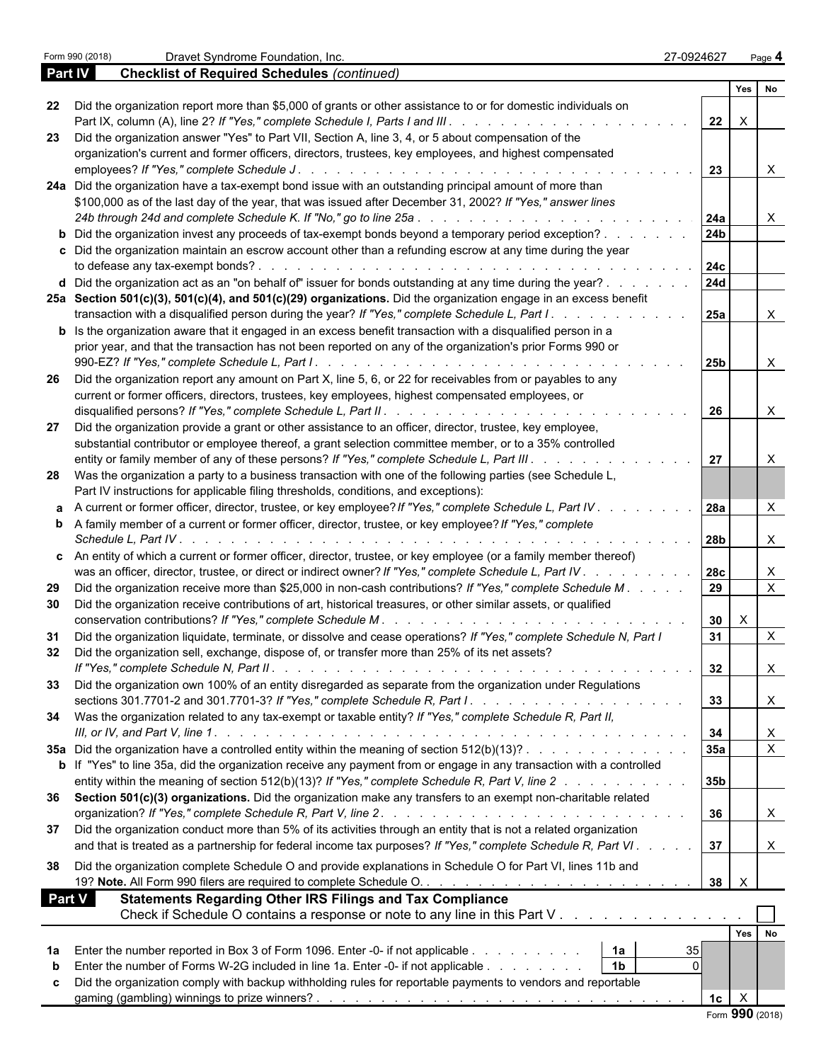Form 990 (2018) Dravet Syndrome Foundation, Inc. 27-0924627 Page **4**

## Part IV Checklist of Required Schedules *(continued)*

| | | | Yes | No |
|---|---|---|---|---|
| **22** | Did the organization report more than $5,000 of grants or other assistance to or for domestic individuals on Part IX, column (A), line 2? *If "Yes," complete Schedule I, Parts I and III* | 22 | X | |
| **23** | Did the organization answer "Yes" to Part VII, Section A, line 3, 4, or 5 about compensation of the organization's current and former officers, directors, trustees, key employees, and highest compensated employees? *If "Yes," complete Schedule J* | 23 | | X |
| **24a** | Did the organization have a tax-exempt bond issue with an outstanding principal amount of more than $100,000 as of the last day of the year, that was issued after December 31, 2002? *If "Yes," answer lines 24b through 24d and complete Schedule K. If "No," go to line 25a* | 24a | | X |
| **b** | Did the organization invest any proceeds of tax-exempt bonds beyond a temporary period exception? | 24b | | |
| **c** | Did the organization maintain an escrow account other than a refunding escrow at any time during the year to defease any tax-exempt bonds? | 24c | | |
| **d** | Did the organization act as an "on behalf of" issuer for bonds outstanding at any time during the year? | 24d | | |
| **25a** | **Section 501(c)(3), 501(c)(4), and 501(c)(29) organizations.** Did the organization engage in an excess benefit transaction with a disqualified person during the year? *If "Yes," complete Schedule L, Part I* | 25a | | X |
| **b** | Is the organization aware that it engaged in an excess benefit transaction with a disqualified person in a prior year, and that the transaction has not been reported on any of the organization's prior Forms 990 or 990-EZ? *If "Yes," complete Schedule L, Part I* | 25b | | X |
| **26** | Did the organization report any amount on Part X, line 5, 6, or 22 for receivables from or payables to any current or former officers, directors, trustees, key employees, highest compensated employees, or disqualified persons? *If "Yes," complete Schedule L, Part II* | 26 | | X |
| **27** | Did the organization provide a grant or other assistance to an officer, director, trustee, key employee, substantial contributor or employee thereof, a grant selection committee member, or to a 35% controlled entity or family member of any of these persons? *If "Yes," complete Schedule L, Part III* | 27 | | X |
| **28** | Was the organization a party to a business transaction with one of the following parties (see Schedule L, Part IV instructions for applicable filing thresholds, conditions, and exceptions): | | | |
| **a** | A current or former officer, director, trustee, or key employee? *If "Yes," complete Schedule L, Part IV* | 28a | | X |
| **b** | A family member of a current or former officer, director, trustee, or key employee? *If "Yes," complete Schedule L, Part IV* | 28b | | X |
| **c** | An entity of which a current or former officer, director, trustee, or key employee (or a family member thereof) was an officer, director, trustee, or direct or indirect owner? *If "Yes," complete Schedule L, Part IV* | 28c | | X |
| **29** | Did the organization receive more than $25,000 in non-cash contributions? *If "Yes," complete Schedule M* | 29 | | X |
| **30** | Did the organization receive contributions of art, historical treasures, or other similar assets, or qualified conservation contributions? *If "Yes," complete Schedule M* | 30 | X | |
| **31** | Did the organization liquidate, terminate, or dissolve and cease operations? *If "Yes," complete Schedule N, Part I* | 31 | | X |
| **32** | Did the organization sell, exchange, dispose of, or transfer more than 25% of its net assets? *If "Yes," complete Schedule N, Part II* | 32 | | X |
| **33** | Did the organization own 100% of an entity disregarded as separate from the organization under Regulations sections 301.7701-2 and 301.7701-3? *If "Yes," complete Schedule R, Part I* | 33 | | X |
| **34** | Was the organization related to any tax-exempt or taxable entity? *If "Yes," complete Schedule R, Part II, III, or IV, and Part V, line 1* | 34 | | X |
| **35a** | Did the organization have a controlled entity within the meaning of section 512(b)(13)? | 35a | | X |
| **b** | If "Yes" to line 35a, did the organization receive any payment from or engage in any transaction with a controlled entity within the meaning of section 512(b)(13)? *If "Yes," complete Schedule R, Part V, line 2* | 35b | | |
| **36** | **Section 501(c)(3) organizations.** Did the organization make any transfers to an exempt non-charitable related organization? *If "Yes," complete Schedule R, Part V, line 2* | 36 | | X |
| **37** | Did the organization conduct more than 5% of its activities through an entity that is not a related organization and that is treated as a partnership for federal income tax purposes? *If "Yes," complete Schedule R, Part VI* | 37 | | X |
| **38** | Did the organization complete Schedule O and provide explanations in Schedule O for Part VI, lines 11b and 19? **Note.** All Form 990 filers are required to complete Schedule O. | 38 | X | |

## Part V Statements Regarding Other IRS Filings and Tax Compliance

Check if Schedule O contains a response or note to any line in this Part V ☐

| | | | | | Yes | No |
|---|---|---|---|---|---|---|
| **1a** | Enter the number reported in Box 3 of Form 1096. Enter -0- if not applicable | 1a | 35 | | | |
| **b** | Enter the number of Forms W-2G included in line 1a. Enter -0- if not applicable | 1b | 0 | | | |
| **c** | Did the organization comply with backup withholding rules for reportable payments to vendors and reportable gaming (gambling) winnings to prize winners? | | | 1c | X | |

Form **990** (2018)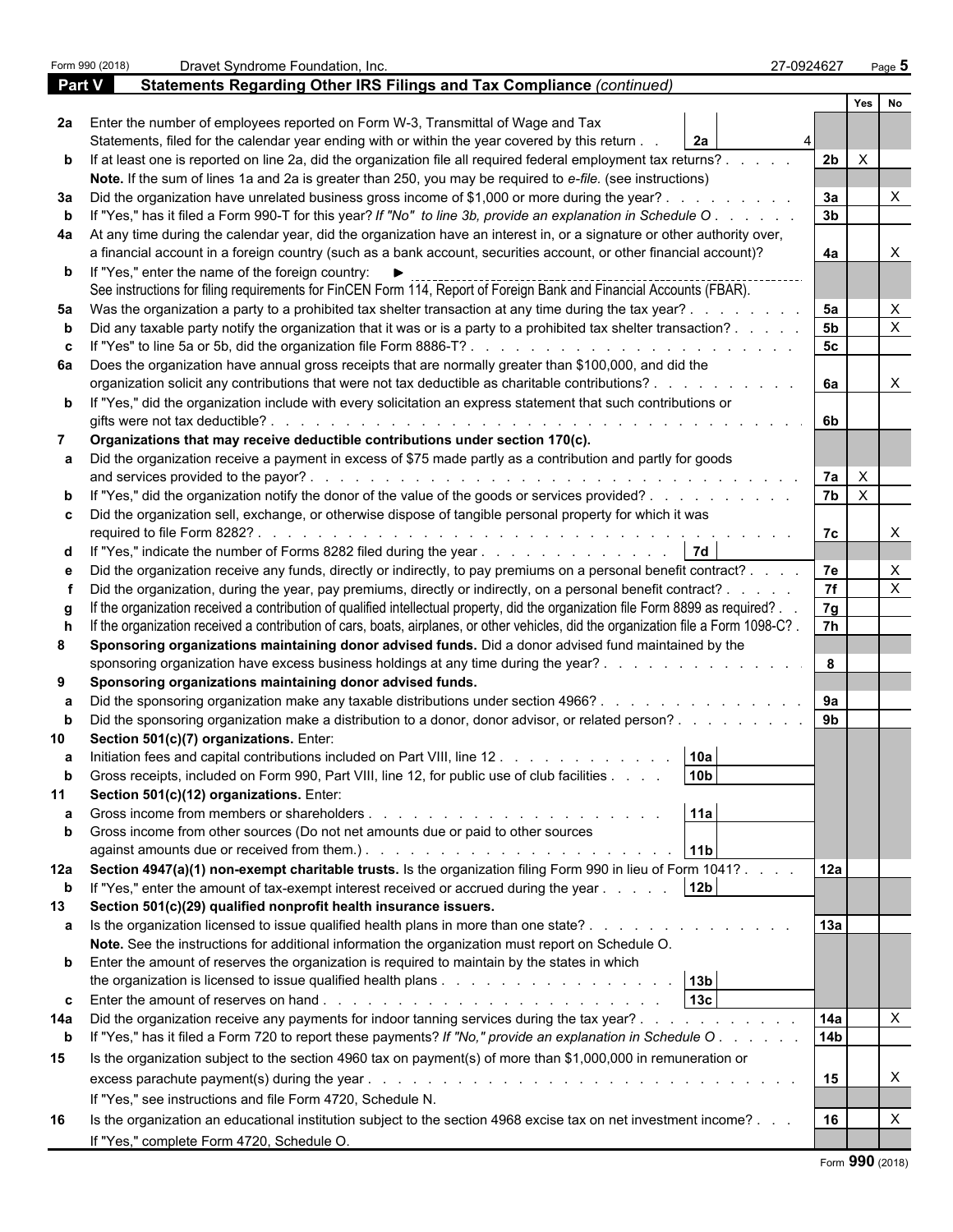Form 990 (2018) Dravet Syndrome Foundation, Inc. 27-0924627 Page 5

**Part V Statements Regarding Other IRS Filings and Tax Compliance** *(continued)*

| | | | | Yes | No |
|---|---|---|---|---|---|
| **2a** | Enter the number of employees reported on Form W-3, Transmittal of Wage and Tax Statements, filed for the calendar year ending with or within the year covered by this return | 2a 4 | | | |
| **b** | If at least one is reported on line 2a, did the organization file all required federal employment tax returns? | | 2b | X | |
| | **Note.** If the sum of lines 1a and 2a is greater than 250, you may be required to *e-file.* (see instructions) | | | | |
| **3a** | Did the organization have unrelated business gross income of $1,000 or more during the year? | | 3a | | X |
| **b** | If "Yes," has it filed a Form 990-T for this year? *If "No" to line 3b, provide an explanation in Schedule O* | | 3b | | |
| **4a** | At any time during the calendar year, did the organization have an interest in, or a signature or other authority over, a financial account in a foreign country (such as a bank account, securities account, or other financial account)? | | 4a | | X |
| **b** | If "Yes," enter the name of the foreign country: ► | | | | |
| | See instructions for filing requirements for FinCEN Form 114, Report of Foreign Bank and Financial Accounts (FBAR). | | | | |
| **5a** | Was the organization a party to a prohibited tax shelter transaction at any time during the tax year? | | 5a | | X |
| **b** | Did any taxable party notify the organization that it was or is a party to a prohibited tax shelter transaction? | | 5b | | X |
| **c** | If "Yes" to line 5a or 5b, did the organization file Form 8886-T? | | 5c | | |
| **6a** | Does the organization have annual gross receipts that are normally greater than $100,000, and did the organization solicit any contributions that were not tax deductible as charitable contributions? | | 6a | | X |
| **b** | If "Yes," did the organization include with every solicitation an express statement that such contributions or gifts were not tax deductible? | | 6b | | |
| **7** | **Organizations that may receive deductible contributions under section 170(c).** | | | | |
| **a** | Did the organization receive a payment in excess of $75 made partly as a contribution and partly for goods and services provided to the payor? | | 7a | X | |
| **b** | If "Yes," did the organization notify the donor of the value of the goods or services provided? | | 7b | X | |
| **c** | Did the organization sell, exchange, or otherwise dispose of tangible personal property for which it was required to file Form 8282? | | 7c | | X |
| **d** | If "Yes," indicate the number of Forms 8282 filed during the year | 7d | | | |
| **e** | Did the organization receive any funds, directly or indirectly, to pay premiums on a personal benefit contract? | | 7e | | X |
| **f** | Did the organization, during the year, pay premiums, directly or indirectly, on a personal benefit contract? | | 7f | | X |
| **g** | If the organization received a contribution of qualified intellectual property, did the organization file Form 8899 as required? | | 7g | | |
| **h** | If the organization received a contribution of cars, boats, airplanes, or other vehicles, did the organization file a Form 1098-C? | | 7h | | |
| **8** | **Sponsoring organizations maintaining donor advised funds.** Did a donor advised fund maintained by the sponsoring organization have excess business holdings at any time during the year? | | 8 | | |
| **9** | **Sponsoring organizations maintaining donor advised funds.** | | | | |
| **a** | Did the sponsoring organization make any taxable distributions under section 4966? | | 9a | | |
| **b** | Did the sponsoring organization make a distribution to a donor, donor advisor, or related person? | | 9b | | |
| **10** | **Section 501(c)(7) organizations.** Enter: | | | | |
| **a** | Initiation fees and capital contributions included on Part VIII, line 12 | 10a | | | |
| **b** | Gross receipts, included on Form 990, Part VIII, line 12, for public use of club facilities | 10b | | | |
| **11** | **Section 501(c)(12) organizations.** Enter: | | | | |
| **a** | Gross income from members or shareholders | 11a | | | |
| **b** | Gross income from other sources (Do not net amounts due or paid to other sources against amounts due or received from them.) | 11b | | | |
| **12a** | **Section 4947(a)(1) non-exempt charitable trusts.** Is the organization filing Form 990 in lieu of Form 1041? | | 12a | | |
| **b** | If "Yes," enter the amount of tax-exempt interest received or accrued during the year | 12b | | | |
| **13** | **Section 501(c)(29) qualified nonprofit health insurance issuers.** | | | | |
| **a** | Is the organization licensed to issue qualified health plans in more than one state? | | 13a | | |
| | **Note.** See the instructions for additional information the organization must report on Schedule O. | | | | |
| **b** | Enter the amount of reserves the organization is required to maintain by the states in which the organization is licensed to issue qualified health plans | 13b | | | |
| **c** | Enter the amount of reserves on hand | 13c | | | |
| **14a** | Did the organization receive any payments for indoor tanning services during the tax year? | | 14a | | X |
| **b** | If "Yes," has it filed a Form 720 to report these payments? *If "No," provide an explanation in Schedule O* | | 14b | | |
| **15** | Is the organization subject to the section 4960 tax on payment(s) of more than $1,000,000 in remuneration or excess parachute payment(s) during the year | | 15 | | X |
| | If "Yes," see instructions and file Form 4720, Schedule N. | | | | |
| **16** | Is the organization an educational institution subject to the section 4968 excise tax on net investment income? | | 16 | | X |
| | If "Yes," complete Form 4720, Schedule O. | | | | |

Form **990** (2018)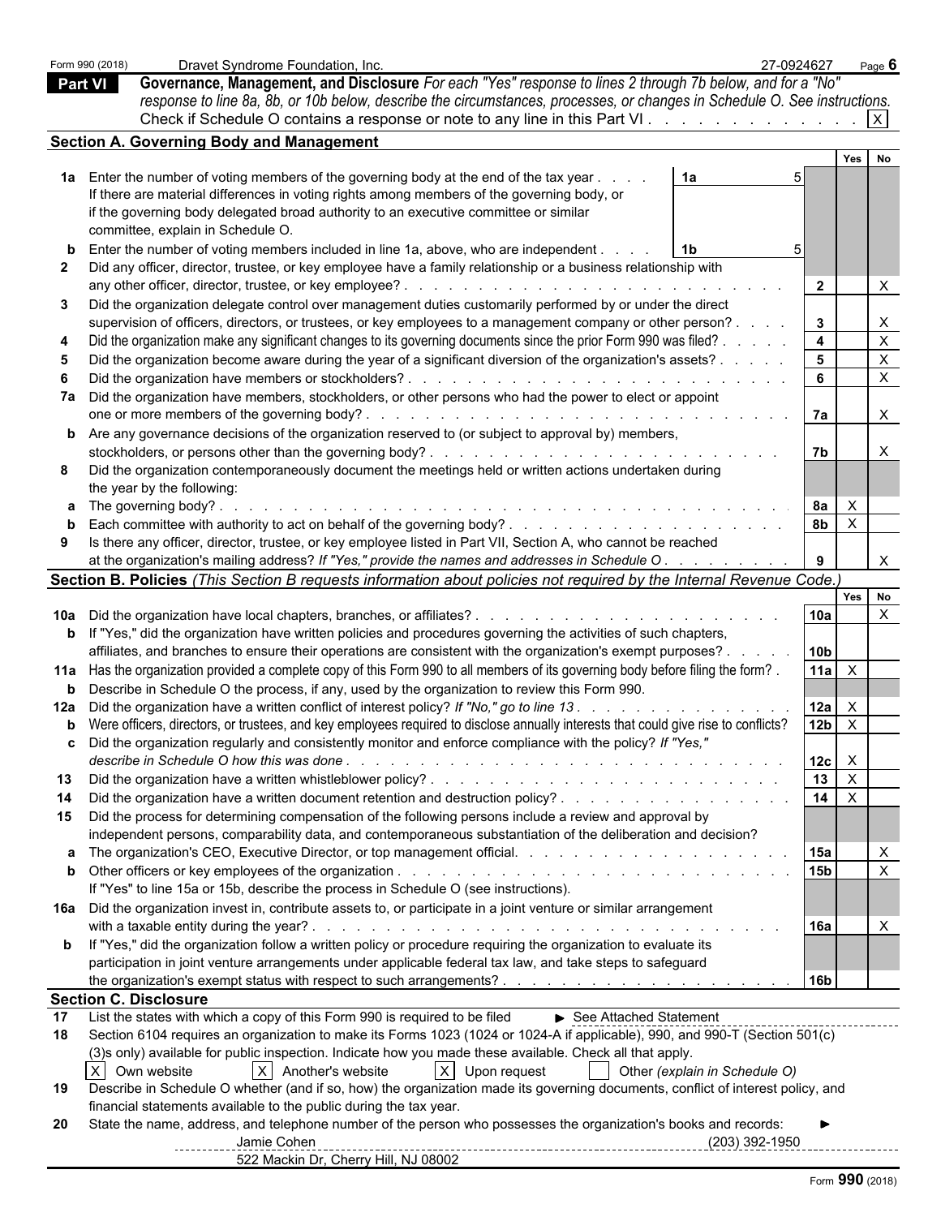Form 990 (2018) Dravet Syndrome Foundation, Inc. 27-0924627 Page **6**

**Part VI** **Governance, Management, and Disclosure** *For each "Yes" response to lines 2 through 7b below, and for a "No" response to line 8a, 8b, or 10b below, describe the circumstances, processes, or changes in Schedule O. See instructions.*

Check if Schedule O contains a response or note to any line in this Part VI . . . . . . . . . . . . . [X]

## Section A. Governing Body and Management

| | | | | Yes | No |
|---|---|---|---|---|---|
| **1a** | Enter the number of voting members of the governing body at the end of the tax year . . . . If there are material differences in voting rights among members of the governing body, or if the governing body delegated broad authority to an executive committee or similar committee, explain in Schedule O. | 1a | 5 | | |
| **b** | Enter the number of voting members included in line 1a, above, who are independent . . . . | 1b | 5 | | |
| **2** | Did any officer, director, trustee, or key employee have a family relationship or a business relationship with any other officer, director, trustee, or key employee? . . . | | 2 | | X |
| **3** | Did the organization delegate control over management duties customarily performed by or under the direct supervision of officers, directors, or trustees, or key employees to a management company or other person? . . . . | | 3 | | X |
| **4** | Did the organization make any significant changes to its governing documents since the prior Form 990 was filed? . . . . . | | 4 | | X |
| **5** | Did the organization become aware during the year of a significant diversion of the organization's assets? . . . . . | | 5 | | X |
| **6** | Did the organization have members or stockholders? . . . | | 6 | | X |
| **7a** | Did the organization have members, stockholders, or other persons who had the power to elect or appoint one or more members of the governing body? . . . | | 7a | | X |
| **b** | Are any governance decisions of the organization reserved to (or subject to approval by) members, stockholders, or persons other than the governing body? . . . | | 7b | | X |
| **8** | Did the organization contemporaneously document the meetings held or written actions undertaken during the year by the following: | | | | |
| **a** | The governing body? . . . | | 8a | X | |
| **b** | Each committee with authority to act on behalf of the governing body? . . . | | 8b | X | |
| **9** | Is there any officer, director, trustee, or key employee listed in Part VII, Section A, who cannot be reached at the organization's mailing address? *If "Yes," provide the names and addresses in Schedule O* . . . | | 9 | | X |

## Section B. Policies *(This Section B requests information about policies not required by the Internal Revenue Code.)*

| | | | Yes | No |
|---|---|---|---|---|
| **10a** | Did the organization have local chapters, branches, or affiliates? . . . | 10a | | X |
| **b** | If "Yes," did the organization have written policies and procedures governing the activities of such chapters, affiliates, and branches to ensure their operations are consistent with the organization's exempt purposes? . . . | 10b | | |
| **11a** | Has the organization provided a complete copy of this Form 990 to all members of its governing body before filing the form? . | 11a | X | |
| **b** | Describe in Schedule O the process, if any, used by the organization to review this Form 990. | | | |
| **12a** | Did the organization have a written conflict of interest policy? *If "No," go to line 13* . . . | 12a | X | |
| **b** | Were officers, directors, or trustees, and key employees required to disclose annually interests that could give rise to conflicts? | 12b | X | |
| **c** | Did the organization regularly and consistently monitor and enforce compliance with the policy? *If "Yes," describe in Schedule O how this was done* . . . | 12c | X | |
| **13** | Did the organization have a written whistleblower policy? . . . | 13 | X | |
| **14** | Did the organization have a written document retention and destruction policy? . . . | 14 | X | |
| **15** | Did the process for determining compensation of the following persons include a review and approval by independent persons, comparability data, and contemporaneous substantiation of the deliberation and decision? | | | |
| **a** | The organization's CEO, Executive Director, or top management official. . . . | 15a | | X |
| **b** | Other officers or key employees of the organization . . . If "Yes" to line 15a or 15b, describe the process in Schedule O (see instructions). | 15b | | X |
| **16a** | Did the organization invest in, contribute assets to, or participate in a joint venture or similar arrangement with a taxable entity during the year? . . . | 16a | | X |
| **b** | If "Yes," did the organization follow a written policy or procedure requiring the organization to evaluate its participation in joint venture arrangements under applicable federal tax law, and take steps to safeguard the organization's exempt status with respect to such arrangements? . . . | 16b | | |

## Section C. Disclosure

**17** List the states with which a copy of this Form 990 is required to be filed ► See Attached Statement

**18** Section 6104 requires an organization to make its Forms 1023 (1024 or 1024-A if applicable), 990, and 990-T (Section 501(c)(3)s only) available for public inspection. Indicate how you made these available. Check all that apply.

[X] Own website [X] Another's website [X] Upon request [ ] Other *(explain in Schedule O)*

**19** Describe in Schedule O whether (and if so, how) the organization made its governing documents, conflict of interest policy, and financial statements available to the public during the tax year.

**20** State the name, address, and telephone number of the person who possesses the organization's books and records: ►

Jamie Cohen (203) 392-1950
522 Mackin Dr, Cherry Hill, NJ 08002

Form **990** (2018)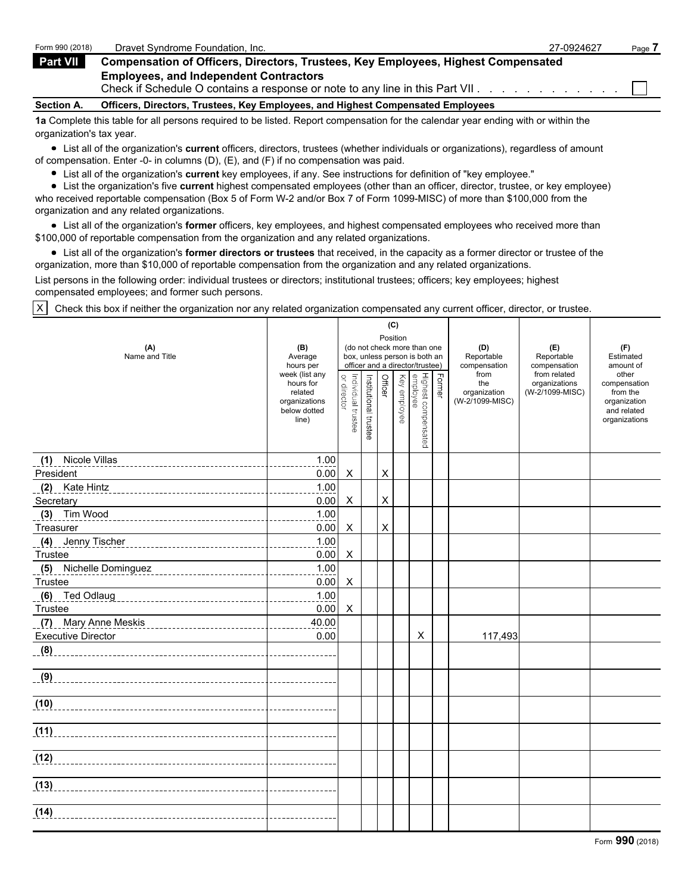Form 990 (2018) Dravet Syndrome Foundation, Inc. 27-0924627

## Part VII Compensation of Officers, Directors, Trustees, Key Employees, Highest Compensated Employees, and Independent Contractors

Check if Schedule O contains a response or note to any line in this Part VII . . . . . . . . . . . . ☐

### Section A. Officers, Directors, Trustees, Key Employees, and Highest Compensated Employees

**1a** Complete this table for all persons required to be listed. Report compensation for the calendar year ending with or within the organization's tax year.

- List all of the organization's **current** officers, directors, trustees (whether individuals or organizations), regardless of amount of compensation. Enter -0- in columns (D), (E), and (F) if no compensation was paid.
- List all of the organization's **current** key employees, if any. See instructions for definition of "key employee."
- List the organization's five **current** highest compensated employees (other than an officer, director, trustee, or key employee) who received reportable compensation (Box 5 of Form W-2 and/or Box 7 of Form 1099-MISC) of more than $100,000 from the organization and any related organizations.
- List all of the organization's **former** officers, key employees, and highest compensated employees who received more than $100,000 of reportable compensation from the organization and any related organizations.
- List all of the organization's **former directors or trustees** that received, in the capacity as a former director or trustee of the organization, more than $10,000 of reportable compensation from the organization and any related organizations.

List persons in the following order: individual trustees or directors; institutional trustees; officers; key employees; highest compensated employees; and former such persons.

☒ Check this box if neither the organization nor any related organization compensated any current officer, director, or trustee.

| (A) Name and Title | (B) Average hours per week (list any hours for related organizations below dotted line) | (C) Position (do not check more than one box, unless person is both an officer and a director/trustee): Individual trustee or director | Institutional trustee | Officer | Key employee | Highest compensated employee | Former | (D) Reportable compensation from the organization (W-2/1099-MISC) | (E) Reportable compensation from related organizations (W-2/1099-MISC) | (F) Estimated amount of other compensation from the organization and related organizations |
|---|---|---|---|---|---|---|---|---|---|---|
| (1) Nicole Villas<br>President | 1.00<br>0.00 | X | | X | | | | | | |
| (2) Kate Hintz<br>Secretary | 1.00<br>0.00 | X | | X | | | | | | |
| (3) Tim Wood<br>Treasurer | 1.00<br>0.00 | X | | X | | | | | | |
| (4) Jenny Tischer<br>Trustee | 1.00<br>0.00 | X | | | | | | | | |
| (5) Nichelle Dominguez<br>Trustee | 1.00<br>0.00 | X | | | | | | | | |
| (6) Ted Odlaug<br>Trustee | 1.00<br>0.00 | X | | | | | | | | |
| (7) Mary Anne Meskis<br>Executive Director | 40.00<br>0.00 | | | | | X | | 117,493 | | |
| (8) | | | | | | | | | | |
| (9) | | | | | | | | | | |
| (10) | | | | | | | | | | |
| (11) | | | | | | | | | | |
| (12) | | | | | | | | | | |
| (13) | | | | | | | | | | |
| (14) | | | | | | | | | | |

Form **990** (2018)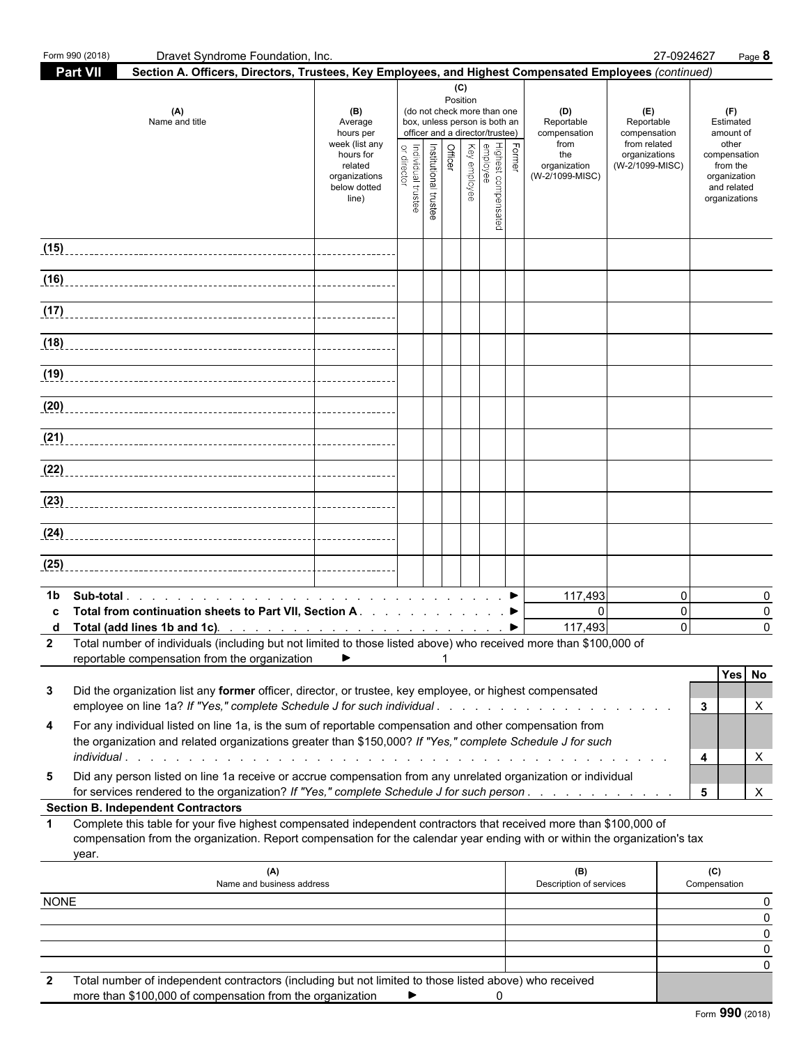Dravet Syndrome Foundation, Inc. 27-0924627

## Part VII Section A. Officers, Directors, Trustees, Key Employees, and Highest Compensated Employees *(continued)*

| (A) Name and title | (B) Average hours per week (list any hours for related organizations below dotted line) | (C) Position: Individual trustee or director | Institutional trustee | Officer | Key employee | Highest compensated employee | Former | (D) Reportable compensation from the organization (W-2/1099-MISC) | (E) Reportable compensation from related organizations (W-2/1099-MISC) | (F) Estimated amount of other compensation from the organization and related organizations |
|---|---|---|---|---|---|---|---|---|---|---|
| (15) | | | | | | | | | | |
| (16) | | | | | | | | | | |
| (17) | | | | | | | | | | |
| (18) | | | | | | | | | | |
| (19) | | | | | | | | | | |
| (20) | | | | | | | | | | |
| (21) | | | | | | | | | | |
| (22) | | | | | | | | | | |
| (23) | | | | | | | | | | |
| (24) | | | | | | | | | | |
| (25) | | | | | | | | | | |

| | | (D) | (E) | (F) |
|---|---|---|---|---|
| 1b | Sub-total ► | 117,493 | 0 | 0 |
| c | Total from continuation sheets to Part VII, Section A ► | 0 | 0 | 0 |
| d | Total (add lines 1b and 1c) ► | 117,493 | 0 | 0 |

**2** Total number of individuals (including but not limited to those listed above) who received more than $100,000 of reportable compensation from the organization ► 1

| | | | Yes | No |
|---|---|---|---|---|
| 3 | Did the organization list any **former** officer, director, or trustee, key employee, or highest compensated employee on line 1a? *If "Yes," complete Schedule J for such individual* | 3 | | X |
| 4 | For any individual listed on line 1a, is the sum of reportable compensation and other compensation from the organization and related organizations greater than $150,000? *If "Yes," complete Schedule J for such individual* | 4 | | X |
| 5 | Did any person listed on line 1a receive or accrue compensation from any unrelated organization or individual for services rendered to the organization? *If "Yes," complete Schedule J for such person* | 5 | | X |

**Section B. Independent Contractors**

**1** Complete this table for your five highest compensated independent contractors that received more than $100,000 of compensation from the organization. Report compensation for the calendar year ending with or within the organization's tax year.

| (A) Name and business address | (B) Description of services | (C) Compensation |
|---|---|---|
| NONE | | 0 |
| | | 0 |
| | | 0 |
| | | 0 |
| | | 0 |

**2** Total number of independent contractors (including but not limited to those listed above) who received more than $100,000 of compensation from the organization ► 0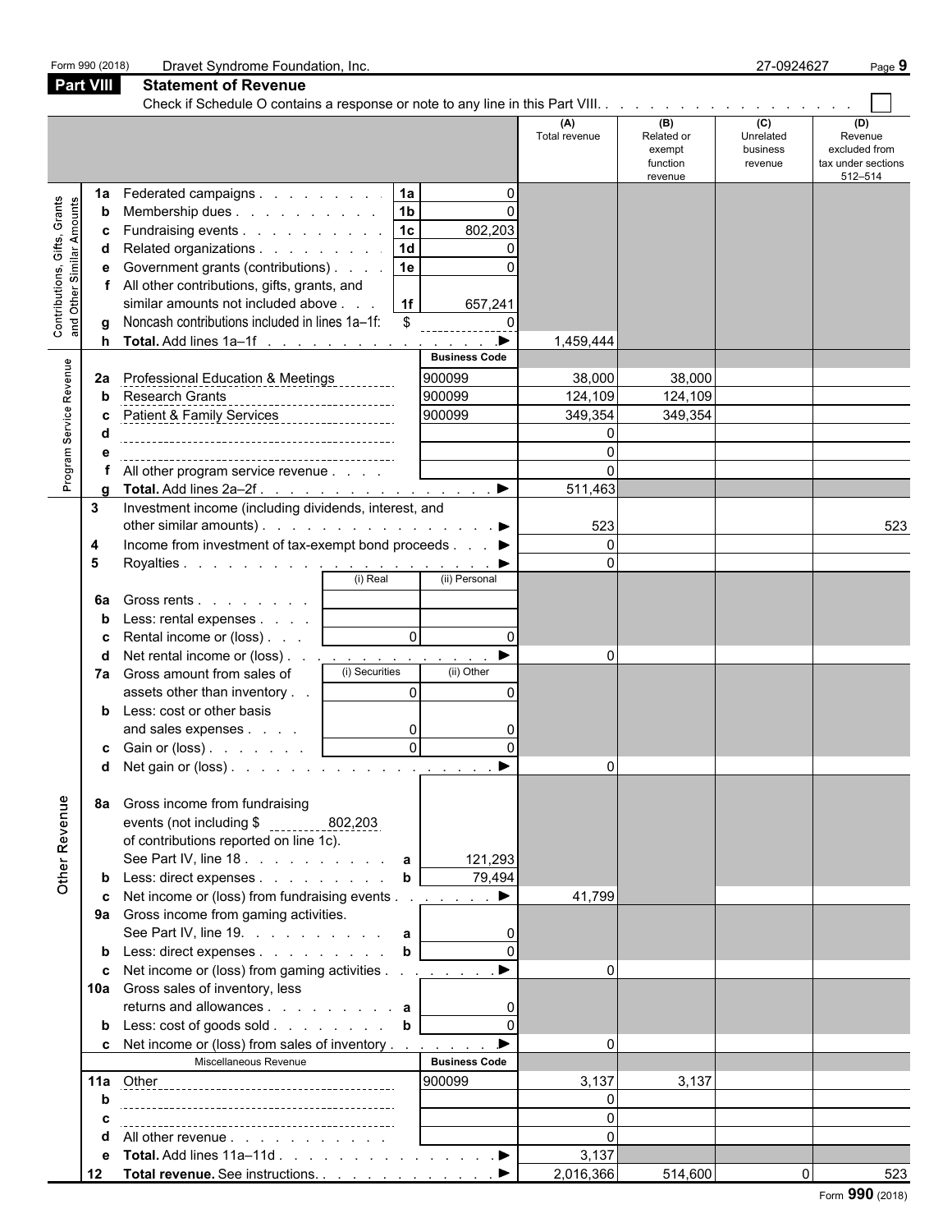Form 990 (2018) Dravet Syndrome Foundation, Inc. 27-0924627

## Part VIII Statement of Revenue

Check if Schedule O contains a response or note to any line in this Part VIII. . . . . . . . . . . . . . . . . . ☐

| | | | | | (A) Total revenue | (B) Related or exempt function revenue | (C) Unrelated business revenue | (D) Revenue excluded from tax under sections 512–514 |
|---|---|---|---|---|---|---|---|---|
| Contributions, Gifts, Grants and Other Similar Amounts | 1a | Federated campaigns | 1a | 0 | | | | |
| | b | Membership dues | 1b | 0 | | | | |
| | c | Fundraising events | 1c | 802,203 | | | | |
| | d | Related organizations | 1d | 0 | | | | |
| | e | Government grants (contributions) | 1e | 0 | | | | |
| | f | All other contributions, gifts, grants, and similar amounts not included above | 1f | 657,241 | | | | |
| | g | Noncash contributions included in lines 1a–1f: $ | | 0 | | | | |
| | h | **Total.** Add lines 1a–1f ▶ | | | 1,459,444 | | | |
| Program Service Revenue | | | | Business Code | | | | |
| | 2a | Professional Education & Meetings | | 900099 | 38,000 | 38,000 | | |
| | b | Research Grants | | 900099 | 124,109 | 124,109 | | |
| | c | Patient & Family Services | | 900099 | 349,354 | 349,354 | | |
| | d | | | | 0 | | | |
| | e | | | | 0 | | | |
| | f | All other program service revenue | | | 0 | | | |
| | g | **Total.** Add lines 2a–2f ▶ | | | 511,463 | | | |
| | 3 | Investment income (including dividends, interest, and other similar amounts) ▶ | | | 523 | | | 523 |
| | 4 | Income from investment of tax-exempt bond proceeds ▶ | | | 0 | | | |
| | 5 | Royalties ▶ | | | 0 | | | |
| | | | (i) Real | (ii) Personal | | | | |
| | 6a | Gross rents | | | | | | |
| | b | Less: rental expenses | | | | | | |
| | c | Rental income or (loss) | 0 | 0 | | | | |
| | d | Net rental income or (loss) ▶ | | | 0 | | | |
| | | | (i) Securities | (ii) Other | | | | |
| | 7a | Gross amount from sales of assets other than inventory | 0 | 0 | | | | |
| | b | Less: cost or other basis and sales expenses | 0 | 0 | | | | |
| | c | Gain or (loss) | 0 | 0 | | | | |
| | d | Net gain or (loss) ▶ | | | 0 | | | |
| Other Revenue | 8a | Gross income from fundraising events (not including $ 802,203 of contributions reported on line 1c). See Part IV, line 18 | a | 121,293 | | | | |
| | b | Less: direct expenses | b | 79,494 | | | | |
| | c | Net income or (loss) from fundraising events ▶ | | | 41,799 | | | |
| | 9a | Gross income from gaming activities. See Part IV, line 19 | a | 0 | | | | |
| | b | Less: direct expenses | b | 0 | | | | |
| | c | Net income or (loss) from gaming activities ▶ | | | 0 | | | |
| | 10a | Gross sales of inventory, less returns and allowances | a | 0 | | | | |
| | b | Less: cost of goods sold | b | 0 | | | | |
| | c | Net income or (loss) from sales of inventory ▶ | | | 0 | | | |
| | | Miscellaneous Revenue | | Business Code | | | | |
| | 11a | Other | | 900099 | 3,137 | 3,137 | | |
| | b | | | | 0 | | | |
| | c | | | | 0 | | | |
| | d | All other revenue | | | 0 | | | |
| | e | **Total.** Add lines 11a–11d ▶ | | | 3,137 | | | |
| | 12 | **Total revenue.** See instructions. ▶ | | | 2,016,366 | 514,600 | 0 | 523 |

Form **990** (2018)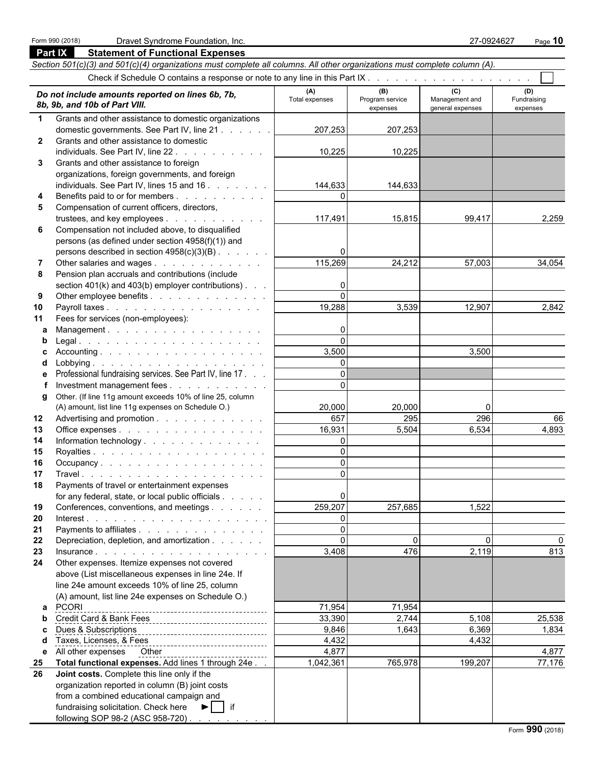Form 990 (2018) Dravet Syndrome Foundation, Inc. 27-0924627

## Part IX Statement of Functional Expenses

*Section 501(c)(3) and 501(c)(4) organizations must complete all columns. All other organizations must complete column (A).*

Check if Schedule O contains a response or note to any line in this Part IX . . . . . . . . . . . . . . . . . . . ☐

| *Do not include amounts reported on lines 6b, 7b, 8b, 9b, and 10b of Part VIII.* | (A) Total expenses | (B) Program service expenses | (C) Management and general expenses | (D) Fundraising expenses |
|---|---|---|---|---|
| **1** Grants and other assistance to domestic organizations domestic governments. See Part IV, line 21 | 207,253 | 207,253 | | |
| **2** Grants and other assistance to domestic individuals. See Part IV, line 22 | 10,225 | 10,225 | | |
| **3** Grants and other assistance to foreign organizations, foreign governments, and foreign individuals. See Part IV, lines 15 and 16 | 144,633 | 144,633 | | |
| **4** Benefits paid to or for members | 0 | | | |
| **5** Compensation of current officers, directors, trustees, and key employees | 117,491 | 15,815 | 99,417 | 2,259 |
| **6** Compensation not included above, to disqualified persons (as defined under section 4958(f)(1)) and persons described in section 4958(c)(3)(B) | 0 | | | |
| **7** Other salaries and wages | 115,269 | 24,212 | 57,003 | 34,054 |
| **8** Pension plan accruals and contributions (include section 401(k) and 403(b) employer contributions) | 0 | | | |
| **9** Other employee benefits | 0 | | | |
| **10** Payroll taxes | 19,288 | 3,539 | 12,907 | 2,842 |
| **11** Fees for services (non-employees): | | | | |
| **a** Management | 0 | | | |
| **b** Legal | 0 | | | |
| **c** Accounting | 3,500 | | 3,500 | |
| **d** Lobbying | 0 | | | |
| **e** Professional fundraising services. See Part IV, line 17 | 0 | | | |
| **f** Investment management fees | 0 | | | |
| **g** Other. (If line 11g amount exceeds 10% of line 25, column (A) amount, list line 11g expenses on Schedule O.) | 20,000 | 20,000 | 0 | |
| **12** Advertising and promotion | 657 | 295 | 296 | 66 |
| **13** Office expenses | 16,931 | 5,504 | 6,534 | 4,893 |
| **14** Information technology | 0 | | | |
| **15** Royalties | 0 | | | |
| **16** Occupancy | 0 | | | |
| **17** Travel | 0 | | | |
| **18** Payments of travel or entertainment expenses for any federal, state, or local public officials | 0 | | | |
| **19** Conferences, conventions, and meetings | 259,207 | 257,685 | 1,522 | |
| **20** Interest | 0 | | | |
| **21** Payments to affiliates | 0 | | | |
| **22** Depreciation, depletion, and amortization | 0 | 0 | 0 | 0 |
| **23** Insurance | 3,408 | 476 | 2,119 | 813 |
| **24** Other expenses. Itemize expenses not covered above (List miscellaneous expenses in line 24e. If line 24e amount exceeds 10% of line 25, column (A) amount, list line 24e expenses on Schedule O.) | | | | |
| **a** PCORI | 71,954 | 71,954 | | |
| **b** Credit Card & Bank Fees | 33,390 | 2,744 | 5,108 | 25,538 |
| **c** Dues & Subscriptions | 9,846 | 1,643 | 6,369 | 1,834 |
| **d** Taxes, Licenses, & Fees | 4,432 | | 4,432 | |
| **e** All other expenses Other | 4,877 | | | 4,877 |
| **25** **Total functional expenses.** Add lines 1 through 24e | 1,042,361 | 765,978 | 199,207 | 77,176 |
| **26** **Joint costs.** Complete this line only if the organization reported in column (B) joint costs from a combined educational campaign and fundraising solicitation. Check here ► ☐ if following SOP 98-2 (ASC 958-720) | | | | |

Form **990** (2018)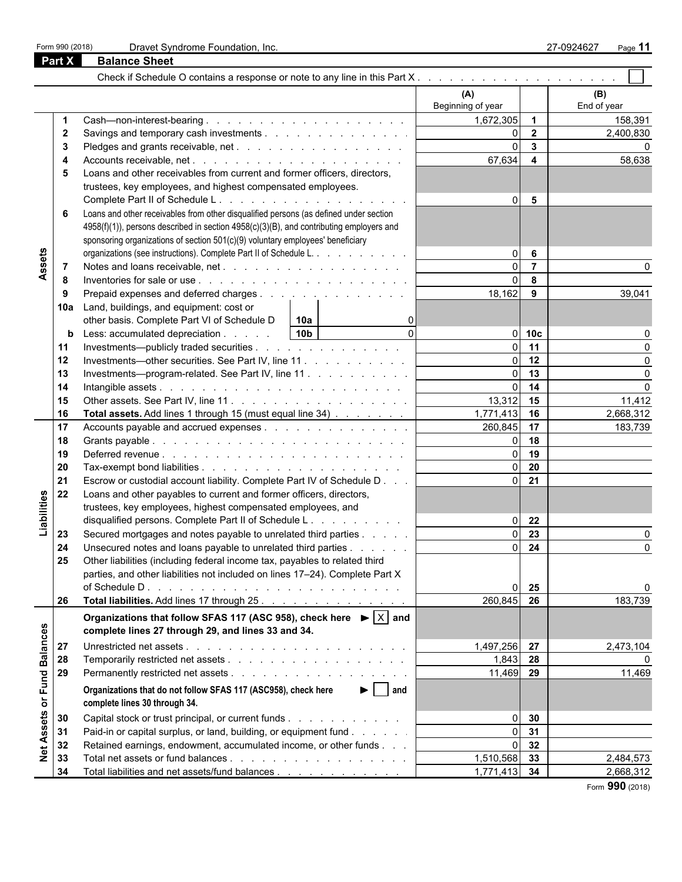Form 990 (2018) Dravet Syndrome Foundation, Inc. 27-0924627

## Part X Balance Sheet

Check if Schedule O contains a response or note to any line in this Part X . . . . . . . . . . . . . . . . . . . . ☐

| | | | (A) Beginning of year | | (B) End of year |
|---|---|---|---|---|---|
| **Assets** | 1 | Cash—non-interest-bearing | 1,672,305 | 1 | 158,391 |
| | 2 | Savings and temporary cash investments | 0 | 2 | 2,400,830 |
| | 3 | Pledges and grants receivable, net | 0 | 3 | 0 |
| | 4 | Accounts receivable, net | 67,634 | 4 | 58,638 |
| | 5 | Loans and other receivables from current and former officers, directors, trustees, key employees, and highest compensated employees. Complete Part II of Schedule L | 0 | 5 | |
| | 6 | Loans and other receivables from other disqualified persons (as defined under section 4958(f)(1)), persons described in section 4958(c)(3)(B), and contributing employers and sponsoring organizations of section 501(c)(9) voluntary employees' beneficiary organizations (see instructions). Complete Part II of Schedule L | 0 | 6 | |
| | 7 | Notes and loans receivable, net | 0 | 7 | 0 |
| | 8 | Inventories for sale or use | 0 | 8 | |
| | 9 | Prepaid expenses and deferred charges | 18,162 | 9 | 39,041 |
| | 10a | Land, buildings, and equipment: cost or other basis. Complete Part VI of Schedule D — 10a: 0 | | | |
| | b | Less: accumulated depreciation — 10b: 0 | 0 | 10c | 0 |
| | 11 | Investments—publicly traded securities | 0 | 11 | 0 |
| | 12 | Investments—other securities. See Part IV, line 11 | 0 | 12 | 0 |
| | 13 | Investments—program-related. See Part IV, line 11 | 0 | 13 | 0 |
| | 14 | Intangible assets | 0 | 14 | 0 |
| | 15 | Other assets. See Part IV, line 11 | 13,312 | 15 | 11,412 |
| | 16 | **Total assets.** Add lines 1 through 15 (must equal line 34) | 1,771,413 | 16 | 2,668,312 |
| **Liabilities** | 17 | Accounts payable and accrued expenses | 260,845 | 17 | 183,739 |
| | 18 | Grants payable | 0 | 18 | |
| | 19 | Deferred revenue | 0 | 19 | |
| | 20 | Tax-exempt bond liabilities | 0 | 20 | |
| | 21 | Escrow or custodial account liability. Complete Part IV of Schedule D | 0 | 21 | |
| | 22 | Loans and other payables to current and former officers, directors, trustees, key employees, highest compensated employees, and disqualified persons. Complete Part II of Schedule L | 0 | 22 | |
| | 23 | Secured mortgages and notes payable to unrelated third parties | 0 | 23 | 0 |
| | 24 | Unsecured notes and loans payable to unrelated third parties | 0 | 24 | 0 |
| | 25 | Other liabilities (including federal income tax, payables to related third parties, and other liabilities not included on lines 17–24). Complete Part X of Schedule D | 0 | 25 | 0 |
| | 26 | **Total liabilities.** Add lines 17 through 25 | 260,845 | 26 | 183,739 |
| **Net Assets or Fund Balances** | | **Organizations that follow SFAS 117 (ASC 958), check here ▶ ☒ and complete lines 27 through 29, and lines 33 and 34.** | | | |
| | 27 | Unrestricted net assets | 1,497,256 | 27 | 2,473,104 |
| | 28 | Temporarily restricted net assets | 1,843 | 28 | 0 |
| | 29 | Permanently restricted net assets | 11,469 | 29 | 11,469 |
| | | **Organizations that do not follow SFAS 117 (ASC958), check here ▶ ☐ and complete lines 30 through 34.** | | | |
| | 30 | Capital stock or trust principal, or current funds | 0 | 30 | |
| | 31 | Paid-in or capital surplus, or land, building, or equipment fund | 0 | 31 | |
| | 32 | Retained earnings, endowment, accumulated income, or other funds | 0 | 32 | |
| | 33 | Total net assets or fund balances | 1,510,568 | 33 | 2,484,573 |
| | 34 | Total liabilities and net assets/fund balances | 1,771,413 | 34 | 2,668,312 |

Form **990** (2018)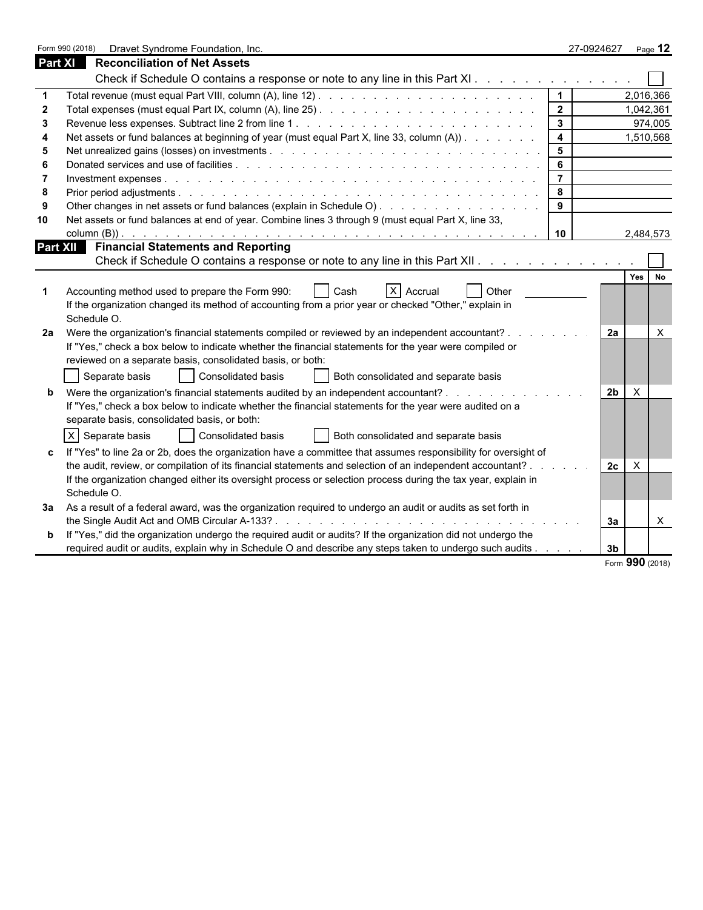Form 990 (2018) Dravet Syndrome Foundation, Inc. 27-0924627 Page **12**

## Part XI Reconciliation of Net Assets

Check if Schedule O contains a response or note to any line in this Part XI . . . . . . . . . . . . . ☐

| | | | |
|---|---|---|---|
| 1 | Total revenue (must equal Part VIII, column (A), line 12) | 1 | 2,016,366 |
| 2 | Total expenses (must equal Part IX, column (A), line 25) | 2 | 1,042,361 |
| 3 | Revenue less expenses. Subtract line 2 from line 1 | 3 | 974,005 |
| 4 | Net assets or fund balances at beginning of year (must equal Part X, line 33, column (A)) | 4 | 1,510,568 |
| 5 | Net unrealized gains (losses) on investments | 5 | |
| 6 | Donated services and use of facilities | 6 | |
| 7 | Investment expenses | 7 | |
| 8 | Prior period adjustments | 8 | |
| 9 | Other changes in net assets or fund balances (explain in Schedule O) | 9 | |
| 10 | Net assets or fund balances at end of year. Combine lines 3 through 9 (must equal Part X, line 33, column (B)) | 10 | 2,484,573 |

## Part XII Financial Statements and Reporting

Check if Schedule O contains a response or note to any line in this Part XII . . . . . . . . . . . . ☐

| | | | Yes | No |
|---|---|---|---|---|
| 1 | Accounting method used to prepare the Form 990: ☐ Cash ☒ Accrual ☐ Other<br>If the organization changed its method of accounting from a prior year or checked "Other," explain in Schedule O. | | | |
| 2a | Were the organization's financial statements compiled or reviewed by an independent accountant?<br>If "Yes," check a box below to indicate whether the financial statements for the year were compiled or reviewed on a separate basis, consolidated basis, or both:<br>☐ Separate basis ☐ Consolidated basis ☐ Both consolidated and separate basis | 2a | | X |
| b | Were the organization's financial statements audited by an independent accountant?<br>If "Yes," check a box below to indicate whether the financial statements for the year were audited on a separate basis, consolidated basis, or both:<br>☒ Separate basis ☐ Consolidated basis ☐ Both consolidated and separate basis | 2b | X | |
| c | If "Yes" to line 2a or 2b, does the organization have a committee that assumes responsibility for oversight of the audit, review, or compilation of its financial statements and selection of an independent accountant?<br>If the organization changed either its oversight process or selection process during the tax year, explain in Schedule O. | 2c | X | |
| 3a | As a result of a federal award, was the organization required to undergo an audit or audits as set forth in the Single Audit Act and OMB Circular A-133? | 3a | | X |
| b | If "Yes," did the organization undergo the required audit or audits? If the organization did not undergo the required audit or audits, explain why in Schedule O and describe any steps taken to undergo such audits | 3b | | |

Form **990** (2018)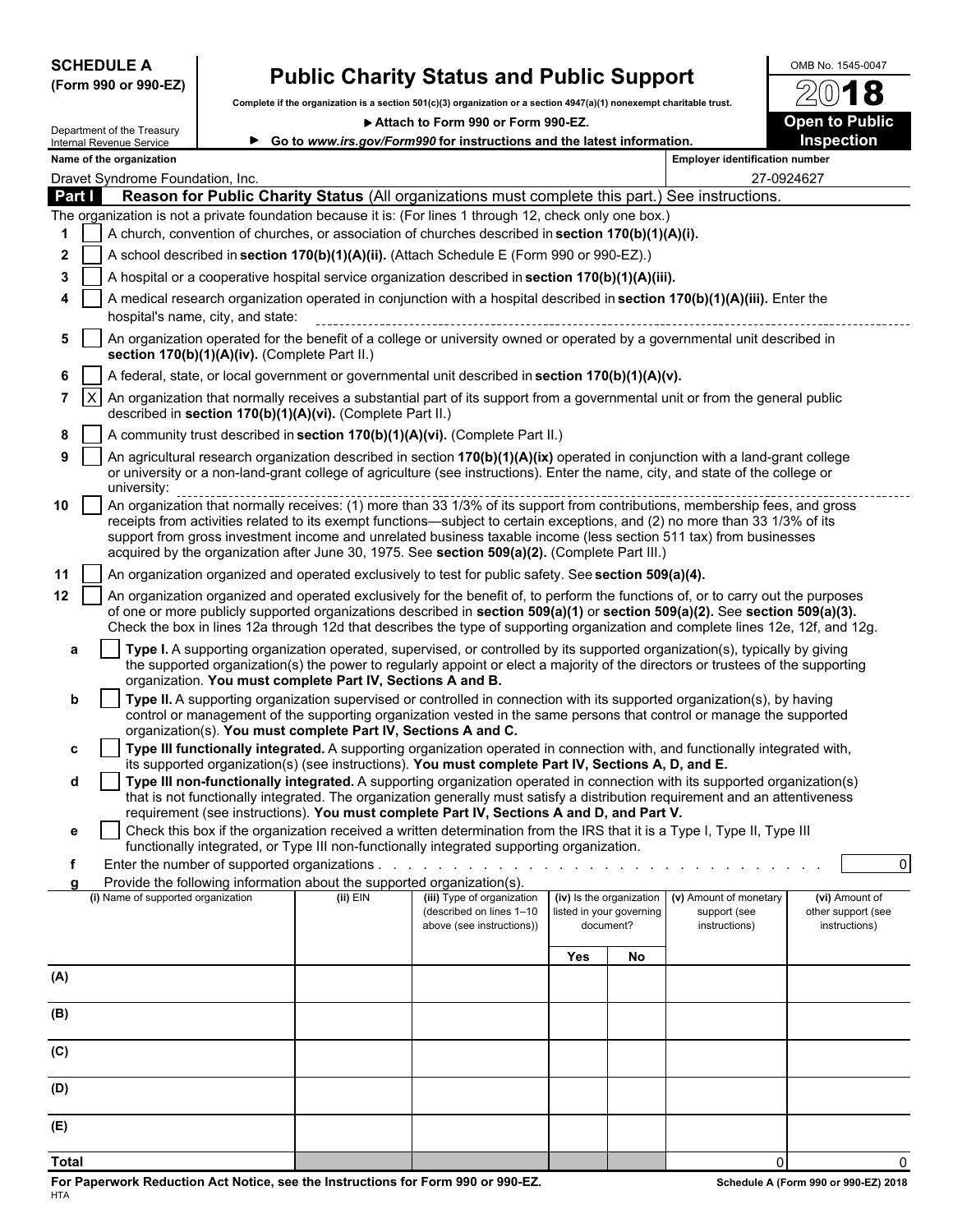**SCHEDULE A**
**(Form 990 or 990-EZ)**

Department of the Treasury
Internal Revenue Service

# Public Charity Status and Public Support

**Complete if the organization is a section 501(c)(3) organization or a section 4947(a)(1) nonexempt charitable trust.**

▶ **Attach to Form 990 or Form 990-EZ.**

▶ **Go to *www.irs.gov/Form990* for instructions and the latest information.**

OMB No. 1545-0047

**2018**

**Open to Public Inspection**

**Name of the organization**
Dravet Syndrome Foundation, Inc.

**Employer identification number**
27-0924627

## Part I Reason for Public Charity Status (All organizations must complete this part.) See instructions.

The organization is not a private foundation because it is: (For lines 1 through 12, check only one box.)

1 [ ] A church, convention of churches, or association of churches described in **section 170(b)(1)(A)(i).**

2 [ ] A school described in **section 170(b)(1)(A)(ii).** (Attach Schedule E (Form 990 or 990-EZ).)

3 [ ] A hospital or a cooperative hospital service organization described in **section 170(b)(1)(A)(iii).**

4 [ ] A medical research organization operated in conjunction with a hospital described in **section 170(b)(1)(A)(iii).** Enter the hospital's name, city, and state:

5 [ ] An organization operated for the benefit of a college or university owned or operated by a governmental unit described in **section 170(b)(1)(A)(iv).** (Complete Part II.)

6 [ ] A federal, state, or local government or governmental unit described in **section 170(b)(1)(A)(v).**

7 [X] An organization that normally receives a substantial part of its support from a governmental unit or from the general public described in **section 170(b)(1)(A)(vi).** (Complete Part II.)

8 [ ] A community trust described in **section 170(b)(1)(A)(vi).** (Complete Part II.)

9 [ ] An agricultural research organization described in section **170(b)(1)(A)(ix)** operated in conjunction with a land-grant college or university or a non-land-grant college of agriculture (see instructions). Enter the name, city, and state of the college or university:

10 [ ] An organization that normally receives: (1) more than 33 1/3% of its support from contributions, membership fees, and gross receipts from activities related to its exempt functions—subject to certain exceptions, and (2) no more than 33 1/3% of its support from gross investment income and unrelated business taxable income (less section 511 tax) from businesses acquired by the organization after June 30, 1975. See **section 509(a)(2).** (Complete Part III.)

11 [ ] An organization organized and operated exclusively to test for public safety. See **section 509(a)(4).**

12 [ ] An organization organized and operated exclusively for the benefit of, to perform the functions of, or to carry out the purposes of one or more publicly supported organizations described in **section 509(a)(1)** or **section 509(a)(2).** See **section 509(a)(3).** Check the box in lines 12a through 12d that describes the type of supporting organization and complete lines 12e, 12f, and 12g.

a [ ] **Type I.** A supporting organization operated, supervised, or controlled by its supported organization(s), typically by giving the supported organization(s) the power to regularly appoint or elect a majority of the directors or trustees of the supporting organization. **You must complete Part IV, Sections A and B.**

b [ ] **Type II.** A supporting organization supervised or controlled in connection with its supported organization(s), by having control or management of the supporting organization vested in the same persons that control or manage the supported organization(s). **You must complete Part IV, Sections A and C.**

c [ ] **Type III functionally integrated.** A supporting organization operated in connection with, and functionally integrated with, its supported organization(s) (see instructions). **You must complete Part IV, Sections A, D, and E.**

d [ ] **Type III non-functionally integrated.** A supporting organization operated in connection with its supported organization(s) that is not functionally integrated. The organization generally must satisfy a distribution requirement and an attentiveness requirement (see instructions). **You must complete Part IV, Sections A and D, and Part V.**

e [ ] Check this box if the organization received a written determination from the IRS that it is a Type I, Type II, Type III functionally integrated, or Type III non-functionally integrated supporting organization.

f Enter the number of supported organizations . . . . . . . . . . . . . . . . . . . . . . . . . . . . . . . . 0

g Provide the following information about the supported organization(s).

| | (i) Name of supported organization | (ii) EIN | (iii) Type of organization (described on lines 1–10 above (see instructions)) | (iv) Is the organization listed in your governing document? Yes | No | (v) Amount of monetary support (see instructions) | (vi) Amount of other support (see instructions) |
|---|---|---|---|---|---|---|---|
| (A) | | | | | | | |
| (B) | | | | | | | |
| (C) | | | | | | | |
| (D) | | | | | | | |
| (E) | | | | | | | |
| **Total** | | | | | | 0 | 0 |

**For Paperwork Reduction Act Notice, see the Instructions for Form 990 or 990-EZ.**
HTA

**Schedule A (Form 990 or 990-EZ) 2018**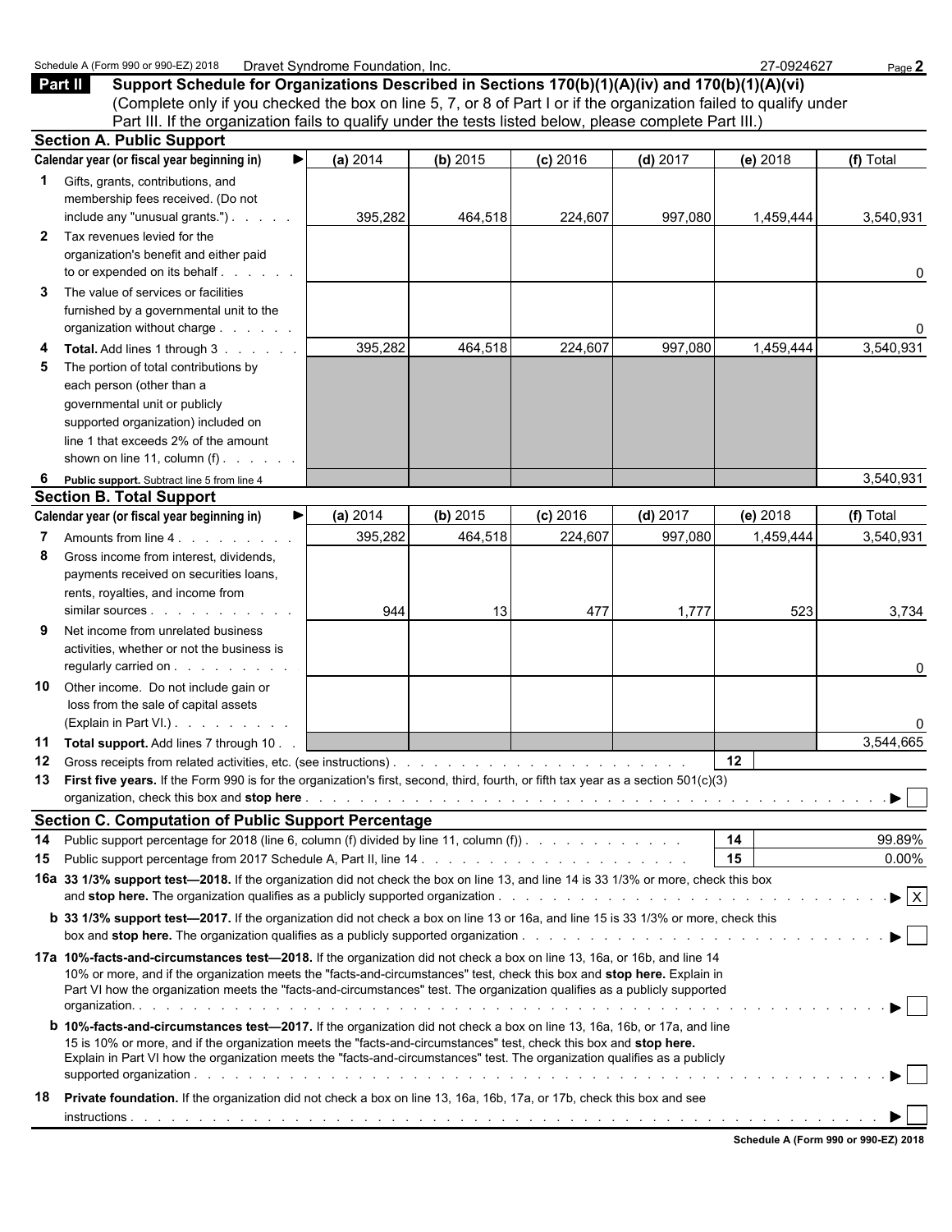Schedule A (Form 990 or 990-EZ) 2018 Dravet Syndrome Foundation, Inc. 27-0924627 Page **2**

**Part II** **Support Schedule for Organizations Described in Sections 170(b)(1)(A)(iv) and 170(b)(1)(A)(vi)**
(Complete only if you checked the box on line 5, 7, or 8 of Part I or if the organization failed to qualify under Part III. If the organization fails to qualify under the tests listed below, please complete Part III.)

### Section A. Public Support

| Calendar year (or fiscal year beginning in) ▶ | (a) 2014 | (b) 2015 | (c) 2016 | (d) 2017 | (e) 2018 | (f) Total |
|---|---|---|---|---|---|---|
| **1** Gifts, grants, contributions, and membership fees received. (Do not include any "unusual grants.") | 395,282 | 464,518 | 224,607 | 997,080 | 1,459,444 | 3,540,931 |
| **2** Tax revenues levied for the organization's benefit and either paid to or expended on its behalf | | | | | | 0 |
| **3** The value of services or facilities furnished by a governmental unit to the organization without charge | | | | | | 0 |
| **4** **Total.** Add lines 1 through 3 | 395,282 | 464,518 | 224,607 | 997,080 | 1,459,444 | 3,540,931 |
| **5** The portion of total contributions by each person (other than a governmental unit or publicly supported organization) included on line 1 that exceeds 2% of the amount shown on line 11, column (f) | | | | | | |
| **6** **Public support.** Subtract line 5 from line 4 | | | | | | 3,540,931 |

### Section B. Total Support

| Calendar year (or fiscal year beginning in) ▶ | (a) 2014 | (b) 2015 | (c) 2016 | (d) 2017 | (e) 2018 | (f) Total |
|---|---|---|---|---|---|---|
| **7** Amounts from line 4 | 395,282 | 464,518 | 224,607 | 997,080 | 1,459,444 | 3,540,931 |
| **8** Gross income from interest, dividends, payments received on securities loans, rents, royalties, and income from similar sources | 944 | 13 | 477 | 1,777 | 523 | 3,734 |
| **9** Net income from unrelated business activities, whether or not the business is regularly carried on | | | | | | 0 |
| **10** Other income. Do not include gain or loss from the sale of capital assets (Explain in Part VI.) | | | | | | 0 |
| **11** **Total support.** Add lines 7 through 10 | | | | | | 3,544,665 |

**12** Gross receipts from related activities, etc. (see instructions) | **12** |

**13** **First five years.** If the Form 990 is for the organization's first, second, third, fourth, or fifth tax year as a section 501(c)(3) organization, check this box and **stop here** ▶ ☐

### Section C. Computation of Public Support Percentage

**14** Public support percentage for 2018 (line 6, column (f) divided by line 11, column (f)) | **14** | 99.89%

**15** Public support percentage from 2017 Schedule A, Part II, line 14 | **15** | 0.00%

**16a** **33 1/3% support test—2018.** If the organization did not check the box on line 13, and line 14 is 33 1/3% or more, check this box and **stop here.** The organization qualifies as a publicly supported organization ▶ ☒

**b** **33 1/3% support test—2017.** If the organization did not check a box on line 13 or 16a, and line 15 is 33 1/3% or more, check this box and **stop here.** The organization qualifies as a publicly supported organization ▶ ☐

**17a** **10%-facts-and-circumstances test—2018.** If the organization did not check a box on line 13, 16a, or 16b, and line 14 10% or more, and if the organization meets the "facts-and-circumstances" test, check this box and **stop here.** Explain in Part VI how the organization meets the "facts-and-circumstances" test. The organization qualifies as a publicly supported organization. ▶ ☐

**b** **10%-facts-and-circumstances test—2017.** If the organization did not check a box on line 13, 16a, 16b, or 17a, and line 15 is 10% or more, and if the organization meets the "facts-and-circumstances" test, check this box and **stop here.** Explain in Part VI how the organization meets the "facts-and-circumstances" test. The organization qualifies as a publicly supported organization ▶ ☐

**18** **Private foundation.** If the organization did not check a box on line 13, 16a, 16b, 17a, or 17b, check this box and see instructions ▶ ☐

**Schedule A (Form 990 or 990-EZ) 2018**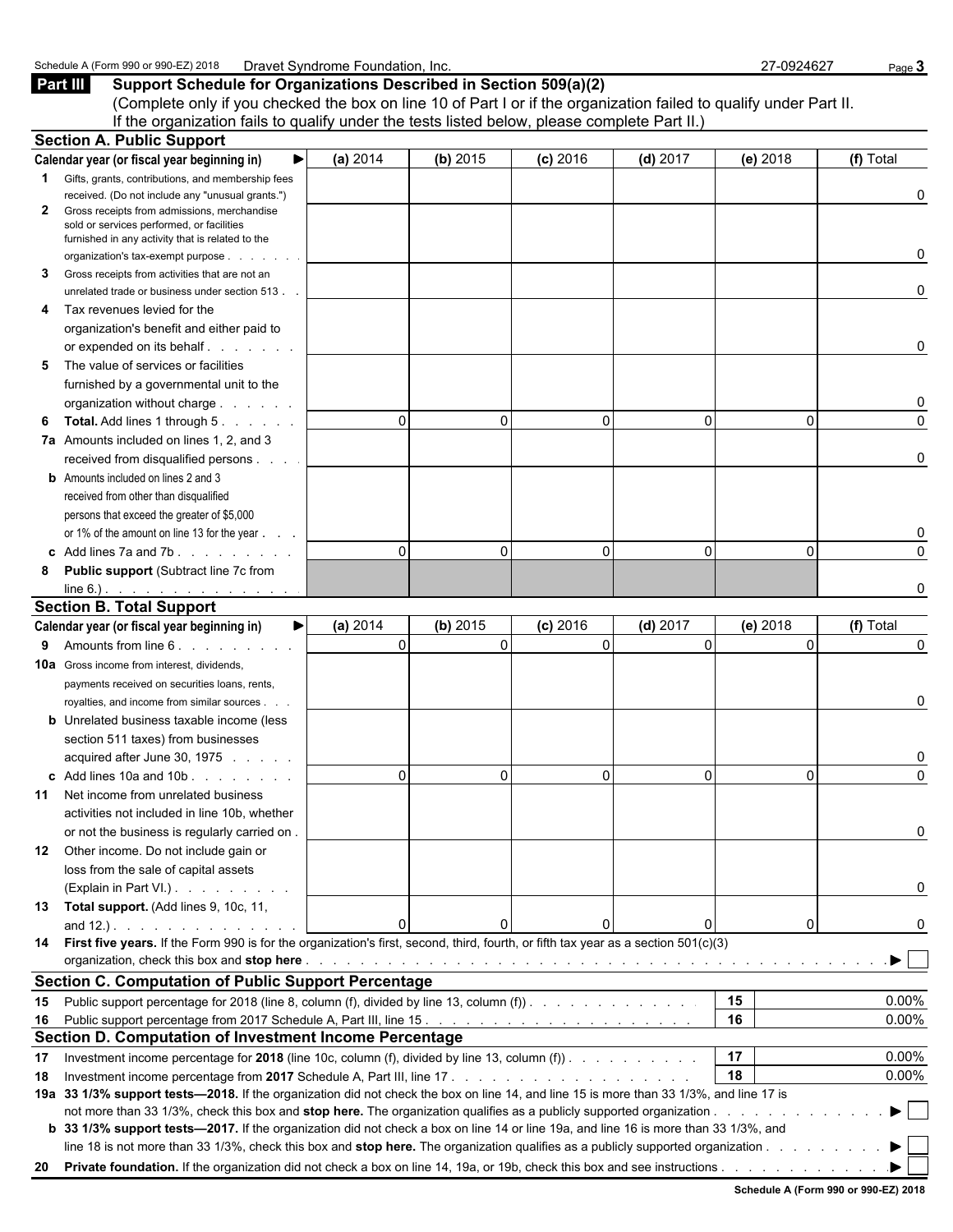Schedule A (Form 990 or 990-EZ) 2018 Dravet Syndrome Foundation, Inc. 27-0924627

**Part III Support Schedule for Organizations Described in Section 509(a)(2)**

(Complete only if you checked the box on line 10 of Part I or if the organization failed to qualify under Part II. If the organization fails to qualify under the tests listed below, please complete Part II.)

## Section A. Public Support

| Calendar year (or fiscal year beginning in) ▶ | (a) 2014 | (b) 2015 | (c) 2016 | (d) 2017 | (e) 2018 | (f) Total |
|---|---|---|---|---|---|---|
| 1 Gifts, grants, contributions, and membership fees received. (Do not include any "unusual grants.") | | | | | | 0 |
| 2 Gross receipts from admissions, merchandise sold or services performed, or facilities furnished in any activity that is related to the organization's tax-exempt purpose | | | | | | 0 |
| 3 Gross receipts from activities that are not an unrelated trade or business under section 513 | | | | | | 0 |
| 4 Tax revenues levied for the organization's benefit and either paid to or expended on its behalf | | | | | | 0 |
| 5 The value of services or facilities furnished by a governmental unit to the organization without charge | | | | | | 0 |
| 6 **Total.** Add lines 1 through 5 | 0 | 0 | 0 | 0 | 0 | 0 |
| 7a Amounts included on lines 1, 2, and 3 received from disqualified persons | | | | | | 0 |
| b Amounts included on lines 2 and 3 received from other than disqualified persons that exceed the greater of $5,000 or 1% of the amount on line 13 for the year | | | | | | 0 |
| c Add lines 7a and 7b | 0 | 0 | 0 | 0 | 0 | 0 |
| 8 **Public support** (Subtract line 7c from line 6.) | | | | | | 0 |

## Section B. Total Support

| Calendar year (or fiscal year beginning in) ▶ | (a) 2014 | (b) 2015 | (c) 2016 | (d) 2017 | (e) 2018 | (f) Total |
|---|---|---|---|---|---|---|
| 9 Amounts from line 6 | 0 | 0 | 0 | 0 | 0 | 0 |
| 10a Gross income from interest, dividends, payments received on securities loans, rents, royalties, and income from similar sources | | | | | | 0 |
| b Unrelated business taxable income (less section 511 taxes) from businesses acquired after June 30, 1975 | | | | | | 0 |
| c Add lines 10a and 10b | 0 | 0 | 0 | 0 | 0 | 0 |
| 11 Net income from unrelated business activities not included in line 10b, whether or not the business is regularly carried on | | | | | | 0 |
| 12 Other income. Do not include gain or loss from the sale of capital assets (Explain in Part VI.) | | | | | | 0 |
| 13 **Total support.** (Add lines 9, 10c, 11, and 12.) | 0 | 0 | 0 | 0 | 0 | 0 |

14 **First five years.** If the Form 990 is for the organization's first, second, third, fourth, or fifth tax year as a section 501(c)(3) organization, check this box and **stop here** ▶ ☐

## Section C. Computation of Public Support Percentage

| | | | |
|---|---|---|---|
| 15 | Public support percentage for 2018 (line 8, column (f), divided by line 13, column (f)) | 15 | 0.00% |
| 16 | Public support percentage from 2017 Schedule A, Part III, line 15 | 16 | 0.00% |

## Section D. Computation of Investment Income Percentage

| | | | |
|---|---|---|---|
| 17 | Investment income percentage for **2018** (line 10c, column (f), divided by line 13, column (f)) | 17 | 0.00% |
| 18 | Investment income percentage from **2017** Schedule A, Part III, line 17 | 18 | 0.00% |

**19a 33 1/3% support tests—2018.** If the organization did not check the box on line 14, and line 15 is more than 33 1/3%, and line 17 is not more than 33 1/3%, check this box and **stop here.** The organization qualifies as a publicly supported organization ▶ ☐

**b 33 1/3% support tests—2017.** If the organization did not check a box on line 14 or line 19a, and line 16 is more than 33 1/3%, and line 18 is not more than 33 1/3%, check this box and **stop here.** The organization qualifies as a publicly supported organization ▶ ☐

**20 Private foundation.** If the organization did not check a box on line 14, 19a, or 19b, check this box and see instructions ▶ ☐

**Schedule A (Form 990 or 990-EZ) 2018**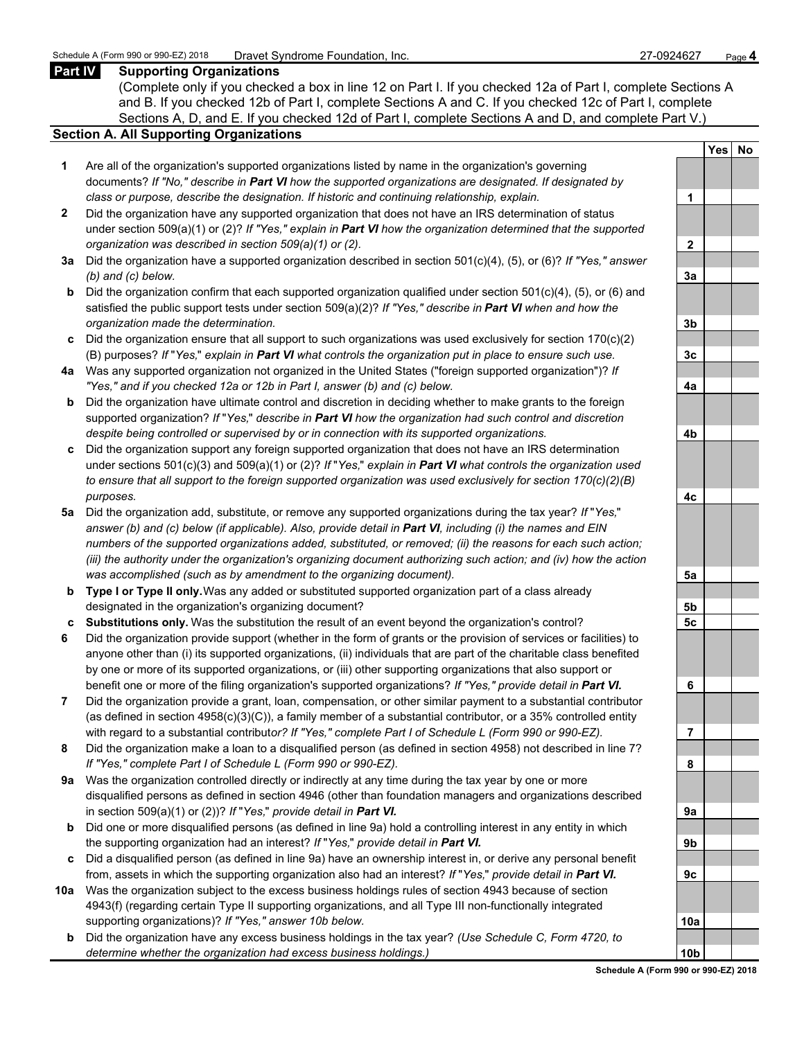Schedule A (Form 990 or 990-EZ) 2018 Dravet Syndrome Foundation, Inc. 27-0924627

**Part IV Supporting Organizations**

(Complete only if you checked a box in line 12 on Part I. If you checked 12a of Part I, complete Sections A and B. If you checked 12b of Part I, complete Sections A and C. If you checked 12c of Part I, complete Sections A, D, and E. If you checked 12d of Part I, complete Sections A and D, and complete Part V.)

**Section A. All Supporting Organizations**

| | | | Yes | No |
|---|---|---|---|---|
| **1** | Are all of the organization's supported organizations listed by name in the organization's governing documents? *If "No," describe in **Part VI** how the supported organizations are designated. If designated by class or purpose, describe the designation. If historic and continuing relationship, explain.* | 1 | | |
| **2** | Did the organization have any supported organization that does not have an IRS determination of status under section 509(a)(1) or (2)? *If "Yes," explain in **Part VI** how the organization determined that the supported organization was described in section 509(a)(1) or (2).* | 2 | | |
| **3a** | Did the organization have a supported organization described in section 501(c)(4), (5), or (6)? *If "Yes," answer (b) and (c) below.* | 3a | | |
| **b** | Did the organization confirm that each supported organization qualified under section 501(c)(4), (5), or (6) and satisfied the public support tests under section 509(a)(2)? *If "Yes," describe in **Part VI** when and how the organization made the determination.* | 3b | | |
| **c** | Did the organization ensure that all support to such organizations was used exclusively for section 170(c)(2)(B) purposes? *If "Yes," explain in **Part VI** what controls the organization put in place to ensure such use.* | 3c | | |
| **4a** | Was any supported organization not organized in the United States ("foreign supported organization")? *If "Yes," and if you checked 12a or 12b in Part I, answer (b) and (c) below.* | 4a | | |
| **b** | Did the organization have ultimate control and discretion in deciding whether to make grants to the foreign supported organization? *If "Yes," describe in **Part VI** how the organization had such control and discretion despite being controlled or supervised by or in connection with its supported organizations.* | 4b | | |
| **c** | Did the organization support any foreign supported organization that does not have an IRS determination under sections 501(c)(3) and 509(a)(1) or (2)? *If "Yes," explain in **Part VI** what controls the organization used to ensure that all support to the foreign supported organization was used exclusively for section 170(c)(2)(B) purposes.* | 4c | | |
| **5a** | Did the organization add, substitute, or remove any supported organizations during the tax year? *If "Yes," answer (b) and (c) below (if applicable). Also, provide detail in **Part VI**, including (i) the names and EIN numbers of the supported organizations added, substituted, or removed; (ii) the reasons for each such action; (iii) the authority under the organization's organizing document authorizing such action; and (iv) how the action was accomplished (such as by amendment to the organizing document).* | 5a | | |
| **b** | **Type I or Type II only.** Was any added or substituted supported organization part of a class already designated in the organization's organizing document? | 5b | | |
| **c** | **Substitutions only.** Was the substitution the result of an event beyond the organization's control? | 5c | | |
| **6** | Did the organization provide support (whether in the form of grants or the provision of services or facilities) to anyone other than (i) its supported organizations, (ii) individuals that are part of the charitable class benefited by one or more of its supported organizations, or (iii) other supporting organizations that also support or benefit one or more of the filing organization's supported organizations? *If "Yes," provide detail in **Part VI.*** | 6 | | |
| **7** | Did the organization provide a grant, loan, compensation, or other similar payment to a substantial contributor (as defined in section 4958(c)(3)(C)), a family member of a substantial contributor, or a 35% controlled entity with regard to a substantial contributor? *If "Yes," complete Part I of Schedule L (Form 990 or 990-EZ).* | 7 | | |
| **8** | Did the organization make a loan to a disqualified person (as defined in section 4958) not described in line 7? *If "Yes," complete Part I of Schedule L (Form 990 or 990-EZ).* | 8 | | |
| **9a** | Was the organization controlled directly or indirectly at any time during the tax year by one or more disqualified persons as defined in section 4946 (other than foundation managers and organizations described in section 509(a)(1) or (2))? *If "Yes," provide detail in **Part VI.*** | 9a | | |
| **b** | Did one or more disqualified persons (as defined in line 9a) hold a controlling interest in any entity in which the supporting organization had an interest? *If "Yes," provide detail in **Part VI.*** | 9b | | |
| **c** | Did a disqualified person (as defined in line 9a) have an ownership interest in, or derive any personal benefit from, assets in which the supporting organization also had an interest? *If "Yes," provide detail in **Part VI.*** | 9c | | |
| **10a** | Was the organization subject to the excess business holdings rules of section 4943 because of section 4943(f) (regarding certain Type II supporting organizations, and all Type III non-functionally integrated supporting organizations)? *If "Yes," answer 10b below.* | 10a | | |
| **b** | Did the organization have any excess business holdings in the tax year? *(Use Schedule C, Form 4720, to determine whether the organization had excess business holdings.)* | 10b | | |

**Schedule A (Form 990 or 990-EZ) 2018**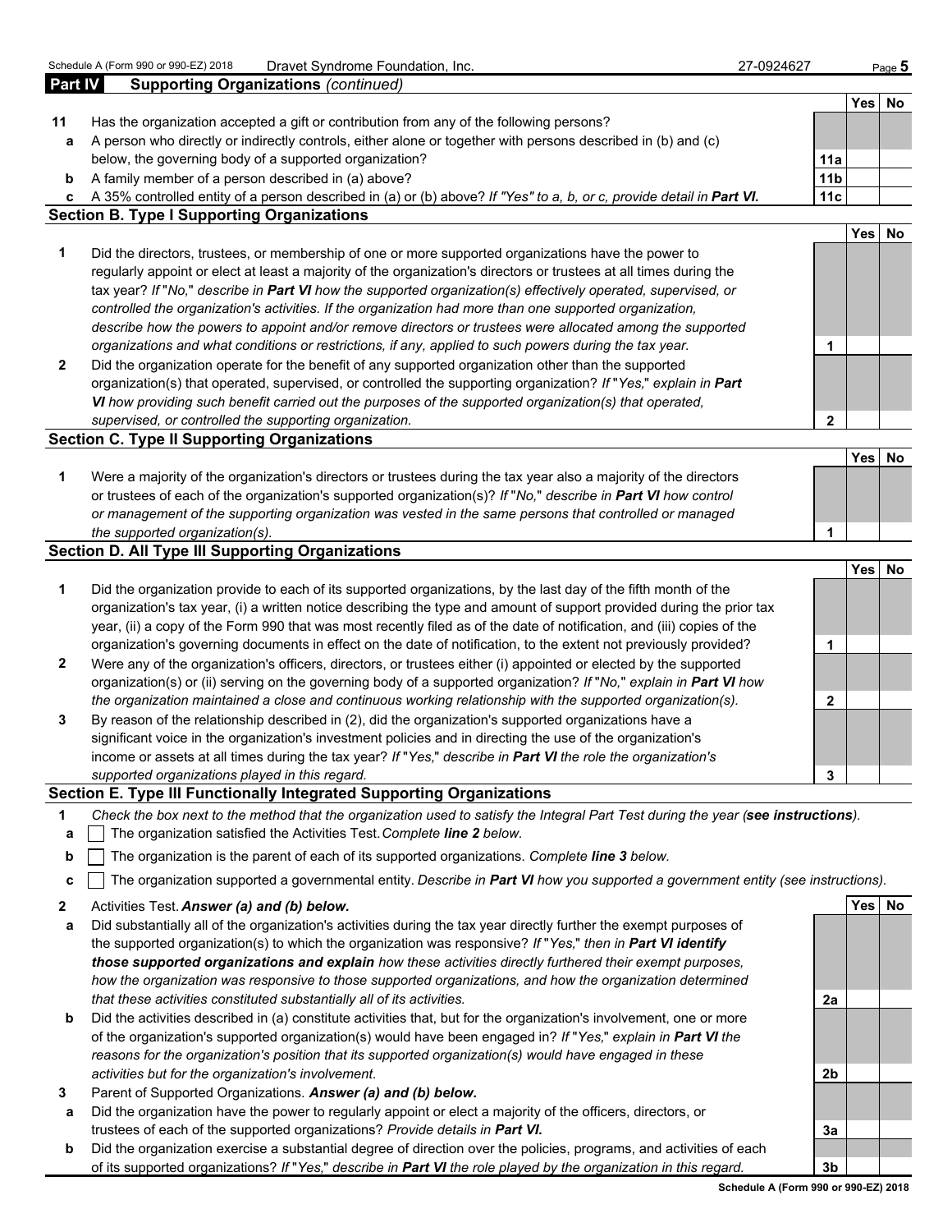Schedule A (Form 990 or 990-EZ) 2018 Dravet Syndrome Foundation, Inc. 27-0924627

**Part IV Supporting Organizations** *(continued)*

| | | | Yes | No |
|---|---|---|---|---|
| **11** | Has the organization accepted a gift or contribution from any of the following persons? | | | |
| **a** | A person who directly or indirectly controls, either alone or together with persons described in (b) and (c) below, the governing body of a supported organization? | **11a** | | |
| **b** | A family member of a person described in (a) above? | **11b** | | |
| **c** | A 35% controlled entity of a person described in (a) or (b) above? *If "Yes" to a, b, or c, provide detail in* ***Part VI.*** | **11c** | | |

**Section B. Type I Supporting Organizations**

| | | | Yes | No |
|---|---|---|---|---|
| **1** | Did the directors, trustees, or membership of one or more supported organizations have the power to regularly appoint or elect at least a majority of the organization's directors or trustees at all times during the tax year? *If "No," describe in* ***Part VI*** *how the supported organization(s) effectively operated, supervised, or controlled the organization's activities. If the organization had more than one supported organization, describe how the powers to appoint and/or remove directors or trustees were allocated among the supported organizations and what conditions or restrictions, if any, applied to such powers during the tax year.* | **1** | | |
| **2** | Did the organization operate for the benefit of any supported organization other than the supported organization(s) that operated, supervised, or controlled the supporting organization? *If "Yes," explain in* ***Part VI*** *how providing such benefit carried out the purposes of the supported organization(s) that operated, supervised, or controlled the supporting organization.* | **2** | | |

**Section C. Type II Supporting Organizations**

| | | | Yes | No |
|---|---|---|---|---|
| **1** | Were a majority of the organization's directors or trustees during the tax year also a majority of the directors or trustees of each of the organization's supported organization(s)? *If "No," describe in* ***Part VI*** *how control or management of the supporting organization was vested in the same persons that controlled or managed the supported organization(s).* | **1** | | |

**Section D. All Type III Supporting Organizations**

| | | | Yes | No |
|---|---|---|---|---|
| **1** | Did the organization provide to each of its supported organizations, by the last day of the fifth month of the organization's tax year, (i) a written notice describing the type and amount of support provided during the prior tax year, (ii) a copy of the Form 990 that was most recently filed as of the date of notification, and (iii) copies of the organization's governing documents in effect on the date of notification, to the extent not previously provided? | **1** | | |
| **2** | Were any of the organization's officers, directors, or trustees either (i) appointed or elected by the supported organization(s) or (ii) serving on the governing body of a supported organization? *If "No," explain in* ***Part VI*** *how the organization maintained a close and continuous working relationship with the supported organization(s).* | **2** | | |
| **3** | By reason of the relationship described in (2), did the organization's supported organizations have a significant voice in the organization's investment policies and in directing the use of the organization's income or assets at all times during the tax year? *If "Yes," describe in* ***Part VI*** *the role the organization's supported organizations played in this regard.* | **3** | | |

**Section E. Type III Functionally Integrated Supporting Organizations**

**1** *Check the box next to the method that the organization used to satisfy the Integral Part Test during the year (****see instructions****).*

- **a** ☐ The organization satisfied the Activities Test. *Complete* ***line 2*** *below.*
- **b** ☐ The organization is the parent of each of its supported organizations. *Complete* ***line 3*** *below.*
- **c** ☐ The organization supported a governmental entity. *Describe in* ***Part VI*** *how you supported a government entity (see instructions).*

| | | | Yes | No |
|---|---|---|---|---|
| **2** | Activities Test. ***Answer (a) and (b) below.*** | | | |
| **a** | Did substantially all of the organization's activities during the tax year directly further the exempt purposes of the supported organization(s) to which the organization was responsive? *If "Yes," then in* ***Part VI identify those supported organizations and explain*** *how these activities directly furthered their exempt purposes, how the organization was responsive to those supported organizations, and how the organization determined that these activities constituted substantially all of its activities.* | **2a** | | |
| **b** | Did the activities described in (a) constitute activities that, but for the organization's involvement, one or more of the organization's supported organization(s) would have been engaged in? *If "Yes," explain in* ***Part VI*** *the reasons for the organization's position that its supported organization(s) would have engaged in these activities but for the organization's involvement.* | **2b** | | |
| **3** | Parent of Supported Organizations. ***Answer (a) and (b) below.*** | | | |
| **a** | Did the organization have the power to regularly appoint or elect a majority of the officers, directors, or trustees of each of the supported organizations? ***Provide details in Part VI.*** | **3a** | | |
| **b** | Did the organization exercise a substantial degree of direction over the policies, programs, and activities of each of its supported organizations? *If "Yes," describe in* ***Part VI*** *the role played by the organization in this regard.* | **3b** | | |

**Schedule A (Form 990 or 990-EZ) 2018**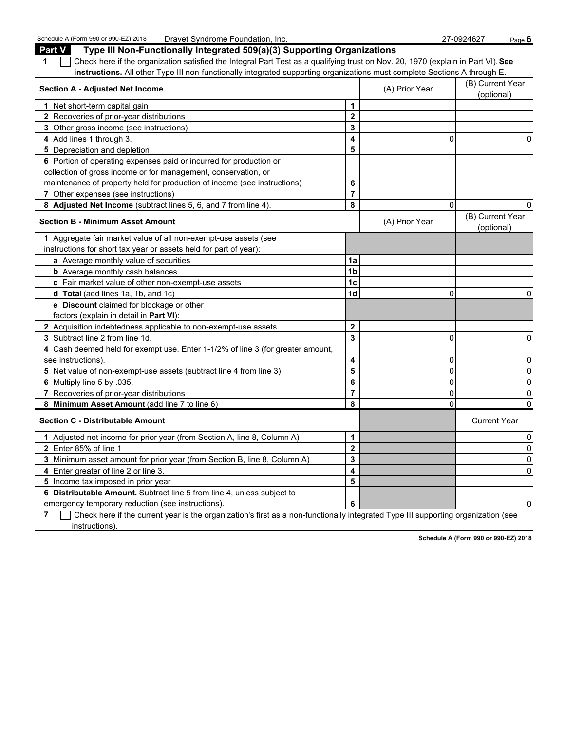## Part V Type III Non-Functionally Integrated 509(a)(3) Supporting Organizations

**1** ☐ Check here if the organization satisfied the Integral Part Test as a qualifying trust on Nov. 20, 1970 (explain in Part VI). **See instructions.** All other Type III non-functionally integrated supporting organizations must complete Sections A through E.

| **Section A - Adjusted Net Income** | | (A) Prior Year | (B) Current Year (optional) |
|---|---|---|---|
| **1** Net short-term capital gain | **1** | | |
| **2** Recoveries of prior-year distributions | **2** | | |
| **3** Other gross income (see instructions) | **3** | | |
| **4** Add lines 1 through 3. | **4** | 0 | 0 |
| **5** Depreciation and depletion | **5** | | |
| **6** Portion of operating expenses paid or incurred for production or collection of gross income or for management, conservation, or maintenance of property held for production of income (see instructions) | **6** | | |
| **7** Other expenses (see instructions) | **7** | | |
| **8 Adjusted Net Income** (subtract lines 5, 6, and 7 from line 4). | **8** | 0 | 0 |

| **Section B - Minimum Asset Amount** | | (A) Prior Year | (B) Current Year (optional) |
|---|---|---|---|
| **1** Aggregate fair market value of all non-exempt-use assets (see instructions for short tax year or assets held for part of year): | | | |
| **a** Average monthly value of securities | **1a** | | |
| **b** Average monthly cash balances | **1b** | | |
| **c** Fair market value of other non-exempt-use assets | **1c** | | |
| **d Total** (add lines 1a, 1b, and 1c) | **1d** | 0 | 0 |
| **e Discount** claimed for blockage or other factors (explain in detail in **Part VI**): | | | |
| **2** Acquisition indebtedness applicable to non-exempt-use assets | **2** | | |
| **3** Subtract line 2 from line 1d. | **3** | 0 | 0 |
| **4** Cash deemed held for exempt use. Enter 1-1/2% of line 3 (for greater amount, see instructions). | **4** | 0 | 0 |
| **5** Net value of non-exempt-use assets (subtract line 4 from line 3) | **5** | 0 | 0 |
| **6** Multiply line 5 by .035. | **6** | 0 | 0 |
| **7** Recoveries of prior-year distributions | **7** | 0 | 0 |
| **8 Minimum Asset Amount** (add line 7 to line 6) | **8** | 0 | 0 |

| **Section C - Distributable Amount** | | | Current Year |
|---|---|---|---|
| **1** Adjusted net income for prior year (from Section A, line 8, Column A) | **1** | | 0 |
| **2** Enter 85% of line 1 | **2** | | 0 |
| **3** Minimum asset amount for prior year (from Section B, line 8, Column A) | **3** | | 0 |
| **4** Enter greater of line 2 or line 3. | **4** | | 0 |
| **5** Income tax imposed in prior year | **5** | | |
| **6 Distributable Amount.** Subtract line 5 from line 4, unless subject to emergency temporary reduction (see instructions). | **6** | | 0 |

**7** ☐ Check here if the current year is the organization's first as a non-functionally integrated Type III supporting organization (see instructions).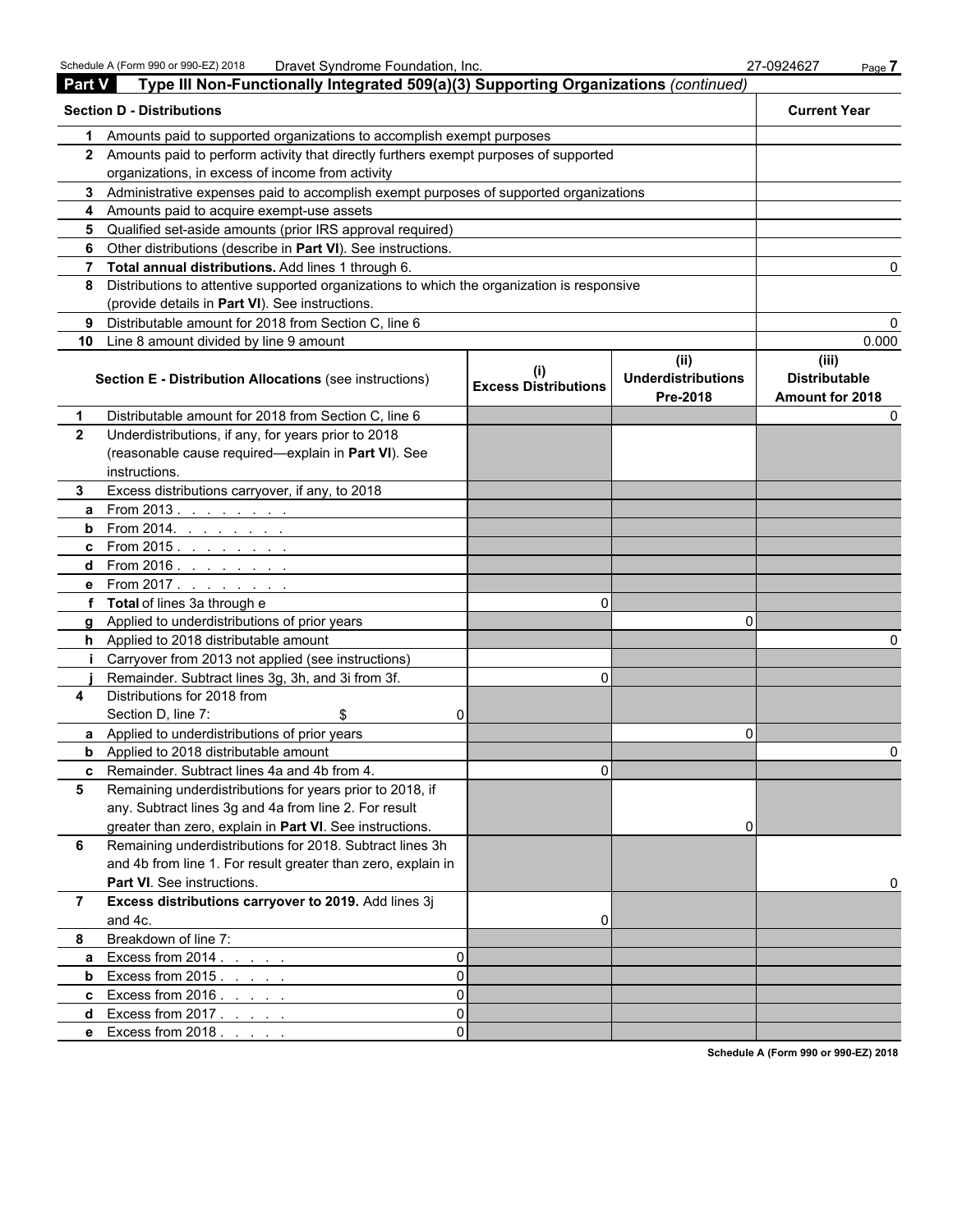Schedule A (Form 990 or 990-EZ) 2018 Dravet Syndrome Foundation, Inc. 27-0924627

## Part V Type III Non-Functionally Integrated 509(a)(3) Supporting Organizations *(continued)*

| Section D - Distributions | | Current Year |
|---|---|---|
| 1 | Amounts paid to supported organizations to accomplish exempt purposes | |
| 2 | Amounts paid to perform activity that directly furthers exempt purposes of supported organizations, in excess of income from activity | |
| 3 | Administrative expenses paid to accomplish exempt purposes of supported organizations | |
| 4 | Amounts paid to acquire exempt-use assets | |
| 5 | Qualified set-aside amounts (prior IRS approval required) | |
| 6 | Other distributions (describe in **Part VI**). See instructions. | |
| 7 | **Total annual distributions.** Add lines 1 through 6. | 0 |
| 8 | Distributions to attentive supported organizations to which the organization is responsive (provide details in **Part VI**). See instructions. | |
| 9 | Distributable amount for 2018 from Section C, line 6 | 0 |
| 10 | Line 8 amount divided by line 9 amount | 0.000 |

| | **Section E - Distribution Allocations** (see instructions) | (i) Excess Distributions | (ii) Underdistributions Pre-2018 | (iii) Distributable Amount for 2018 |
|---|---|---|---|---|
| 1 | Distributable amount for 2018 from Section C, line 6 | | | 0 |
| 2 | Underdistributions, if any, for years prior to 2018 (reasonable cause required—explain in **Part VI**). See instructions. | | | |
| 3 | Excess distributions carryover, if any, to 2018 | | | |
| a | From 2013 | | | |
| b | From 2014 | | | |
| c | From 2015 | | | |
| d | From 2016 | | | |
| e | From 2017 | | | |
| f | **Total** of lines 3a through e | 0 | | |
| g | Applied to underdistributions of prior years | | 0 | |
| h | Applied to 2018 distributable amount | | | 0 |
| i | Carryover from 2013 not applied (see instructions) | | | |
| j | Remainder. Subtract lines 3g, 3h, and 3i from 3f. | 0 | | |
| 4 | Distributions for 2018 from Section D, line 7: $ 0 | | | |
| a | Applied to underdistributions of prior years | | 0 | |
| b | Applied to 2018 distributable amount | | | 0 |
| c | Remainder. Subtract lines 4a and 4b from 4. | 0 | | |
| 5 | Remaining underdistributions for years prior to 2018, if any. Subtract lines 3g and 4a from line 2. For result greater than zero, explain in **Part VI**. See instructions. | | 0 | |
| 6 | Remaining underdistributions for 2018. Subtract lines 3h and 4b from line 1. For result greater than zero, explain in **Part VI**. See instructions. | | | 0 |
| 7 | **Excess distributions carryover to 2019.** Add lines 3j and 4c. | 0 | | |
| 8 | Breakdown of line 7: | | | |
| a | Excess from 2014 . . . . . 0 | | | |
| b | Excess from 2015 . . . . . 0 | | | |
| c | Excess from 2016 . . . . . 0 | | | |
| d | Excess from 2017 . . . . . 0 | | | |
| e | Excess from 2018 . . . . . 0 | | | |

Schedule A (Form 990 or 990-EZ) 2018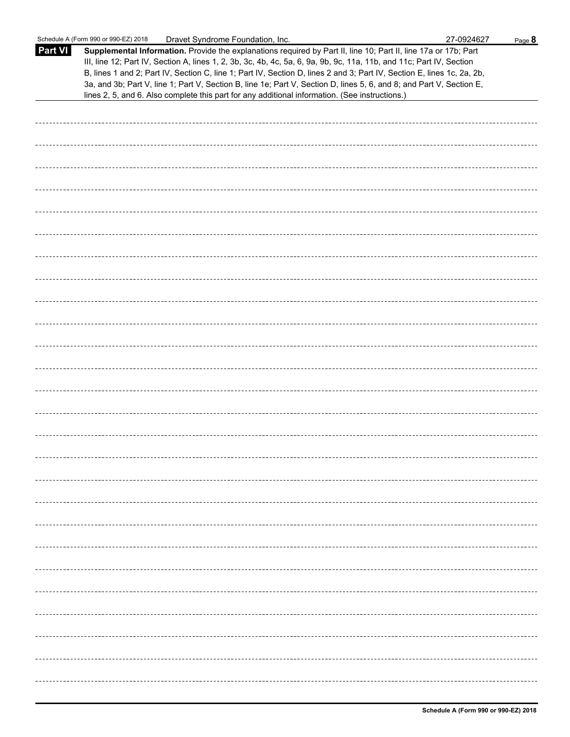Schedule A (Form 990 or 990-EZ) 2018 Dravet Syndrome Foundation, Inc. 27-0924627

**Part VI** **Supplemental Information.** Provide the explanations required by Part II, line 10; Part II, line 17a or 17b; Part III, line 12; Part IV, Section A, lines 1, 2, 3b, 3c, 4b, 4c, 5a, 6, 9a, 9b, 9c, 11a, 11b, and 11c; Part IV, Section B, lines 1 and 2; Part IV, Section C, line 1; Part IV, Section D, lines 2 and 3; Part IV, Section E, lines 1c, 2a, 2b, 3a, and 3b; Part V, line 1; Part V, Section B, line 1e; Part V, Section D, lines 5, 6, and 8; and Part V, Section E, lines 2, 5, and 6. Also complete this part for any additional information. (See instructions.)

Schedule A (Form 990 or 990-EZ) 2018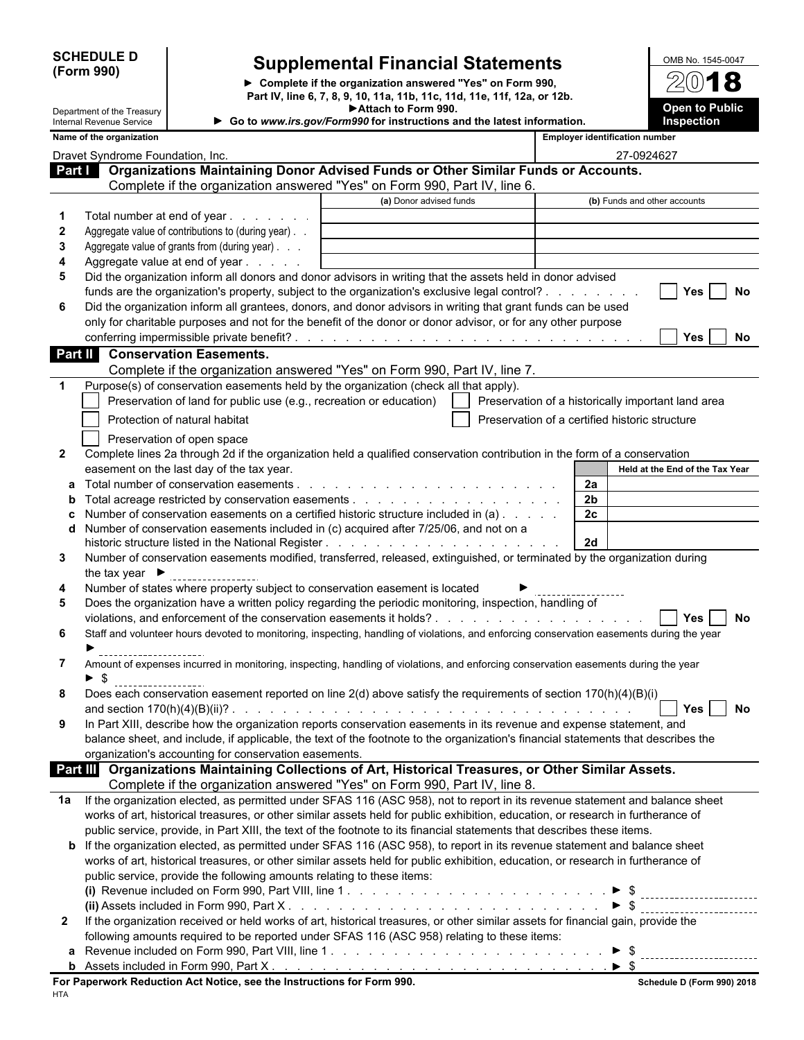**SCHEDULE D (Form 990)**

Department of the Treasury
Internal Revenue Service

# Supplemental Financial Statements

► Complete if the organization answered "Yes" on Form 990, Part IV, line 6, 7, 8, 9, 10, 11a, 11b, 11c, 11d, 11e, 11f, 12a, or 12b.
► Attach to Form 990.
► Go to *www.irs.gov/Form990* for instructions and the latest information.

OMB No. 1545-0047

**2018**

**Open to Public Inspection**

| Name of the organization | Employer identification number |
|---|---|
| Dravet Syndrome Foundation, Inc. | 27-0924627 |

## Part I Organizations Maintaining Donor Advised Funds or Other Similar Funds or Accounts.

Complete if the organization answered "Yes" on Form 990, Part IV, line 6.

| | | (a) Donor advised funds | (b) Funds and other accounts |
|---|---|---|---|
| 1 | Total number at end of year | | |
| 2 | Aggregate value of contributions to (during year) | | |
| 3 | Aggregate value of grants from (during year) | | |
| 4 | Aggregate value at end of year | | |

5 Did the organization inform all donors and donor advisors in writing that the assets held in donor advised funds are the organization's property, subject to the organization's exclusive legal control? ☐ Yes ☐ No

6 Did the organization inform all grantees, donors, and donor advisors in writing that grant funds can be used only for charitable purposes and not for the benefit of the donor or donor advisor, or for any other purpose conferring impermissible private benefit? ☐ Yes ☐ No

## Part II Conservation Easements.

Complete if the organization answered "Yes" on Form 990, Part IV, line 7.

1 Purpose(s) of conservation easements held by the organization (check all that apply).

- ☐ Preservation of land for public use (e.g., recreation or education)
- ☐ Preservation of a historically important land area
- ☐ Protection of natural habitat
- ☐ Preservation of a certified historic structure
- ☐ Preservation of open space

2 Complete lines 2a through 2d if the organization held a qualified conservation contribution in the form of a conservation easement on the last day of the tax year.

| | | | Held at the End of the Tax Year |
|---|---|---|---|
| a | Total number of conservation easements | 2a | |
| b | Total acreage restricted by conservation easements | 2b | |
| c | Number of conservation easements on a certified historic structure included in (a) | 2c | |
| d | Number of conservation easements included in (c) acquired after 7/25/06, and not on a historic structure listed in the National Register | 2d | |

3 Number of conservation easements modified, transferred, released, extinguished, or terminated by the organization during the tax year ►

4 Number of states where property subject to conservation easement is located ►

5 Does the organization have a written policy regarding the periodic monitoring, inspection, handling of violations, and enforcement of the conservation easements it holds? ☐ Yes ☐ No

6 Staff and volunteer hours devoted to monitoring, inspecting, handling of violations, and enforcing conservation easements during the year ►

7 Amount of expenses incurred in monitoring, inspecting, handling of violations, and enforcing conservation easements during the year ► $

8 Does each conservation easement reported on line 2(d) above satisfy the requirements of section 170(h)(4)(B)(i) and section 170(h)(4)(B)(ii)? ☐ Yes ☐ No

9 In Part XIII, describe how the organization reports conservation easements in its revenue and expense statement, and balance sheet, and include, if applicable, the text of the footnote to the organization's financial statements that describes the organization's accounting for conservation easements.

## Part III Organizations Maintaining Collections of Art, Historical Treasures, or Other Similar Assets.

Complete if the organization answered "Yes" on Form 990, Part IV, line 8.

1a If the organization elected, as permitted under SFAS 116 (ASC 958), not to report in its revenue statement and balance sheet works of art, historical treasures, or other similar assets held for public exhibition, education, or research in furtherance of public service, provide, in Part XIII, the text of the footnote to its financial statements that describes these items.

b If the organization elected, as permitted under SFAS 116 (ASC 958), to report in its revenue statement and balance sheet works of art, historical treasures, or other similar assets held for public exhibition, education, or research in furtherance of public service, provide the following amounts relating to these items:

(i) Revenue included on Form 990, Part VIII, line 1 ► $

(ii) Assets included in Form 990, Part X ► $

2 If the organization received or held works of art, historical treasures, or other similar assets for financial gain, provide the following amounts required to be reported under SFAS 116 (ASC 958) relating to these items:

a Revenue included on Form 990, Part VIII, line 1 ► $

b Assets included in Form 990, Part X ► $

**For Paperwork Reduction Act Notice, see the Instructions for Form 990.** **Schedule D (Form 990) 2018**

HTA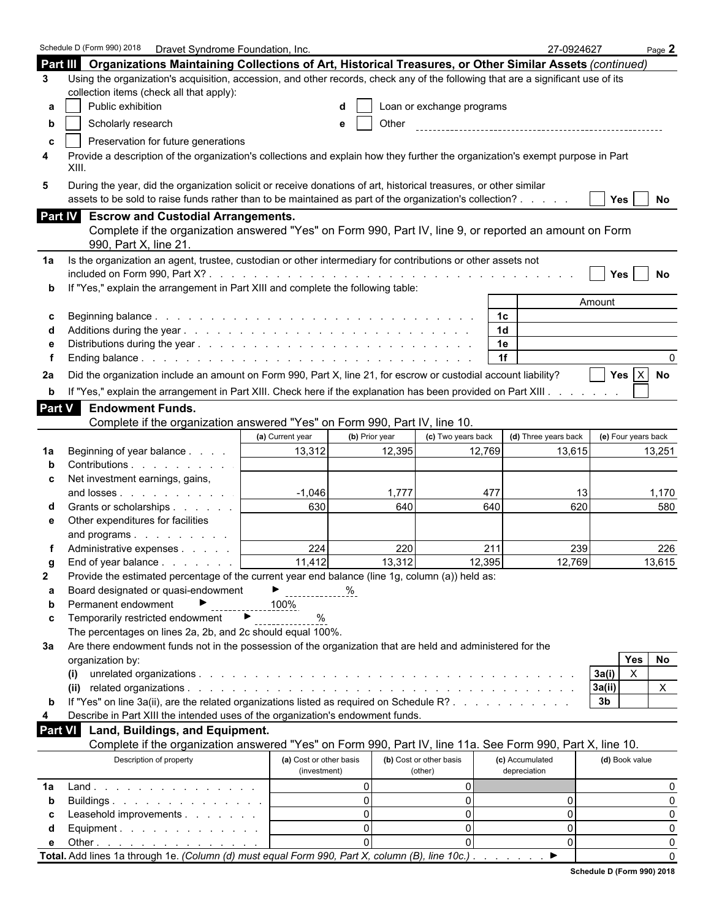Schedule D (Form 990) 2018 Dravet Syndrome Foundation, Inc. 27-0924627 Page **2**

## Part III Organizations Maintaining Collections of Art, Historical Treasures, or Other Similar Assets *(continued)*

**3** Using the organization's acquisition, accession, and other records, check any of the following that are a significant use of its collection items (check all that apply):

- **a** ☐ Public exhibition
- **b** ☐ Scholarly research
- **c** ☐ Preservation for future generations
- **d** ☐ Loan or exchange programs
- **e** ☐ Other

**4** Provide a description of the organization's collections and explain how they further the organization's exempt purpose in Part XIII.

**5** During the year, did the organization solicit or receive donations of art, historical treasures, or other similar assets to be sold to raise funds rather than to be maintained as part of the organization's collection? ☐ Yes ☐ No

## Part IV Escrow and Custodial Arrangements.

Complete if the organization answered "Yes" on Form 990, Part IV, line 9, or reported an amount on Form 990, Part X, line 21.

**1a** Is the organization an agent, trustee, custodian or other intermediary for contributions or other assets not included on Form 990, Part X? ☐ Yes ☐ No

**b** If "Yes," explain the arrangement in Part XIII and complete the following table:

| | | | Amount |
|---|---|---|---|
| c | Beginning balance | 1c | |
| d | Additions during the year | 1d | |
| e | Distributions during the year | 1e | |
| f | Ending balance | 1f | 0 |

**2a** Did the organization include an amount on Form 990, Part X, line 21, for escrow or custodial account liability? ☐ Yes ☒ No

**b** If "Yes," explain the arrangement in Part XIII. Check here if the explanation has been provided on Part XIII ☐

## Part V Endowment Funds.

Complete if the organization answered "Yes" on Form 990, Part IV, line 10.

| | | (a) Current year | (b) Prior year | (c) Two years back | (d) Three years back | (e) Four years back |
|---|---|---|---|---|---|---|
| 1a | Beginning of year balance | 13,312 | 12,395 | 12,769 | 13,615 | 13,251 |
| b | Contributions | | | | | |
| c | Net investment earnings, gains, and losses | -1,046 | 1,777 | 477 | 13 | 1,170 |
| d | Grants or scholarships | 630 | 640 | 640 | 620 | 580 |
| e | Other expenditures for facilities and programs | | | | | |
| f | Administrative expenses | 224 | 220 | 211 | 239 | 226 |
| g | End of year balance | 11,412 | 13,312 | 12,395 | 12,769 | 13,615 |

**2** Provide the estimated percentage of the current year end balance (line 1g, column (a)) held as:

- **a** Board designated or quasi-endowment ► %
- **b** Permanent endowment ► 100%
- **c** Temporarily restricted endowment ► %

The percentages on lines 2a, 2b, and 2c should equal 100%.

**3a** Are there endowment funds not in the possession of the organization that are held and administered for the organization by:

| | | | Yes | No |
|---|---|---|---|---|
| (i) | unrelated organizations | 3a(i) | X | |
| (ii) | related organizations | 3a(ii) | | X |
| b | If "Yes" on line 3a(ii), are the related organizations listed as required on Schedule R? | 3b | | |

**4** Describe in Part XIII the intended uses of the organization's endowment funds.

## Part VI Land, Buildings, and Equipment.

Complete if the organization answered "Yes" on Form 990, Part IV, line 11a. See Form 990, Part X, line 10.

| | Description of property | (a) Cost or other basis (investment) | (b) Cost or other basis (other) | (c) Accumulated depreciation | (d) Book value |
|---|---|---|---|---|---|
| 1a | Land | 0 | 0 | | 0 |
| b | Buildings | 0 | 0 | 0 | 0 |
| c | Leasehold improvements | 0 | 0 | 0 | 0 |
| d | Equipment | 0 | 0 | 0 | 0 |
| e | Other | 0 | 0 | 0 | 0 |

**Total.** Add lines 1a through 1e. *(Column (d) must equal Form 990, Part X, column (B), line 10c.)* ► 0

Schedule D (Form 990) 2018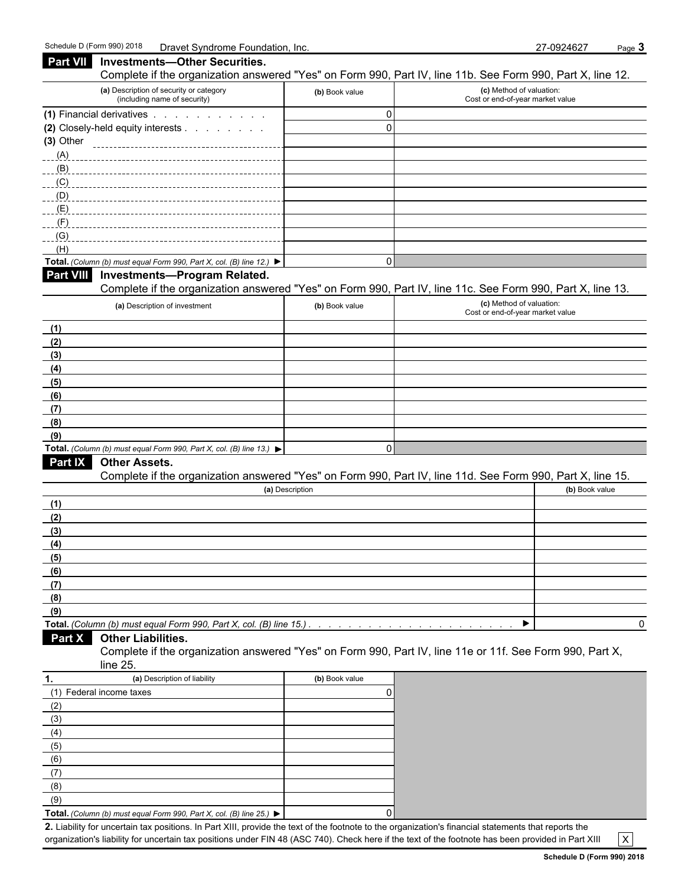## Part VII Investments—Other Securities.

Complete if the organization answered "Yes" on Form 990, Part IV, line 11b. See Form 990, Part X, line 12.

| (a) Description of security or category (including name of security) | (b) Book value | (c) Method of valuation: Cost or end-of-year market value |
|---|---|---|
| (1) Financial derivatives | 0 | |
| (2) Closely-held equity interests | 0 | |
| (3) Other | | |
| (A) | | |
| (B) | | |
| (C) | | |
| (D) | | |
| (E) | | |
| (F) | | |
| (G) | | |
| (H) | | |
| **Total.** *(Column (b) must equal Form 990, Part X, col. (B) line 12.)* ▶ | 0 | |

## Part VIII Investments—Program Related.

Complete if the organization answered "Yes" on Form 990, Part IV, line 11c. See Form 990, Part X, line 13.

| (a) Description of investment | (b) Book value | (c) Method of valuation: Cost or end-of-year market value |
|---|---|---|
| (1) | | |
| (2) | | |
| (3) | | |
| (4) | | |
| (5) | | |
| (6) | | |
| (7) | | |
| (8) | | |
| (9) | | |
| **Total.** *(Column (b) must equal Form 990, Part X, col. (B) line 13.)* ▶ | 0 | |

## Part IX Other Assets.

Complete if the organization answered "Yes" on Form 990, Part IV, line 11d. See Form 990, Part X, line 15.

| (a) Description | (b) Book value |
|---|---|
| (1) | |
| (2) | |
| (3) | |
| (4) | |
| (5) | |
| (6) | |
| (7) | |
| (8) | |
| (9) | |
| **Total.** *(Column (b) must equal Form 990, Part X, col. (B) line 15.)* ▶ | 0 |

## Part X Other Liabilities.

Complete if the organization answered "Yes" on Form 990, Part IV, line 11e or 11f. See Form 990, Part X, line 25.

| 1. (a) Description of liability | (b) Book value |
|---|---|
| (1) Federal income taxes | 0 |
| (2) | |
| (3) | |
| (4) | |
| (5) | |
| (6) | |
| (7) | |
| (8) | |
| (9) | |
| **Total.** *(Column (b) must equal Form 990, Part X, col. (B) line 25.)* ▶ | 0 |

**2.** Liability for uncertain tax positions. In Part XIII, provide the text of the footnote to the organization's financial statements that reports the organization's liability for uncertain tax positions under FIN 48 (ASC 740). Check here if the text of the footnote has been provided in Part XIII [X]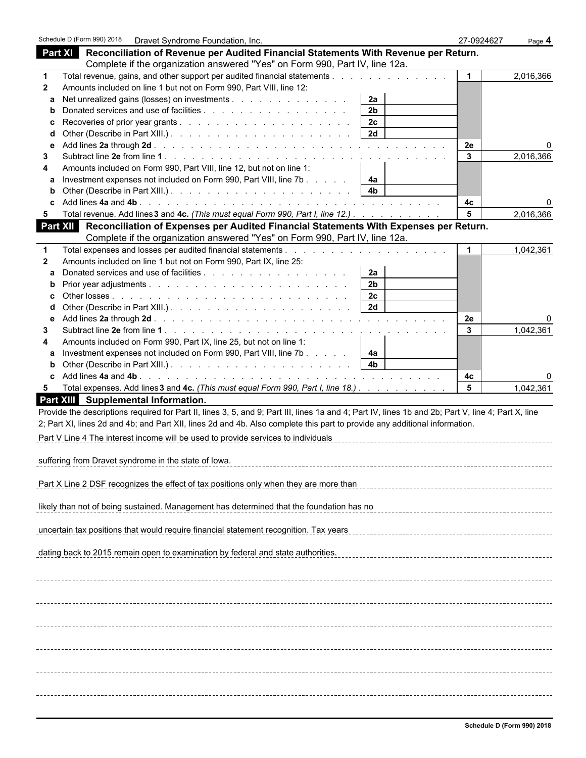Schedule D (Form 990) 2018 Dravet Syndrome Foundation, Inc. 27-0924627 Page **4**

## Part XI Reconciliation of Revenue per Audited Financial Statements With Revenue per Return.

Complete if the organization answered "Yes" on Form 990, Part IV, line 12a.

| | | | | | |
|---|---|---|---|---|---|
| 1 | Total revenue, gains, and other support per audited financial statements | | | 1 | 2,016,366 |
| 2 | Amounts included on line 1 but not on Form 990, Part VIII, line 12: | | | | |
| a | Net unrealized gains (losses) on investments | 2a | | | |
| b | Donated services and use of facilities | 2b | | | |
| c | Recoveries of prior year grants | 2c | | | |
| d | Other (Describe in Part XIII.) | 2d | | | |
| e | Add lines **2a** through **2d** | | | 2e | 0 |
| 3 | Subtract line **2e** from line **1** | | | 3 | 2,016,366 |
| 4 | Amounts included on Form 990, Part VIII, line 12, but not on line 1: | | | | |
| a | Investment expenses not included on Form 990, Part VIII, line 7b | 4a | | | |
| b | Other (Describe in Part XIII.) | 4b | | | |
| c | Add lines **4a** and **4b** | | | 4c | 0 |
| 5 | Total revenue. Add lines **3** and **4c.** *(This must equal Form 990, Part I, line 12.)* | | | 5 | 2,016,366 |

## Part XII Reconciliation of Expenses per Audited Financial Statements With Expenses per Return.

Complete if the organization answered "Yes" on Form 990, Part IV, line 12a.

| | | | | | |
|---|---|---|---|---|---|
| 1 | Total expenses and losses per audited financial statements | | | 1 | 1,042,361 |
| 2 | Amounts included on line 1 but not on Form 990, Part IX, line 25: | | | | |
| a | Donated services and use of facilities | 2a | | | |
| b | Prior year adjustments | 2b | | | |
| c | Other losses | 2c | | | |
| d | Other (Describe in Part XIII.) | 2d | | | |
| e | Add lines **2a** through **2d** | | | 2e | 0 |
| 3 | Subtract line **2e** from line **1** | | | 3 | 1,042,361 |
| 4 | Amounts included on Form 990, Part IX, line 25, but not on line 1: | | | | |
| a | Investment expenses not included on Form 990, Part VIII, line 7b | 4a | | | |
| b | Other (Describe in Part XIII.) | 4b | | | |
| c | Add lines **4a** and **4b** | | | 4c | 0 |
| 5 | Total expenses. Add lines **3** and **4c.** *(This must equal Form 990, Part I, line 18.)* | | | 5 | 1,042,361 |

## Part XIII Supplemental Information.

Provide the descriptions required for Part II, lines 3, 5, and 9; Part III, lines 1a and 4; Part IV, lines 1b and 2b; Part V, line 4; Part X, line 2; Part XI, lines 2d and 4b; and Part XII, lines 2d and 4b. Also complete this part to provide any additional information.

Part V Line 4 The interest income will be used to provide services to individuals suffering from Dravet syndrome in the state of Iowa.

Part X Line 2 DSF recognizes the effect of tax positions only when they are more than likely than not of being sustained. Management has determined that the foundation has no uncertain tax positions that would require financial statement recognition. Tax years dating back to 2015 remain open to examination by federal and state authorities.

**Schedule D (Form 990) 2018**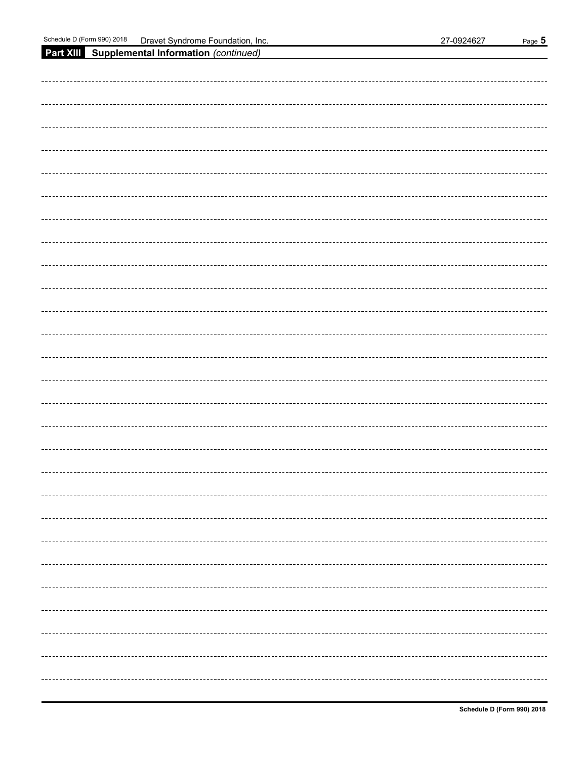## Part XIII Supplemental Information *(continued)*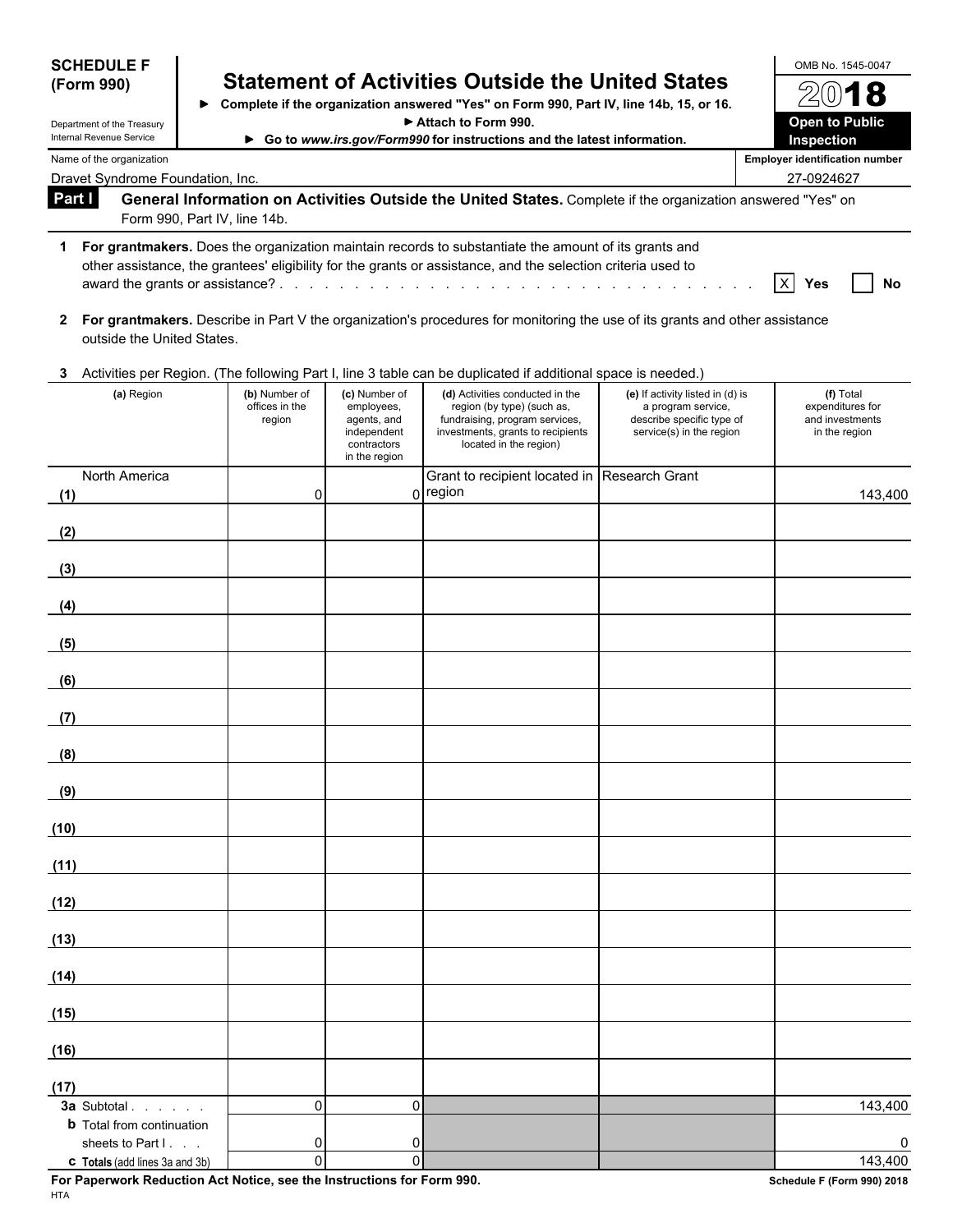**SCHEDULE F (Form 990)**

Department of the Treasury
Internal Revenue Service

# Statement of Activities Outside the United States

► Complete if the organization answered "Yes" on Form 990, Part IV, line 14b, 15, or 16.
► Attach to Form 990.
► Go to *www.irs.gov/Form990* for instructions and the latest information.

OMB No. 1545-0047

**2018**

**Open to Public Inspection**

Name of the organization: Dravet Syndrome Foundation, Inc.

Employer identification number: 27-0924627

## Part I General Information on Activities Outside the United States.

Complete if the organization answered "Yes" on Form 990, Part IV, line 14b.

**1 For grantmakers.** Does the organization maintain records to substantiate the amount of its grants and other assistance, the grantees' eligibility for the grants or assistance, and the selection criteria used to award the grants or assistance? . . . . . [X] **Yes** [ ] **No**

**2 For grantmakers.** Describe in Part V the organization's procedures for monitoring the use of its grants and other assistance outside the United States.

**3** Activities per Region. (The following Part I, line 3 table can be duplicated if additional space is needed.)

| | (a) Region | (b) Number of offices in the region | (c) Number of employees, agents, and independent contractors in the region | (d) Activities conducted in the region (by type) (such as, fundraising, program services, investments, grants to recipients located in the region) | (e) If activity listed in (d) is a program service, describe specific type of service(s) in the region | (f) Total expenditures for and investments in the region |
|---|---|---|---|---|---|---|
| (1) | North America | 0 | 0 | Grant to recipient located in region | Research Grant | 143,400 |
| (2) | | | | | | |
| (3) | | | | | | |
| (4) | | | | | | |
| (5) | | | | | | |
| (6) | | | | | | |
| (7) | | | | | | |
| (8) | | | | | | |
| (9) | | | | | | |
| (10) | | | | | | |
| (11) | | | | | | |
| (12) | | | | | | |
| (13) | | | | | | |
| (14) | | | | | | |
| (15) | | | | | | |
| (16) | | | | | | |
| (17) | | | | | | |
| 3a | Subtotal . . . . . . | 0 | 0 | | | 143,400 |
| b | Total from continuation sheets to Part I . . . | 0 | 0 | | | 0 |
| c | Totals (add lines 3a and 3b) | 0 | 0 | | | 143,400 |

**For Paperwork Reduction Act Notice, see the Instructions for Form 990.**

HTA

**Schedule F (Form 990) 2018**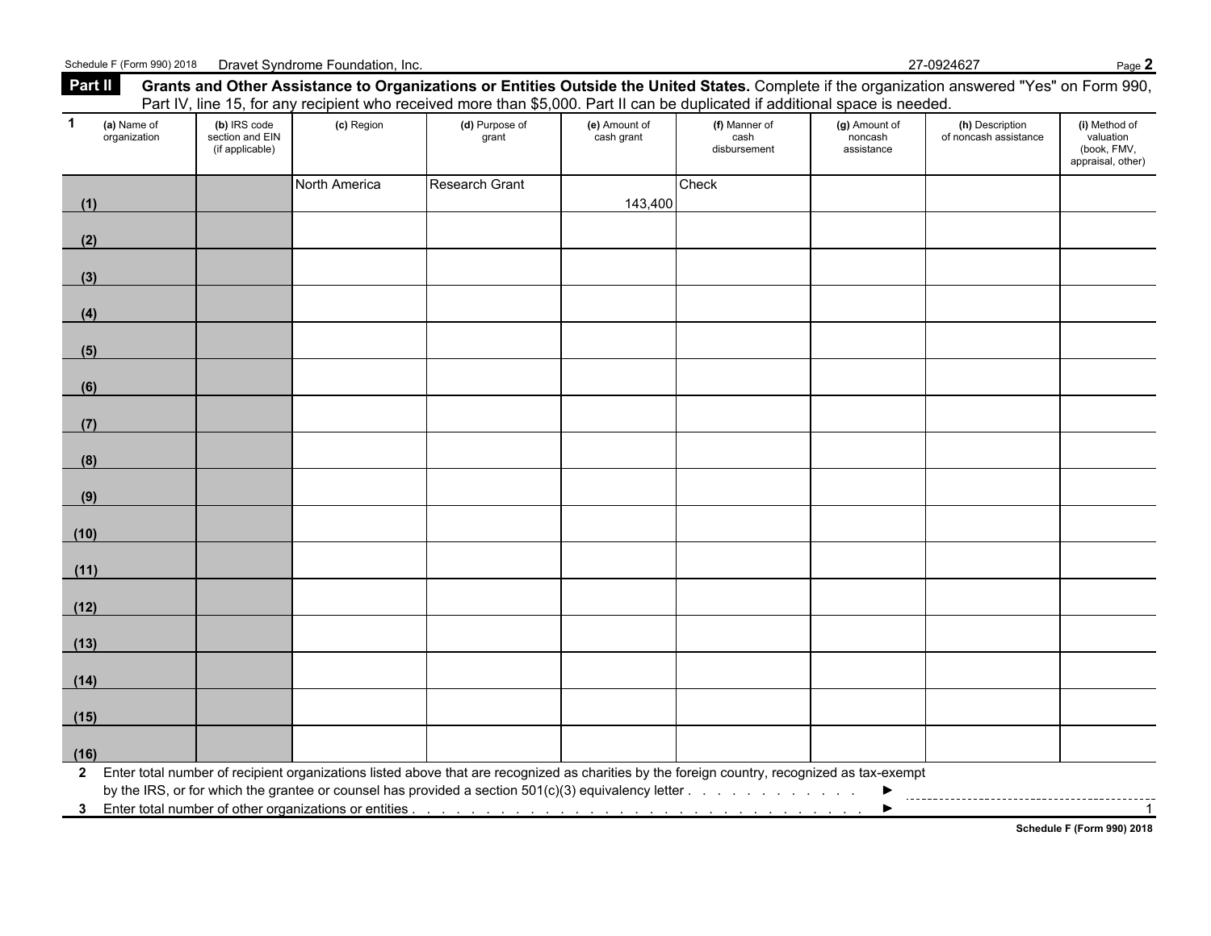Schedule F (Form 990) 2018 Dravet Syndrome Foundation, Inc. 27-0924627 Page **2**

## Part II Grants and Other Assistance to Organizations or Entities Outside the United States.

**Grants and Other Assistance to Organizations or Entities Outside the United States.** Complete if the organization answered "Yes" on Form 990, Part IV, line 15, for any recipient who received more than $5,000. Part II can be duplicated if additional space is needed.

| 1 (a) Name of organization | (b) IRS code section and EIN (if applicable) | (c) Region | (d) Purpose of grant | (e) Amount of cash grant | (f) Manner of cash disbursement | (g) Amount of noncash assistance | (h) Description of noncash assistance | (i) Method of valuation (book, FMV, appraisal, other) |
|---|---|---|---|---|---|---|---|---|
| (1) | | North America | Research Grant | 143,400 | Check | | | |
| (2) | | | | | | | | |
| (3) | | | | | | | | |
| (4) | | | | | | | | |
| (5) | | | | | | | | |
| (6) | | | | | | | | |
| (7) | | | | | | | | |
| (8) | | | | | | | | |
| (9) | | | | | | | | |
| (10) | | | | | | | | |
| (11) | | | | | | | | |
| (12) | | | | | | | | |
| (13) | | | | | | | | |
| (14) | | | | | | | | |
| (15) | | | | | | | | |
| (16) | | | | | | | | |

**2** Enter total number of recipient organizations listed above that are recognized as charities by the foreign country, recognized as tax-exempt by the IRS, or for which the grantee or counsel has provided a section 501(c)(3) equivalency letter . . . . . . . . . . . . . ►

**3** Enter total number of other organizations or entities . . . . . . . . . . . . . . . . . . . . . . . . . . . . . . . ► 1

Schedule F (Form 990) 2018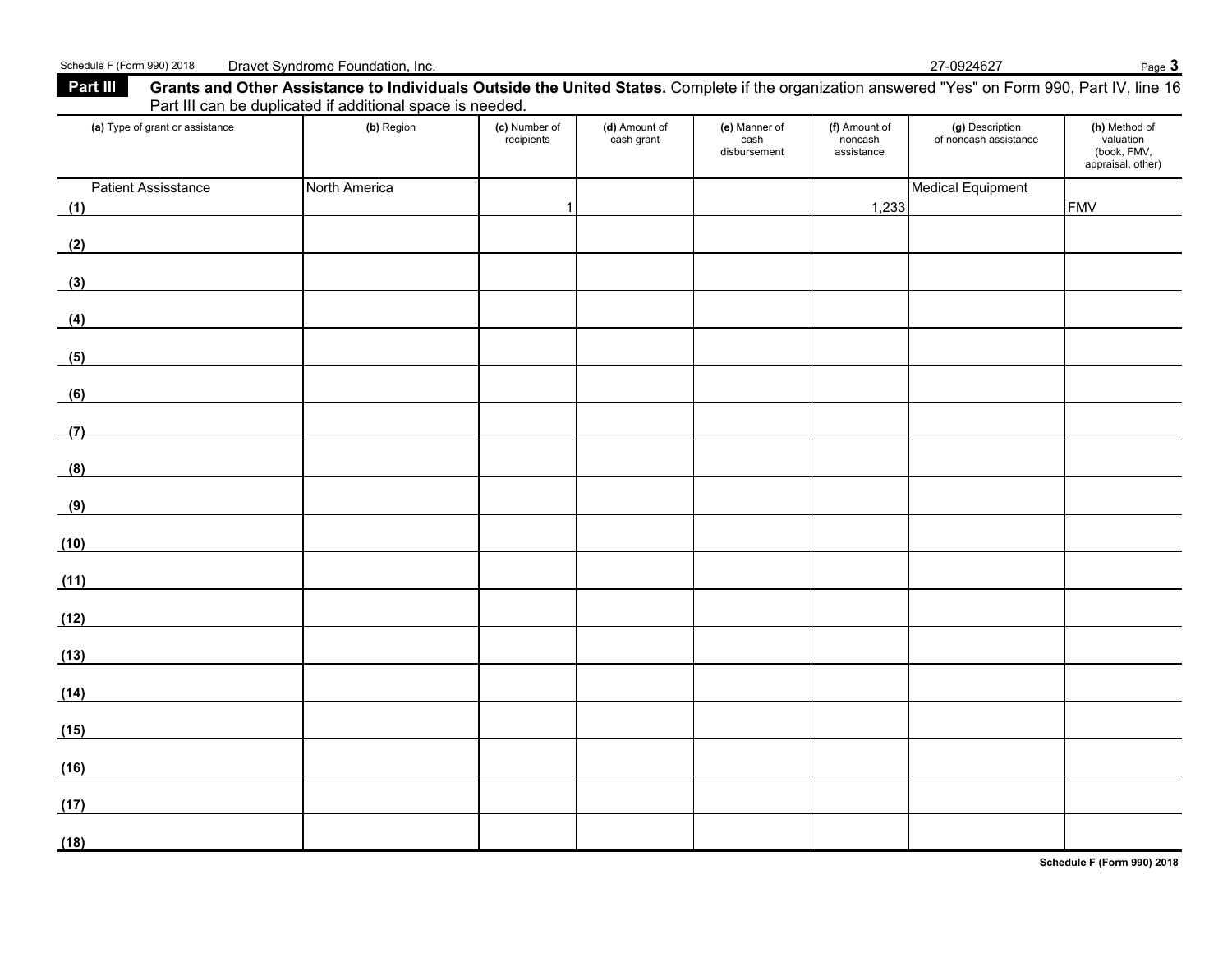Schedule F (Form 990) 2018 Dravet Syndrome Foundation, Inc. 27-0924627

**Part III** **Grants and Other Assistance to Individuals Outside the United States.** Complete if the organization answered "Yes" on Form 990, Part IV, line 16 Part III can be duplicated if additional space is needed.

| | (a) Type of grant or assistance | (b) Region | (c) Number of recipients | (d) Amount of cash grant | (e) Manner of cash disbursement | (f) Amount of noncash assistance | (g) Description of noncash assistance | (h) Method of valuation (book, FMV, appraisal, other) |
|---|---|---|---|---|---|---|---|---|
| (1) | Patient Assisstance | North America | 1 | | | 1,233 | Medical Equipment | FMV |
| (2) | | | | | | | | |
| (3) | | | | | | | | |
| (4) | | | | | | | | |
| (5) | | | | | | | | |
| (6) | | | | | | | | |
| (7) | | | | | | | | |
| (8) | | | | | | | | |
| (9) | | | | | | | | |
| (10) | | | | | | | | |
| (11) | | | | | | | | |
| (12) | | | | | | | | |
| (13) | | | | | | | | |
| (14) | | | | | | | | |
| (15) | | | | | | | | |
| (16) | | | | | | | | |
| (17) | | | | | | | | |
| (18) | | | | | | | | |

**Schedule F (Form 990) 2018**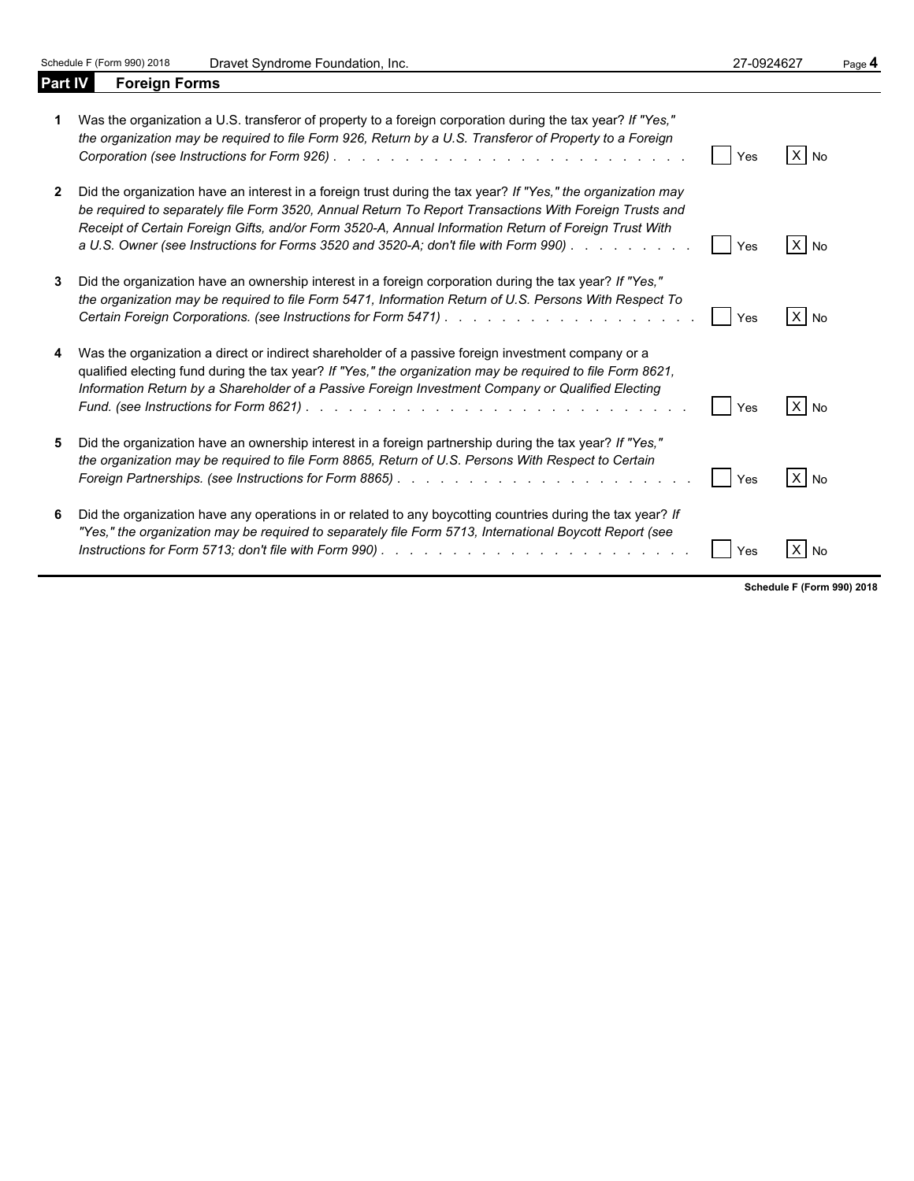## Part IV Foreign Forms

**1** Was the organization a U.S. transferor of property to a foreign corporation during the tax year? *If "Yes," the organization may be required to file Form 926, Return by a U.S. Transferor of Property to a Foreign Corporation (see Instructions for Form 926)* . . . . . . . . . . . . . . . . . . . . . . . . . [ ] Yes [X] No

**2** Did the organization have an interest in a foreign trust during the tax year? *If "Yes," the organization may be required to separately file Form 3520, Annual Return To Report Transactions With Foreign Trusts and Receipt of Certain Foreign Gifts, and/or Form 3520-A, Annual Information Return of Foreign Trust With a U.S. Owner (see Instructions for Forms 3520 and 3520-A; don't file with Form 990)* . . . . . . . . . [ ] Yes [X] No

**3** Did the organization have an ownership interest in a foreign corporation during the tax year? *If "Yes," the organization may be required to file Form 5471, Information Return of U.S. Persons With Respect To Certain Foreign Corporations. (see Instructions for Form 5471)* . . . . . . . . . . . . . . . . . . [ ] Yes [X] No

**4** Was the organization a direct or indirect shareholder of a passive foreign investment company or a qualified electing fund during the tax year? *If "Yes," the organization may be required to file Form 8621, Information Return by a Shareholder of a Passive Foreign Investment Company or Qualified Electing Fund. (see Instructions for Form 8621)* . . . . . . . . . . . . . . . . . . . . . . . . . . [ ] Yes [X] No

**5** Did the organization have an ownership interest in a foreign partnership during the tax year? *If "Yes," the organization may be required to file Form 8865, Return of U.S. Persons With Respect to Certain Foreign Partnerships. (see Instructions for Form 8865)* . . . . . . . . . . . . . . . . . . . . . . [ ] Yes [X] No

**6** Did the organization have any operations in or related to any boycotting countries during the tax year? *If "Yes," the organization may be required to separately file Form 5713, International Boycott Report (see Instructions for Form 5713; don't file with Form 990)* . . . . . . . . . . . . . . . . . . . . . . [ ] Yes [X] No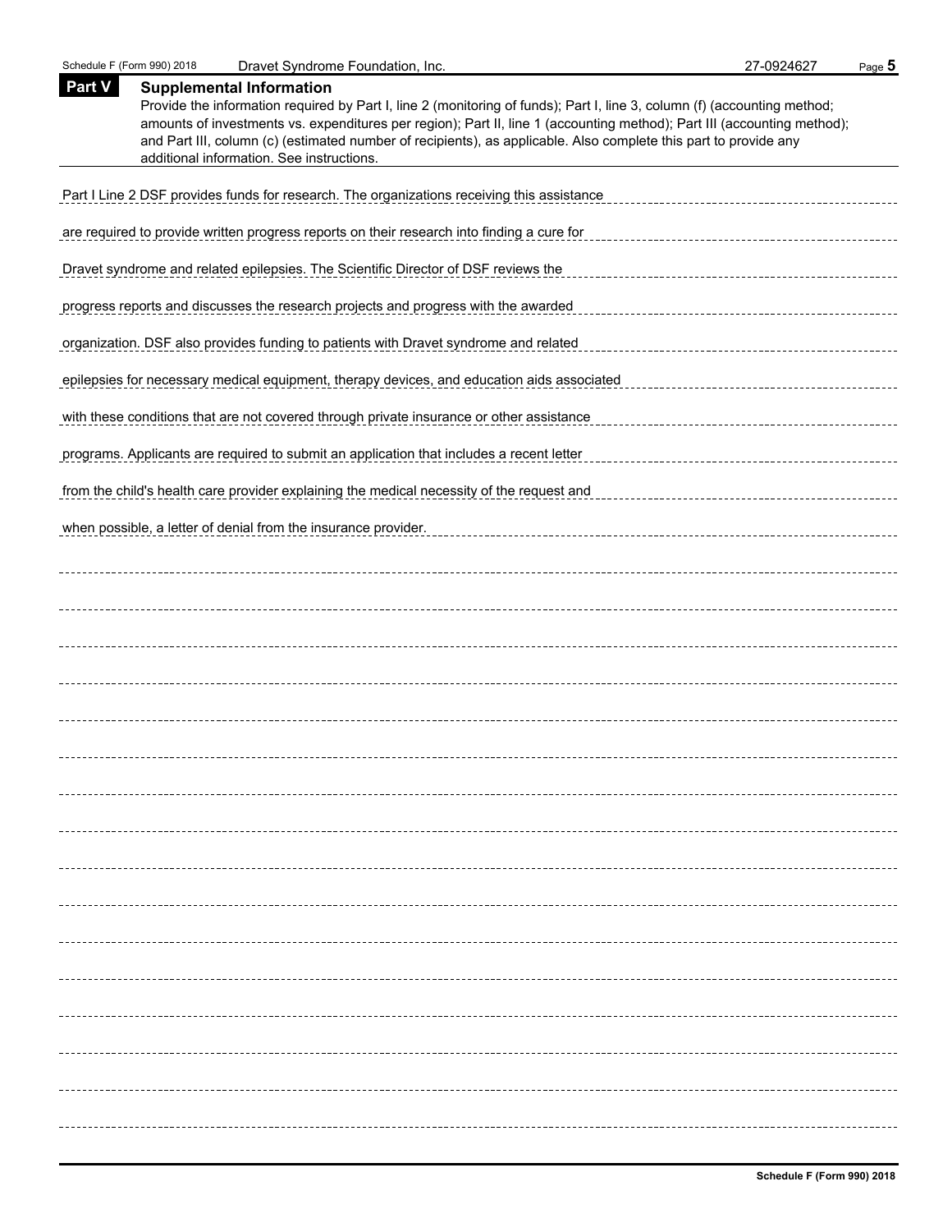## Part V Supplemental Information

Provide the information required by Part I, line 2 (monitoring of funds); Part I, line 3, column (f) (accounting method; amounts of investments vs. expenditures per region); Part II, line 1 (accounting method); Part III (accounting method); and Part III, column (c) (estimated number of recipients), as applicable. Also complete this part to provide any additional information. See instructions.

Part I Line 2 DSF provides funds for research. The organizations receiving this assistance are required to provide written progress reports on their research into finding a cure for Dravet syndrome and related epilepsies. The Scientific Director of DSF reviews the progress reports and discusses the research projects and progress with the awarded organization. DSF also provides funding to patients with Dravet syndrome and related epilepsies for necessary medical equipment, therapy devices, and education aids associated with these conditions that are not covered through private insurance or other assistance programs. Applicants are required to submit an application that includes a recent letter from the child's health care provider explaining the medical necessity of the request and when possible, a letter of denial from the insurance provider.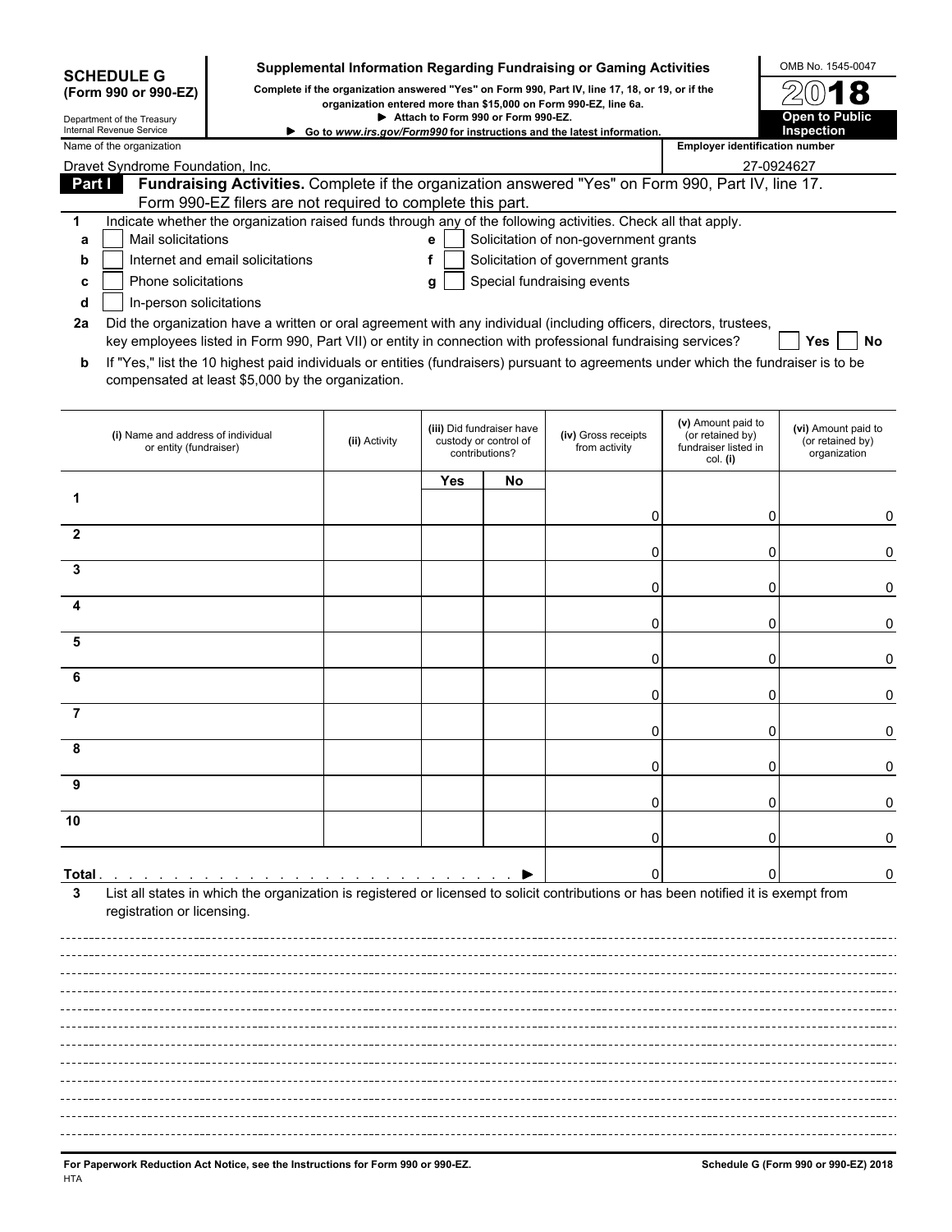**SCHEDULE G**
**(Form 990 or 990-EZ)**

Department of the Treasury
Internal Revenue Service

# Supplemental Information Regarding Fundraising or Gaming Activities

**Complete if the organization answered "Yes" on Form 990, Part IV, line 17, 18, or 19, or if the organization entered more than $15,000 on Form 990-EZ, line 6a.**
**▶ Attach to Form 990 or Form 990-EZ.**
**▶ Go to *www.irs.gov/Form990* for instructions and the latest information.**

OMB No. 1545-0047
**2018**
**Open to Public Inspection**

Name of the organization: Dravet Syndrome Foundation, Inc.
Employer identification number: 27-0924627

**Part I** **Fundraising Activities.** Complete if the organization answered "Yes" on Form 990, Part IV, line 17. Form 990-EZ filers are not required to complete this part.

1 Indicate whether the organization raised funds through any of the following activities. Check all that apply.

- a ☐ Mail solicitations
- b ☐ Internet and email solicitations
- c ☐ Phone solicitations
- d ☐ In-person solicitations
- e ☐ Solicitation of non-government grants
- f ☐ Solicitation of government grants
- g ☐ Special fundraising events

2a Did the organization have a written or oral agreement with any individual (including officers, directors, trustees, key employees listed in Form 990, Part VII) or entity in connection with professional fundraising services? ☐ Yes ☐ No

b If "Yes," list the 10 highest paid individuals or entities (fundraisers) pursuant to agreements under which the fundraiser is to be compensated at least $5,000 by the organization.

| | (i) Name and address of individual or entity (fundraiser) | (ii) Activity | (iii) Did fundraiser have custody or control of contributions? | | (iv) Gross receipts from activity | (v) Amount paid to (or retained by) fundraiser listed in col. (i) | (vi) Amount paid to (or retained by) organization |
|---|---|---|---|---|---|---|---|
| | | | Yes | No | | | |
| 1 | | | | | 0 | 0 | 0 |
| 2 | | | | | 0 | 0 | 0 |
| 3 | | | | | 0 | 0 | 0 |
| 4 | | | | | 0 | 0 | 0 |
| 5 | | | | | 0 | 0 | 0 |
| 6 | | | | | 0 | 0 | 0 |
| 7 | | | | | 0 | 0 | 0 |
| 8 | | | | | 0 | 0 | 0 |
| 9 | | | | | 0 | 0 | 0 |
| 10 | | | | | 0 | 0 | 0 |
| **Total** . . . . . . . . . . ▶ | | | | | 0 | 0 | 0 |

3 List all states in which the organization is registered or licensed to solicit contributions or has been notified it is exempt from registration or licensing.

**For Paperwork Reduction Act Notice, see the Instructions for Form 990 or 990-EZ.**
HTA
**Schedule G (Form 990 or 990-EZ) 2018**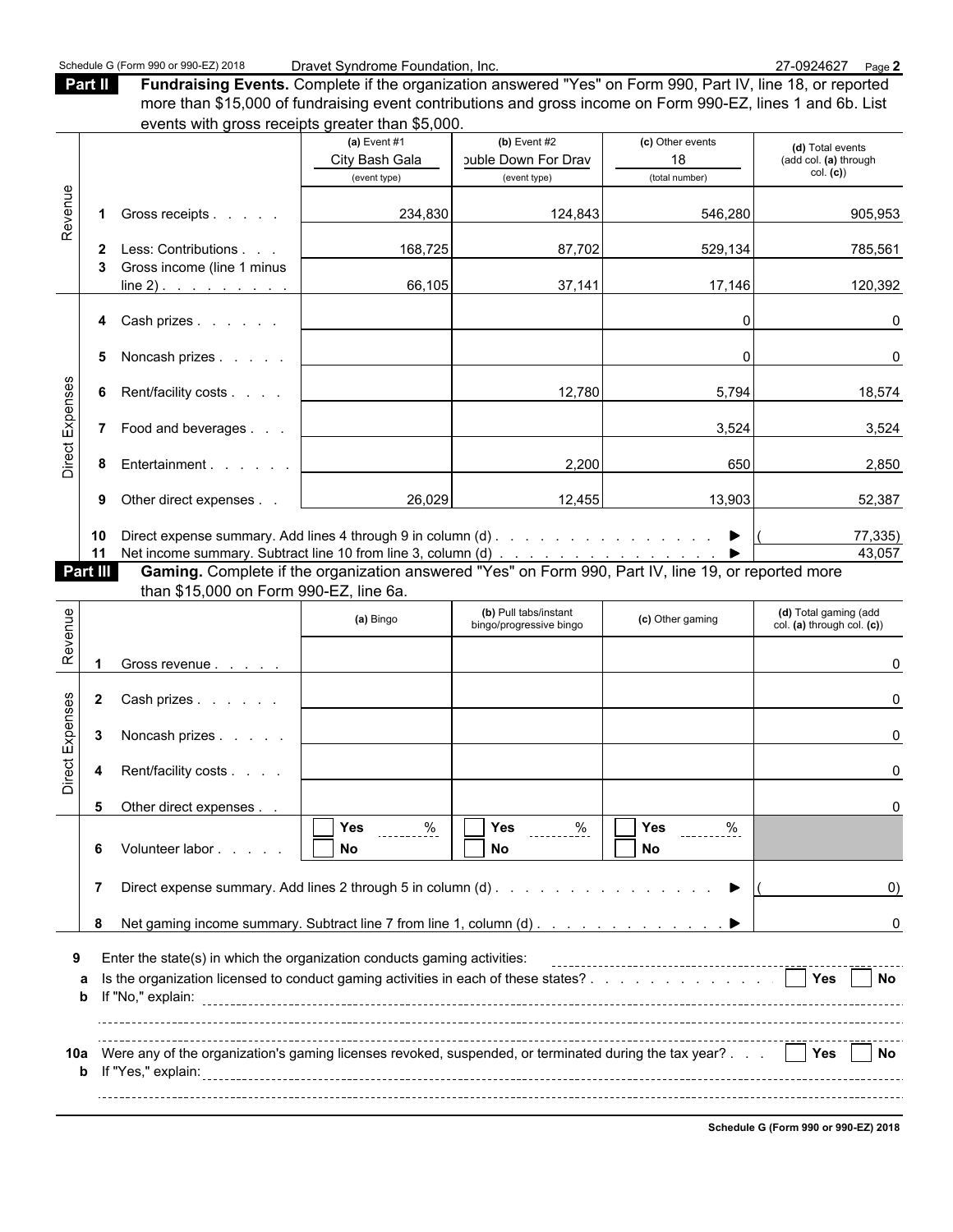Schedule G (Form 990 or 990-EZ) 2018 Dravet Syndrome Foundation, Inc. 27-0924627 Page 2

**Part II Fundraising Events.** Complete if the organization answered "Yes" on Form 990, Part IV, line 18, or reported more than $15,000 of fundraising event contributions and gross income on Form 990-EZ, lines 1 and 6b. List events with gross receipts greater than $5,000.

| | | | (a) Event #1<br>City Bash Gala<br>(event type) | (b) Event #2<br>ouble Down For Drav<br>(event type) | (c) Other events<br>18<br>(total number) | (d) Total events (add col. (a) through col. (c)) |
|---|---|---|---|---|---|---|
| Revenue | 1 | Gross receipts | 234,830 | 124,843 | 546,280 | 905,953 |
| | 2 | Less: Contributions | 168,725 | 87,702 | 529,134 | 785,561 |
| | 3 | Gross income (line 1 minus line 2) | 66,105 | 37,141 | 17,146 | 120,392 |
| Direct Expenses | 4 | Cash prizes | | | 0 | 0 |
| | 5 | Noncash prizes | | | 0 | 0 |
| | 6 | Rent/facility costs | | 12,780 | 5,794 | 18,574 |
| | 7 | Food and beverages | | | 3,524 | 3,524 |
| | 8 | Entertainment | | 2,200 | 650 | 2,850 |
| | 9 | Other direct expenses | 26,029 | 12,455 | 13,903 | 52,387 |
| | 10 | Direct expense summary. Add lines 4 through 9 in column (d) ▶ | | | | (77,335) |
| | 11 | Net income summary. Subtract line 10 from line 3, column (d) ▶ | | | | 43,057 |

**Part III Gaming.** Complete if the organization answered "Yes" on Form 990, Part IV, line 19, or reported more than $15,000 on Form 990-EZ, line 6a.

| | | | (a) Bingo | (b) Pull tabs/instant bingo/progressive bingo | (c) Other gaming | (d) Total gaming (add col. (a) through col. (c)) |
|---|---|---|---|---|---|---|
| Revenue | 1 | Gross revenue | | | | 0 |
| Direct Expenses | 2 | Cash prizes | | | | 0 |
| | 3 | Noncash prizes | | | | 0 |
| | 4 | Rent/facility costs | | | | 0 |
| | 5 | Other direct expenses | | | | 0 |
| | 6 | Volunteer labor | ☐ Yes ____ %<br>☐ No | ☐ Yes ____ %<br>☐ No | ☐ Yes ____ %<br>☐ No | |
| | 7 | Direct expense summary. Add lines 2 through 5 in column (d) ▶ | | | | (0) |
| | 8 | Net gaming income summary. Subtract line 7 from line 1, column (d) ▶ | | | | 0 |

9 Enter the state(s) in which the organization conducts gaming activities: ____________

a Is the organization licensed to conduct gaming activities in each of these states? ☐ Yes ☐ No

b If "No," explain: ____________

10a Were any of the organization's gaming licenses revoked, suspended, or terminated during the tax year? ☐ Yes ☐ No

b If "Yes," explain: ____________

**Schedule G (Form 990 or 990-EZ) 2018**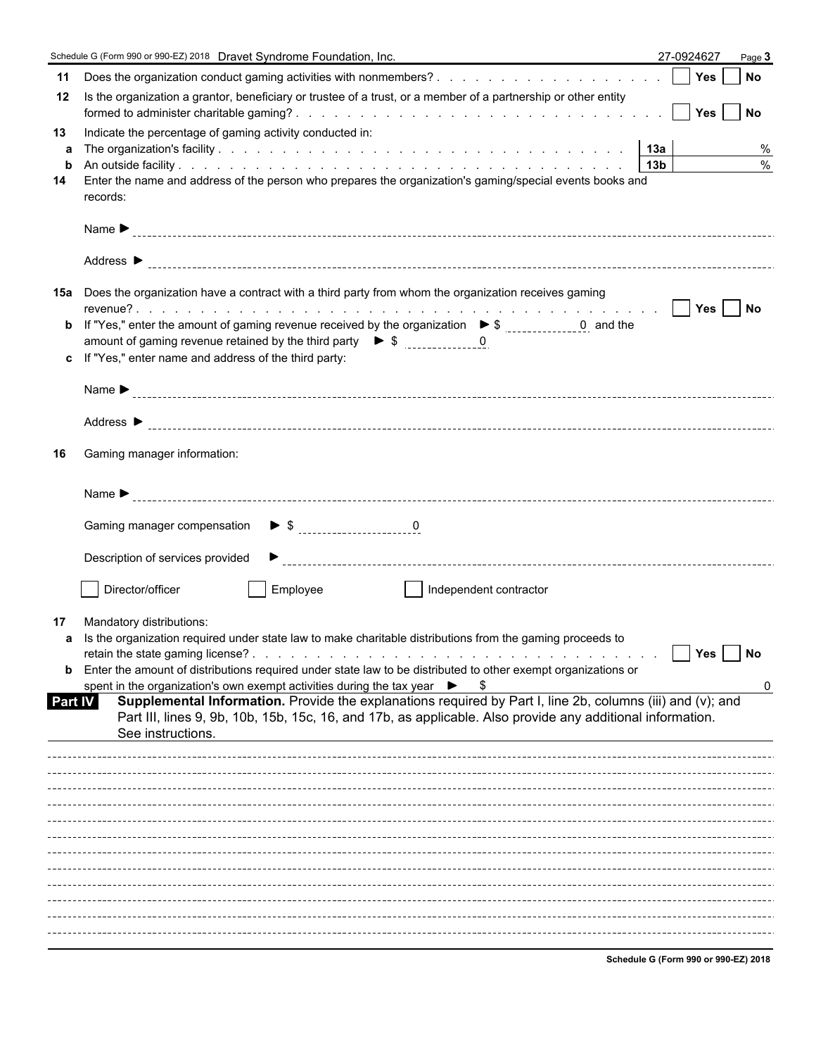Schedule G (Form 990 or 990-EZ) 2018 Dravet Syndrome Foundation, Inc. 27-0924627 Page **3**

**11** Does the organization conduct gaming activities with nonmembers? . . . . . . . . . . . . . . . . . . . ☐ Yes ☐ No

**12** Is the organization a grantor, beneficiary or trustee of a trust, or a member of a partnership or other entity formed to administer charitable gaming? . . . . . . . . . . . . . . . . . . . . . . . . . . . . ☐ Yes ☐ No

**13** Indicate the percentage of gaming activity conducted in:

**a** The organization's facility . . . . . . . . . . . . . . . . . . . . . . . . . . . . . . . . **13a** %

**b** An outside facility . . . . . . . . . . . . . . . . . . . . . . . . . . . . . . . . . . **13b** %

**14** Enter the name and address of the person who prepares the organization's gaming/special events books and records:

Name ►

Address ►

**15a** Does the organization have a contract with a third party from whom the organization receives gaming revenue? . . . . . . . . . . . . . . . . . . . . . . . . . . . . . . . . . . . . . . . . ☐ Yes ☐ No

**b** If "Yes," enter the amount of gaming revenue received by the organization ► $ 0 and the amount of gaming revenue retained by the third party ► $ 0

**c** If "Yes," enter name and address of the third party:

Name ►

Address ►

**16** Gaming manager information:

Name ►

Gaming manager compensation ► $ 0

Description of services provided ►

☐ Director/officer ☐ Employee ☐ Independent contractor

**17** Mandatory distributions:

**a** Is the organization required under state law to make charitable distributions from the gaming proceeds to retain the state gaming license? . . . . . . . . . . . . . . . . . . . . . . . . . . . . . . . . ☐ Yes ☐ No

**b** Enter the amount of distributions required under state law to be distributed to other exempt organizations or spent in the organization's own exempt activities during the tax year ► $ 0

**Part IV** **Supplemental Information.** Provide the explanations required by Part I, line 2b, columns (iii) and (v); and Part III, lines 9, 9b, 10b, 15b, 15c, 16, and 17b, as applicable. Also provide any additional information. See instructions.

**Schedule G (Form 990 or 990-EZ) 2018**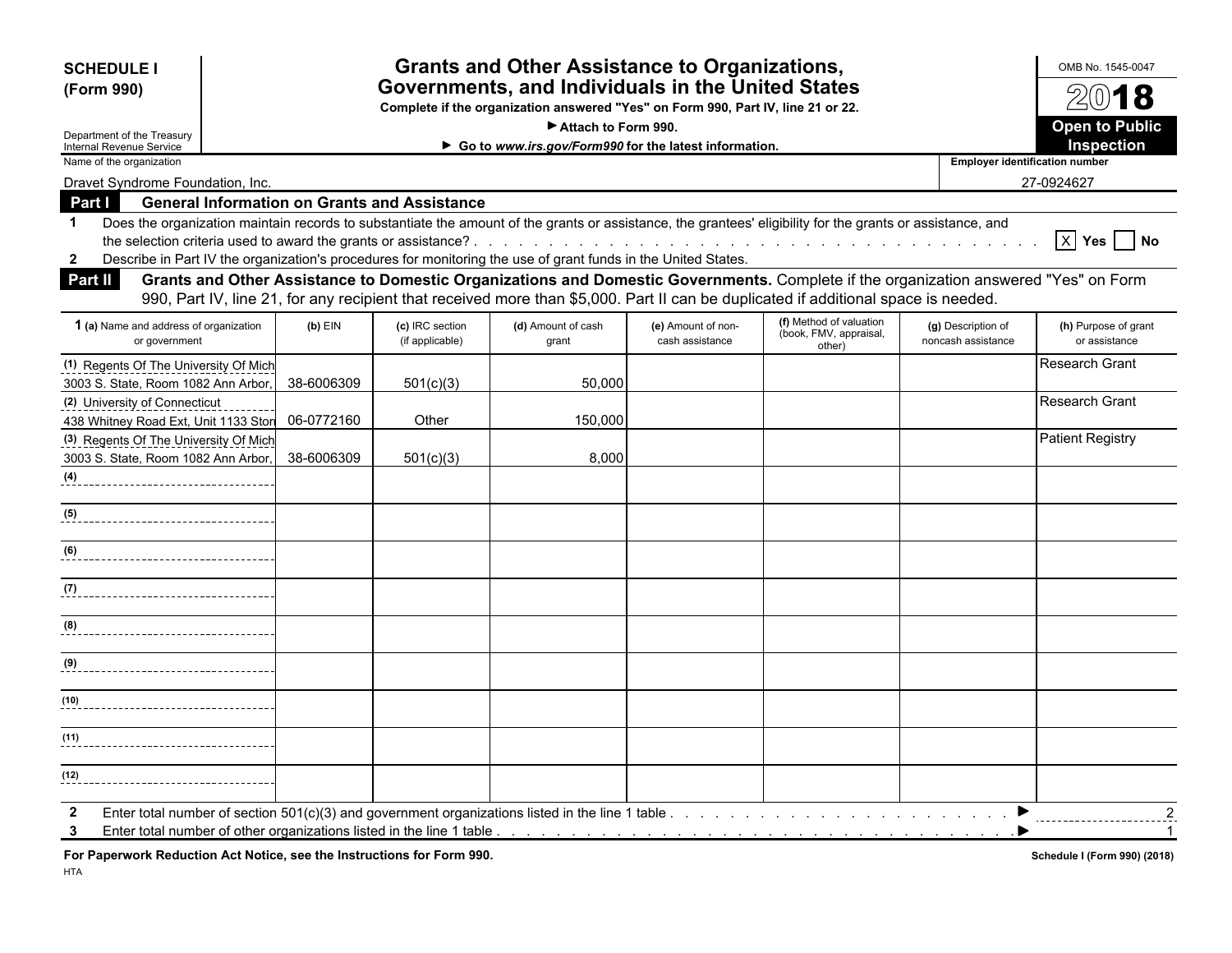**SCHEDULE I**
**(Form 990)**

Department of the Treasury
Internal Revenue Service

# Grants and Other Assistance to Organizations, Governments, and Individuals in the United States

**Complete if the organization answered "Yes" on Form 990, Part IV, line 21 or 22.**
▶ **Attach to Form 990.**
▶ **Go to *www.irs.gov/Form990* for the latest information.**

OMB No. 1545-0047
**2018**
**Open to Public Inspection**

Name of the organization: Dravet Syndrome Foundation, Inc.
Employer identification number: 27-0924627

## Part I General Information on Grants and Assistance

**1** Does the organization maintain records to substantiate the amount of the grants or assistance, the grantees' eligibility for the grants or assistance, and the selection criteria used to award the grants or assistance? . . . [X] **Yes** [ ] **No**

**2** Describe in Part IV the organization's procedures for monitoring the use of grant funds in the United States.

## Part II Grants and Other Assistance to Domestic Organizations and Domestic Governments.

Complete if the organization answered "Yes" on Form 990, Part IV, line 21, for any recipient that received more than $5,000. Part II can be duplicated if additional space is needed.

| 1 (a) Name and address of organization or government | (b) EIN | (c) IRC section (if applicable) | (d) Amount of cash grant | (e) Amount of non-cash assistance | (f) Method of valuation (book, FMV, appraisal, other) | (g) Description of noncash assistance | (h) Purpose of grant or assistance |
|---|---|---|---|---|---|---|---|
| (1) Regents Of The University Of Mich 3003 S. State, Room 1082 Ann Arbor, | 38-6006309 | 501(c)(3) | 50,000 | | | | Research Grant |
| (2) University of Connecticut 438 Whitney Road Ext, Unit 1133 Storr | 06-0772160 | Other | 150,000 | | | | Research Grant |
| (3) Regents Of The University Of Mich 3003 S. State, Room 1082 Ann Arbor, | 38-6006309 | 501(c)(3) | 8,000 | | | | Patient Registry |
| (4) | | | | | | | |
| (5) | | | | | | | |
| (6) | | | | | | | |
| (7) | | | | | | | |
| (8) | | | | | | | |
| (9) | | | | | | | |
| (10) | | | | | | | |
| (11) | | | | | | | |
| (12) | | | | | | | |

**2** Enter total number of section 501(c)(3) and government organizations listed in the line 1 table . . . ▶ 2

**3** Enter total number of other organizations listed in the line 1 table . . . ▶ 1

**For Paperwork Reduction Act Notice, see the Instructions for Form 990.**
HTA
Schedule I (Form 990) (2018)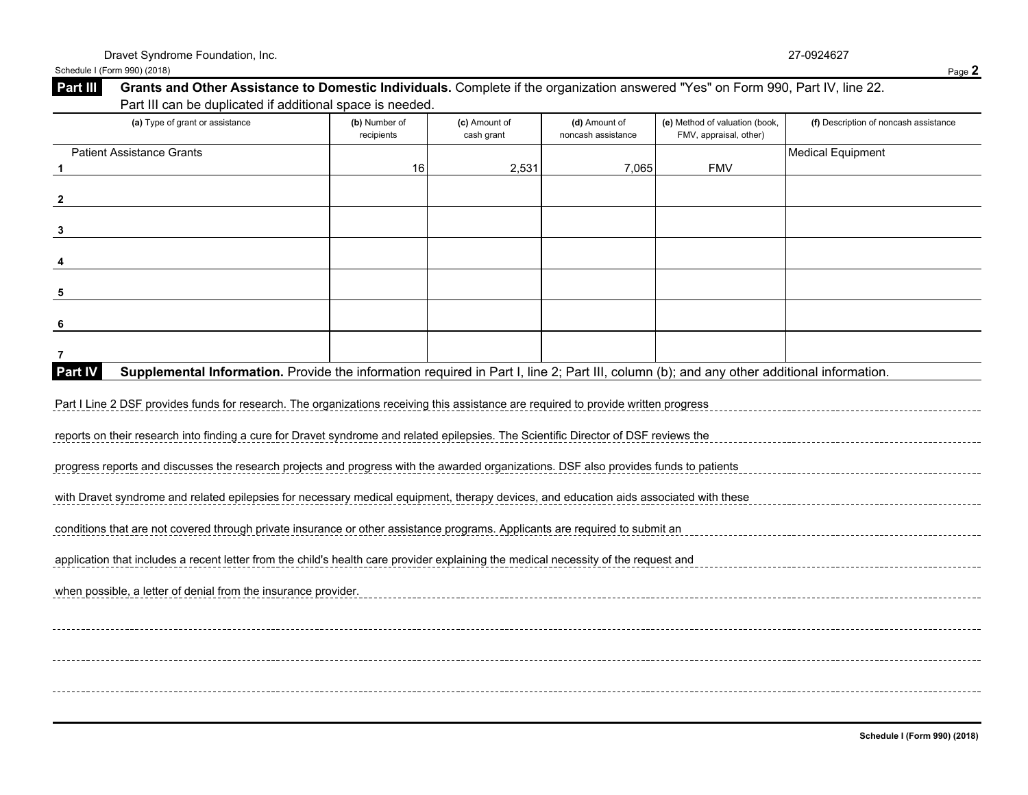Dravet Syndrome Foundation, Inc. 27-0924627

Schedule I (Form 990) (2018)

**Part III** **Grants and Other Assistance to Domestic Individuals.** Complete if the organization answered "Yes" on Form 990, Part IV, line 22. Part III can be duplicated if additional space is needed.

| | (a) Type of grant or assistance | (b) Number of recipients | (c) Amount of cash grant | (d) Amount of noncash assistance | (e) Method of valuation (book, FMV, appraisal, other) | (f) Description of noncash assistance |
|---|---|---|---|---|---|---|
| 1 | Patient Assistance Grants | 16 | 2,531 | 7,065 | FMV | Medical Equipment |
| 2 | | | | | | |
| 3 | | | | | | |
| 4 | | | | | | |
| 5 | | | | | | |
| 6 | | | | | | |
| 7 | | | | | | |

**Part IV** **Supplemental Information.** Provide the information required in Part I, line 2; Part III, column (b); and any other additional information.

Part I Line 2 DSF provides funds for research. The organizations receiving this assistance are required to provide written progress reports on their research into finding a cure for Dravet syndrome and related epilepsies. The Scientific Director of DSF reviews the progress reports and discusses the research projects and progress with the awarded organizations. DSF also provides funds to patients with Dravet syndrome and related epilepsies for necessary medical equipment, therapy devices, and education aids associated with these conditions that are not covered through private insurance or other assistance programs. Applicants are required to submit an application that includes a recent letter from the child's health care provider explaining the medical necessity of the request and when possible, a letter of denial from the insurance provider.

Schedule I (Form 990) (2018)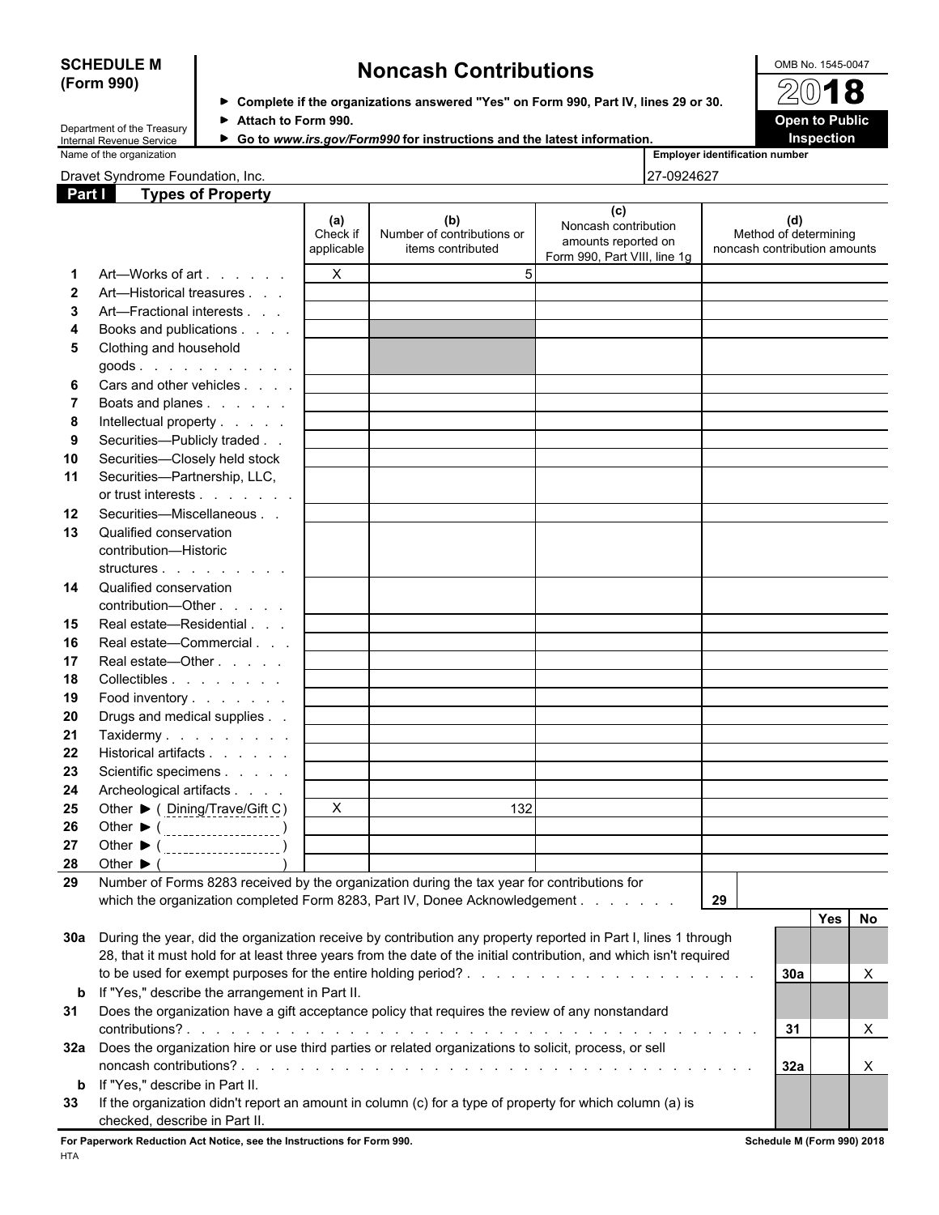**SCHEDULE M (Form 990)**

Department of the Treasury
Internal Revenue Service

# Noncash Contributions

- ▶ Complete if the organizations answered "Yes" on Form 990, Part IV, lines 29 or 30.
- ▶ Attach to Form 990.
- ▶ Go to *www.irs.gov/Form990* for instructions and the latest information.

OMB No. 1545-0047

**2018**

**Open to Public Inspection**

Name of the organization: Dravet Syndrome Foundation, Inc.

Employer identification number: 27-0924627

## Part I Types of Property

| | | (a) Check if applicable | (b) Number of contributions or items contributed | (c) Noncash contribution amounts reported on Form 990, Part VIII, line 1g | (d) Method of determining noncash contribution amounts |
|---|---|---|---|---|---|
| 1 | Art—Works of art | X | 5 | | |
| 2 | Art—Historical treasures | | | | |
| 3 | Art—Fractional interests | | | | |
| 4 | Books and publications | | | | |
| 5 | Clothing and household goods | | | | |
| 6 | Cars and other vehicles | | | | |
| 7 | Boats and planes | | | | |
| 8 | Intellectual property | | | | |
| 9 | Securities—Publicly traded | | | | |
| 10 | Securities—Closely held stock | | | | |
| 11 | Securities—Partnership, LLC, or trust interests | | | | |
| 12 | Securities—Miscellaneous | | | | |
| 13 | Qualified conservation contribution—Historic structures | | | | |
| 14 | Qualified conservation contribution—Other | | | | |
| 15 | Real estate—Residential | | | | |
| 16 | Real estate—Commercial | | | | |
| 17 | Real estate—Other | | | | |
| 18 | Collectibles | | | | |
| 19 | Food inventory | | | | |
| 20 | Drugs and medical supplies | | | | |
| 21 | Taxidermy | | | | |
| 22 | Historical artifacts | | | | |
| 23 | Scientific specimens | | | | |
| 24 | Archeological artifacts | | | | |
| 25 | Other ▶ ( Dining/Trave/Gift C) | X | 132 | | |
| 26 | Other ▶ ( ) | | | | |
| 27 | Other ▶ ( ) | | | | |
| 28 | Other ▶ ( ) | | | | |

| | | | |
|---|---|---|---|
| 29 | Number of Forms 8283 received by the organization during the tax year for contributions for which the organization completed Form 8283, Part IV, Donee Acknowledgement | 29 | |

| | | | Yes | No |
|---|---|---|---|---|
| 30a | During the year, did the organization receive by contribution any property reported in Part I, lines 1 through 28, that it must hold for at least three years from the date of the initial contribution, and which isn't required to be used for exempt purposes for the entire holding period? | 30a | | X |
| b | If "Yes," describe the arrangement in Part II. | | | |
| 31 | Does the organization have a gift acceptance policy that requires the review of any nonstandard contributions? | 31 | | X |
| 32a | Does the organization hire or use third parties or related organizations to solicit, process, or sell noncash contributions? | 32a | | X |
| b | If "Yes," describe in Part II. | | | |
| 33 | If the organization didn't report an amount in column (c) for a type of property for which column (a) is checked, describe in Part II. | | | |

**For Paperwork Reduction Act Notice, see the Instructions for Form 990.** **Schedule M (Form 990) 2018**

HTA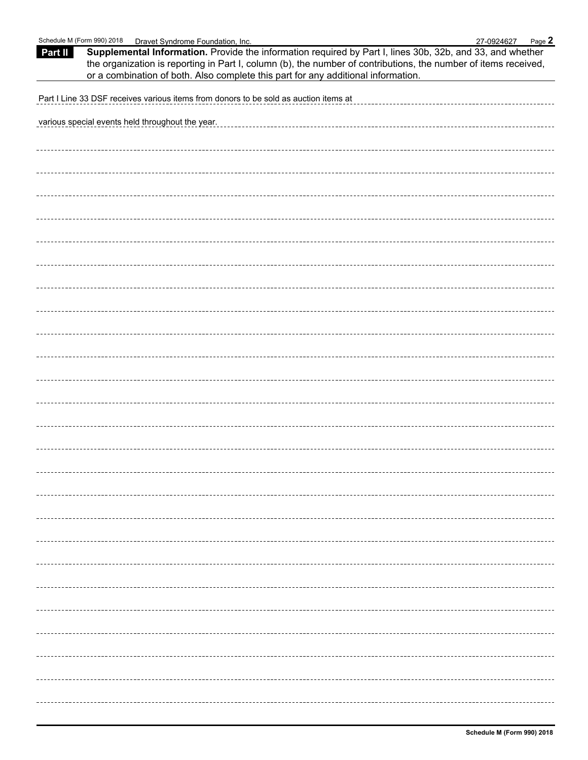Schedule M (Form 990) 2018 Dravet Syndrome Foundation, Inc. 27-0924627

**Part II** **Supplemental Information.** Provide the information required by Part I, lines 30b, 32b, and 33, and whether the organization is reporting in Part I, column (b), the number of contributions, the number of items received, or a combination of both. Also complete this part for any additional information.

Part I Line 33 DSF receives various items from donors to be sold as auction items at various special events held throughout the year.

Schedule M (Form 990) 2018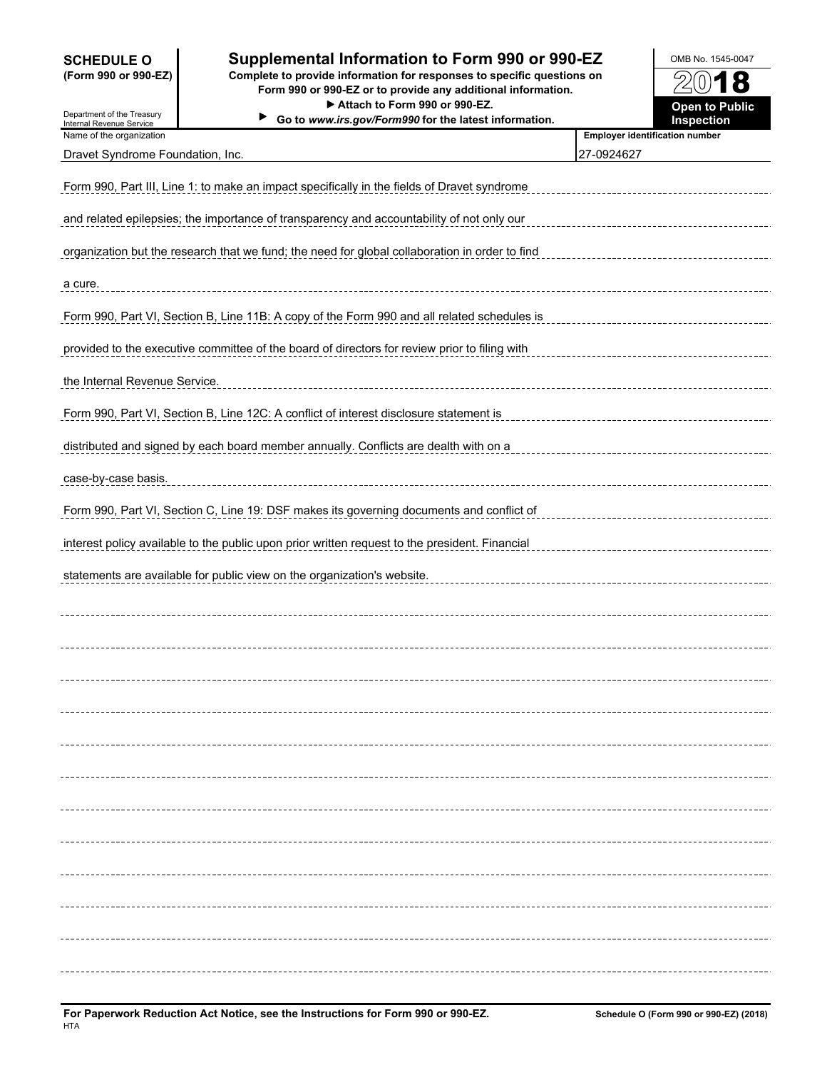**SCHEDULE O**
**(Form 990 or 990-EZ)**

Department of the Treasury
Internal Revenue Service

# Supplemental Information to Form 990 or 990-EZ

**Complete to provide information for responses to specific questions on Form 990 or 990-EZ or to provide any additional information.**
**▶ Attach to Form 990 or 990-EZ.**
**▶ Go to *www.irs.gov/Form990* for the latest information.**

OMB No. 1545-0047

**2018**

**Open to Public Inspection**

| Name of the organization | Employer identification number |
|---|---|
| Dravet Syndrome Foundation, Inc. | 27-0924627 |

Form 990, Part III, Line 1: to make an impact specifically in the fields of Dravet syndrome and related epilepsies; the importance of transparency and accountability of not only our organization but the research that we fund; the need for global collaboration in order to find a cure.

Form 990, Part VI, Section B, Line 11B: A copy of the Form 990 and all related schedules is provided to the executive committee of the board of directors for review prior to filing with the Internal Revenue Service.

Form 990, Part VI, Section B, Line 12C: A conflict of interest disclosure statement is distributed and signed by each board member annually. Conflicts are dealth with on a case-by-case basis.

Form 990, Part VI, Section C, Line 19: DSF makes its governing documents and conflict of interest policy available to the public upon prior written request to the president. Financial statements are available for public view on the organization's website.

**For Paperwork Reduction Act Notice, see the Instructions for Form 990 or 990-EZ.**
HTA

**Schedule O (Form 990 or 990-EZ) (2018)**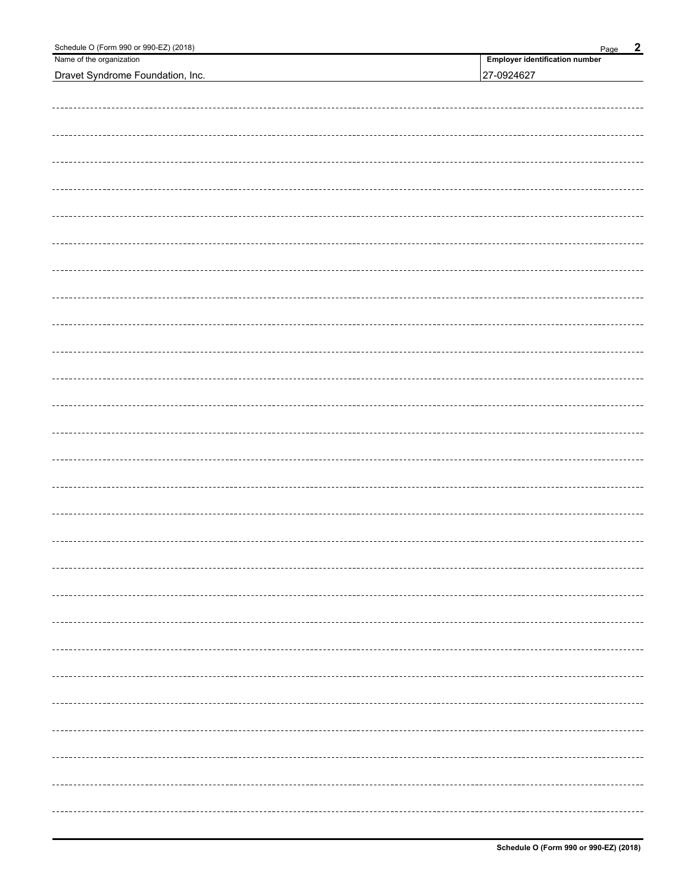Schedule O (Form 990 or 990-EZ) (2018)

| Name of the organization | Employer identification number |
| --- | --- |
| Dravet Syndrome Foundation, Inc. | 27-0924627 |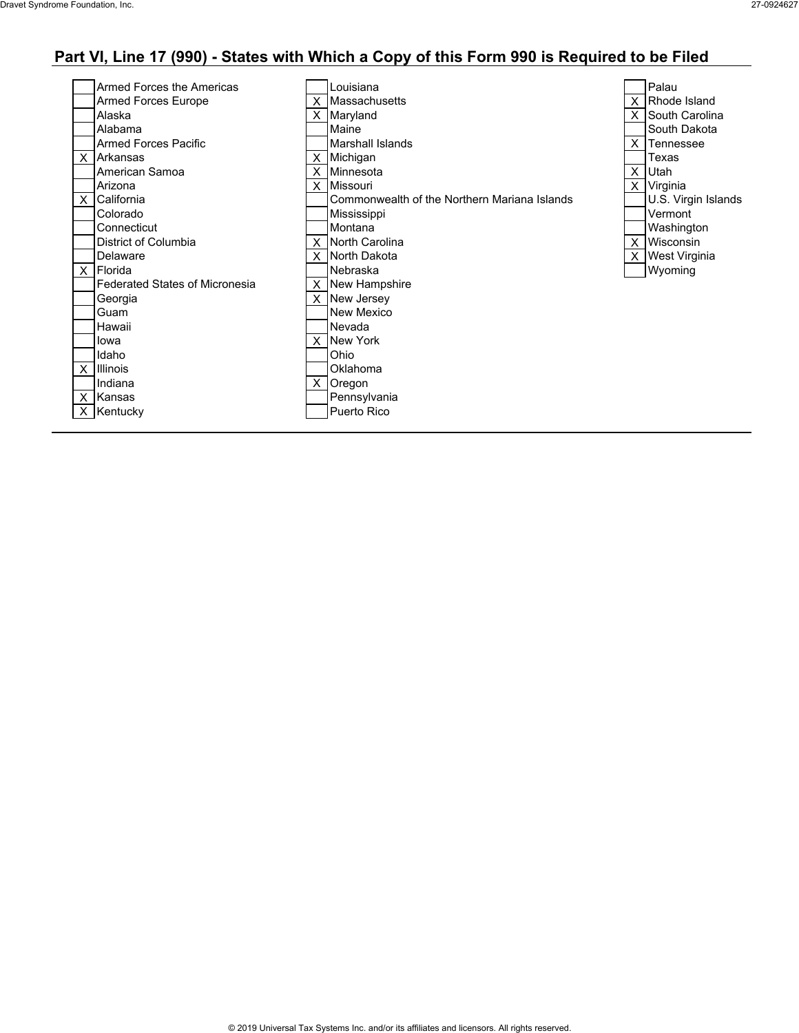## Part VI, Line 17 (990) - States with Which a Copy of this Form 990 is Required to be Filed

| | | | | | |
|---|---|---|---|---|---|
| | Armed Forces the Americas | | Louisiana | | Palau |
| | Armed Forces Europe | X | Massachusetts | X | Rhode Island |
| | Alaska | X | Maryland | X | South Carolina |
| | Alabama | | Maine | | South Dakota |
| | Armed Forces Pacific | | Marshall Islands | X | Tennessee |
| X | Arkansas | X | Michigan | | Texas |
| | American Samoa | X | Minnesota | X | Utah |
| | Arizona | X | Missouri | X | Virginia |
| X | California | | Commonwealth of the Northern Mariana Islands | | U.S. Virgin Islands |
| | Colorado | | Mississippi | | Vermont |
| | Connecticut | | Montana | | Washington |
| | District of Columbia | X | North Carolina | X | Wisconsin |
| | Delaware | X | North Dakota | X | West Virginia |
| X | Florida | | Nebraska | | Wyoming |
| | Federated States of Micronesia | X | New Hampshire | | |
| | Georgia | X | New Jersey | | |
| | Guam | | New Mexico | | |
| | Hawaii | | Nevada | | |
| | Iowa | X | New York | | |
| | Idaho | | Ohio | | |
| X | Illinois | | Oklahoma | | |
| | Indiana | X | Oregon | | |
| X | Kansas | | Pennsylvania | | |
| X | Kentucky | | Puerto Rico | | |